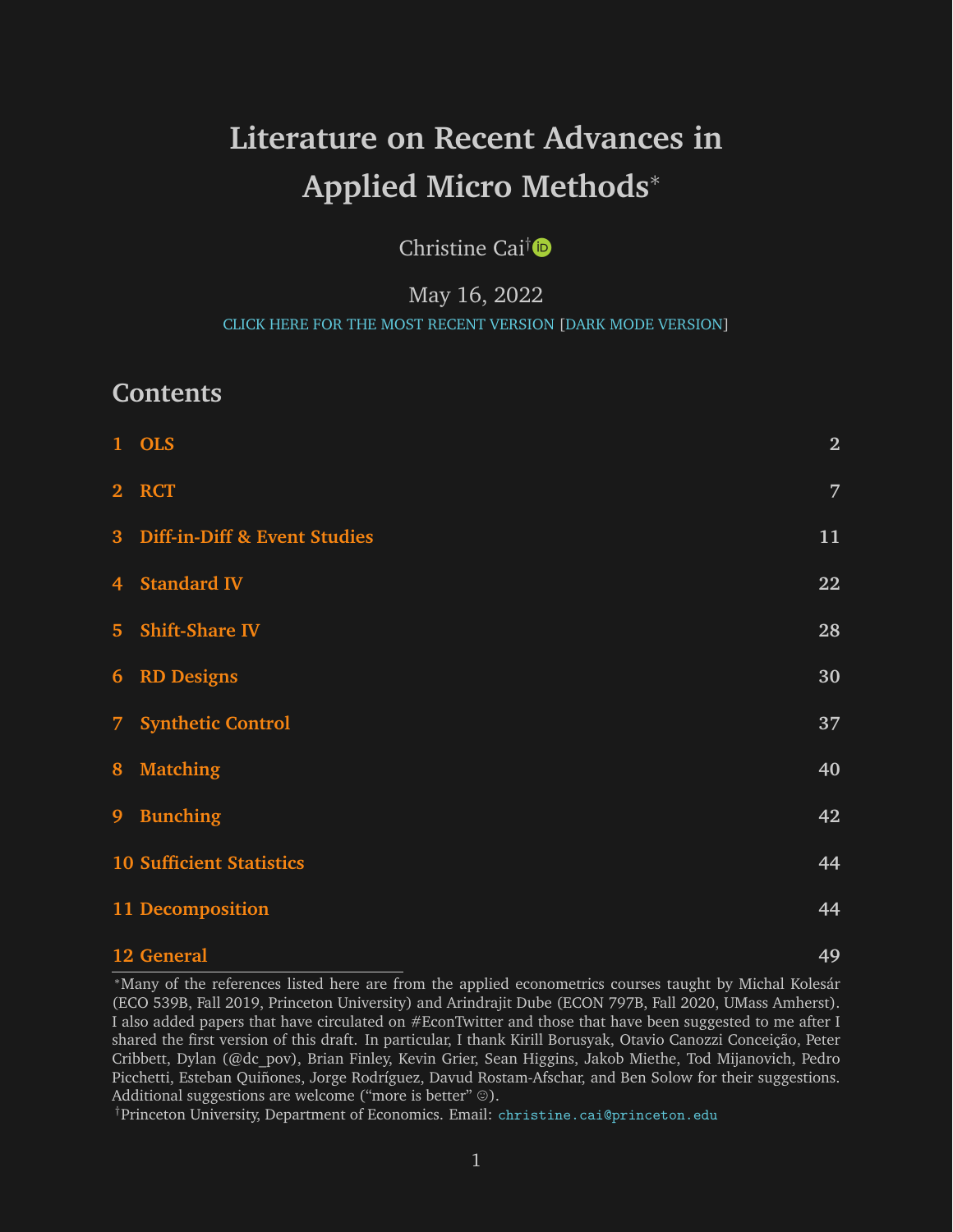# Literature on Recent Advances in Applied Micro Methods*

Christine Cai†

May 16, 2022

CLICK HERE FOR THE MOST RECENT VERSION [DARK MODE VERSION]

## Contents

| | | |
|---|---|---|
| 1 | OLS | 2 |
| 2 | RCT | 7 |
| 3 | Diff-in-Diff & Event Studies | 11 |
| 4 | Standard IV | 22 |
| 5 | Shift-Share IV | 28 |
| 6 | RD Designs | 30 |
| 7 | Synthetic Control | 37 |
| 8 | Matching | 40 |
| 9 | Bunching | 42 |
| 10 | Sufficient Statistics | 44 |
| 11 | Decomposition | 44 |
| 12 | General | 49 |

*Many of the references listed here are from the applied econometrics courses taught by Michal Kolesár (ECO 539B, Fall 2019, Princeton University) and Arindrajit Dube (ECON 797B, Fall 2020, UMass Amherst). I also added papers that have circulated on #EconTwitter and those that have been suggested to me after I shared the first version of this draft. In particular, I thank Kirill Borusyak, Otavio Canozzi Conceição, Peter Cribbett, Dylan (@dc_pov), Brian Finley, Kevin Grier, Sean Higgins, Jakob Miethe, Tod Mijanovich, Pedro Picchetti, Esteban Quiñones, Jorge Rodríguez, Davud Rostam-Afschar, and Ben Solow for their suggestions. Additional suggestions are welcome ("more is better" ☺).

†Princeton University, Department of Economics. Email: christine.cai@princeton.edu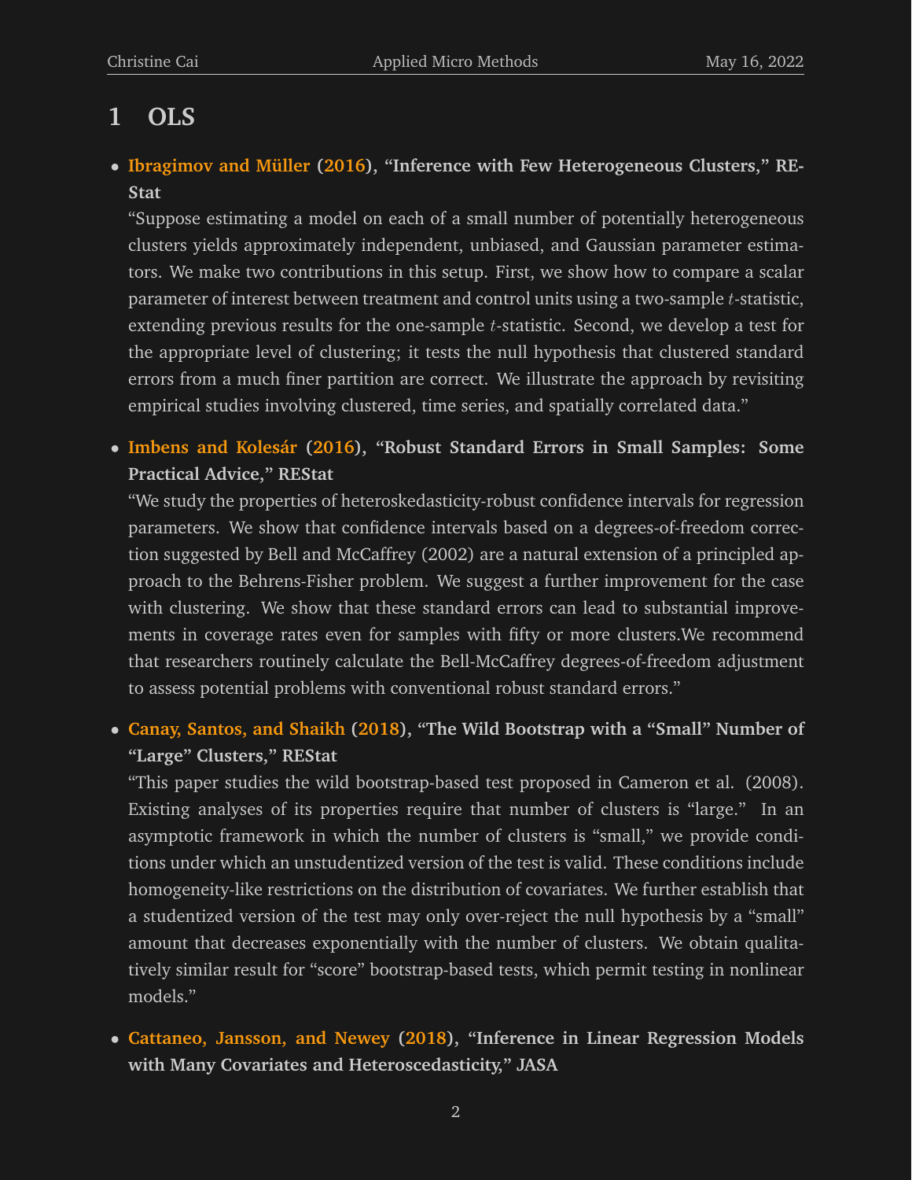# 1 OLS

- **Ibragimov and Müller (2016), "Inference with Few Heterogeneous Clusters," REStat**

  "Suppose estimating a model on each of a small number of potentially heterogeneous clusters yields approximately independent, unbiased, and Gaussian parameter estimators. We make two contributions in this setup. First, we show how to compare a scalar parameter of interest between treatment and control units using a two-sample $t$-statistic, extending previous results for the one-sample $t$-statistic. Second, we develop a test for the appropriate level of clustering; it tests the null hypothesis that clustered standard errors from a much finer partition are correct. We illustrate the approach by revisiting empirical studies involving clustered, time series, and spatially correlated data."

- **Imbens and Kolesár (2016), "Robust Standard Errors in Small Samples: Some Practical Advice," REStat**

  "We study the properties of heteroskedasticity-robust confidence intervals for regression parameters. We show that confidence intervals based on a degrees-of-freedom correction suggested by Bell and McCaffrey (2002) are a natural extension of a principled approach to the Behrens-Fisher problem. We suggest a further improvement for the case with clustering. We show that these standard errors can lead to substantial improvements in coverage rates even for samples with fifty or more clusters.We recommend that researchers routinely calculate the Bell-McCaffrey degrees-of-freedom adjustment to assess potential problems with conventional robust standard errors."

- **Canay, Santos, and Shaikh (2018), "The Wild Bootstrap with a "Small" Number of "Large" Clusters," REStat**

  "This paper studies the wild bootstrap-based test proposed in Cameron et al. (2008). Existing analyses of its properties require that number of clusters is "large." In an asymptotic framework in which the number of clusters is "small," we provide conditions under which an unstudentized version of the test is valid. These conditions include homogeneity-like restrictions on the distribution of covariates. We further establish that a studentized version of the test may only over-reject the null hypothesis by a "small" amount that decreases exponentially with the number of clusters. We obtain qualitatively similar result for "score" bootstrap-based tests, which permit testing in nonlinear models."

- **Cattaneo, Jansson, and Newey (2018), "Inference in Linear Regression Models with Many Covariates and Heteroscedasticity," JASA**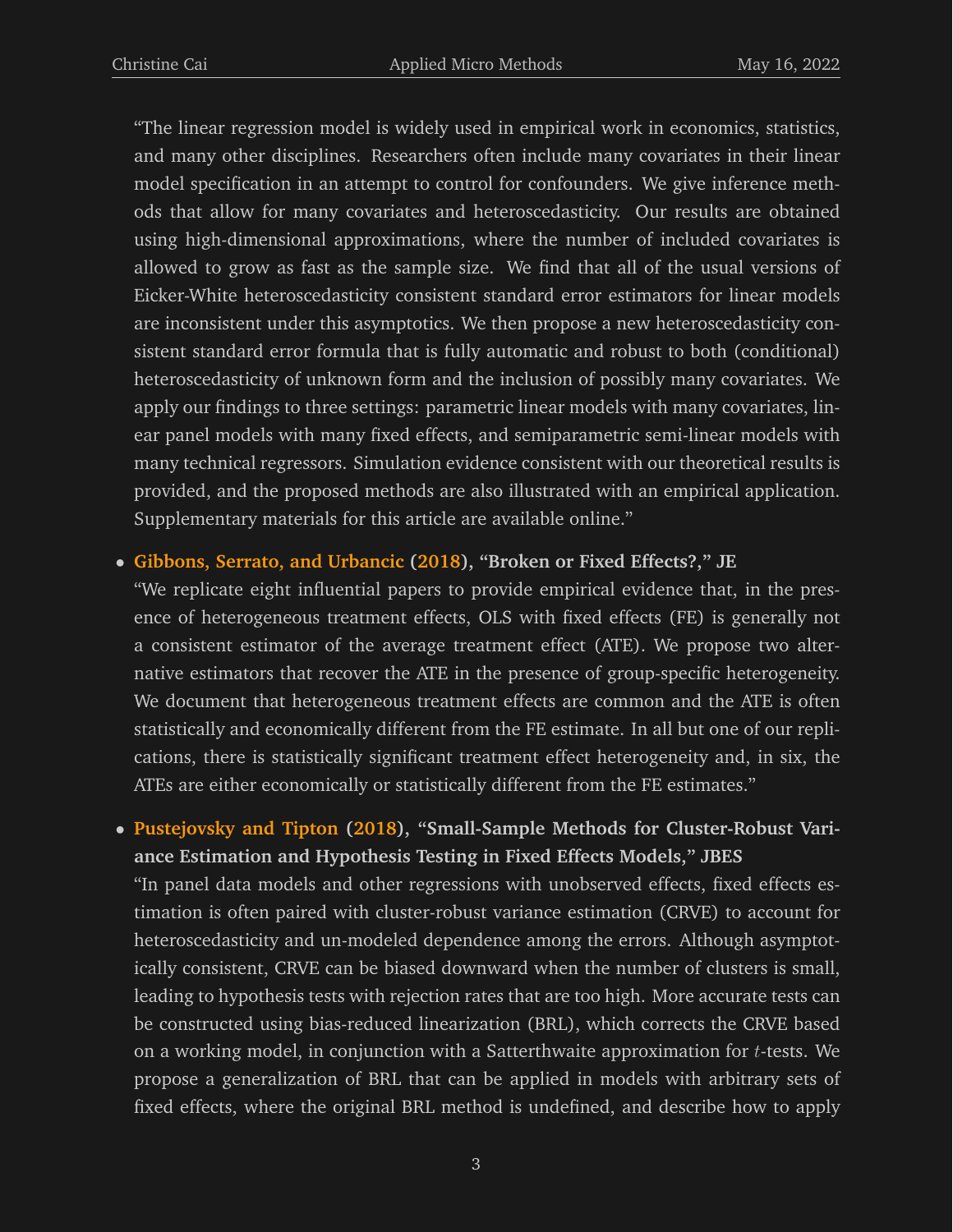"The linear regression model is widely used in empirical work in economics, statistics, and many other disciplines. Researchers often include many covariates in their linear model specification in an attempt to control for confounders. We give inference methods that allow for many covariates and heteroscedasticity. Our results are obtained using high-dimensional approximations, where the number of included covariates is allowed to grow as fast as the sample size. We find that all of the usual versions of Eicker-White heteroscedasticity consistent standard error estimators for linear models are inconsistent under this asymptotics. We then propose a new heteroscedasticity consistent standard error formula that is fully automatic and robust to both (conditional) heteroscedasticity of unknown form and the inclusion of possibly many covariates. We apply our findings to three settings: parametric linear models with many covariates, linear panel models with many fixed effects, and semiparametric semi-linear models with many technical regressors. Simulation evidence consistent with our theoretical results is provided, and the proposed methods are also illustrated with an empirical application. Supplementary materials for this article are available online."

- **Gibbons, Serrato, and Urbancic (2018), "Broken or Fixed Effects?," JE**

  "We replicate eight influential papers to provide empirical evidence that, in the presence of heterogeneous treatment effects, OLS with fixed effects (FE) is generally not a consistent estimator of the average treatment effect (ATE). We propose two alternative estimators that recover the ATE in the presence of group-specific heterogeneity. We document that heterogeneous treatment effects are common and the ATE is often statistically and economically different from the FE estimate. In all but one of our replications, there is statistically significant treatment effect heterogeneity and, in six, the ATEs are either economically or statistically different from the FE estimates."

- **Pustejovsky and Tipton (2018), "Small-Sample Methods for Cluster-Robust Variance Estimation and Hypothesis Testing in Fixed Effects Models," JBES**

  "In panel data models and other regressions with unobserved effects, fixed effects estimation is often paired with cluster-robust variance estimation (CRVE) to account for heteroscedasticity and un-modeled dependence among the errors. Although asymptotically consistent, CRVE can be biased downward when the number of clusters is small, leading to hypothesis tests with rejection rates that are too high. More accurate tests can be constructed using bias-reduced linearization (BRL), which corrects the CRVE based on a working model, in conjunction with a Satterthwaite approximation for $t$-tests. We propose a generalization of BRL that can be applied in models with arbitrary sets of fixed effects, where the original BRL method is undefined, and describe how to apply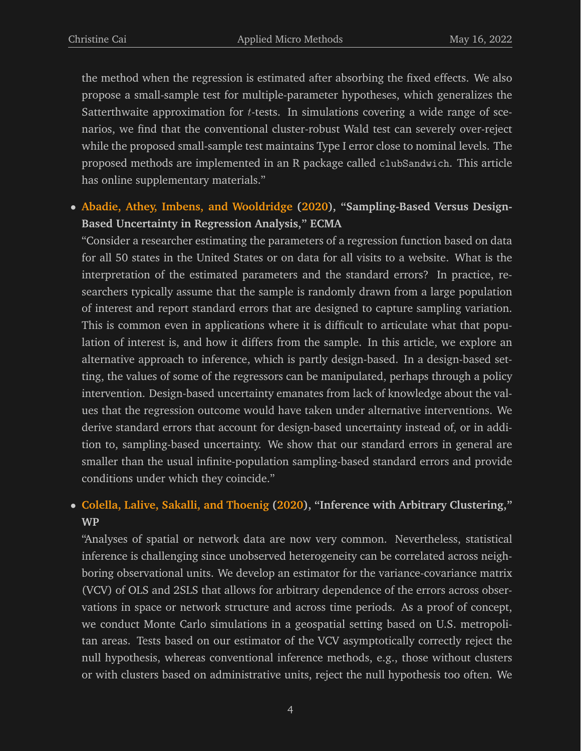the method when the regression is estimated after absorbing the fixed effects. We also propose a small-sample test for multiple-parameter hypotheses, which generalizes the Satterthwaite approximation for $t$-tests. In simulations covering a wide range of scenarios, we find that the conventional cluster-robust Wald test can severely over-reject while the proposed small-sample test maintains Type I error close to nominal levels. The proposed methods are implemented in an R package called `clubSandwich`. This article has online supplementary materials."

- **Abadie, Athey, Imbens, and Wooldridge (2020), "Sampling-Based Versus Design-Based Uncertainty in Regression Analysis," ECMA**
  "Consider a researcher estimating the parameters of a regression function based on data for all 50 states in the United States or on data for all visits to a website. What is the interpretation of the estimated parameters and the standard errors? In practice, researchers typically assume that the sample is randomly drawn from a large population of interest and report standard errors that are designed to capture sampling variation. This is common even in applications where it is difficult to articulate what that population of interest is, and how it differs from the sample. In this article, we explore an alternative approach to inference, which is partly design-based. In a design-based setting, the values of some of the regressors can be manipulated, perhaps through a policy intervention. Design-based uncertainty emanates from lack of knowledge about the values that the regression outcome would have taken under alternative interventions. We derive standard errors that account for design-based uncertainty instead of, or in addition to, sampling-based uncertainty. We show that our standard errors in general are smaller than the usual infinite-population sampling-based standard errors and provide conditions under which they coincide."

- **Colella, Lalive, Sakalli, and Thoenig (2020), "Inference with Arbitrary Clustering," WP**
  "Analyses of spatial or network data are now very common. Nevertheless, statistical inference is challenging since unobserved heterogeneity can be correlated across neighboring observational units. We develop an estimator for the variance-covariance matrix (VCV) of OLS and 2SLS that allows for arbitrary dependence of the errors across observations in space or network structure and across time periods. As a proof of concept, we conduct Monte Carlo simulations in a geospatial setting based on U.S. metropolitan areas. Tests based on our estimator of the VCV asymptotically correctly reject the null hypothesis, whereas conventional inference methods, e.g., those without clusters or with clusters based on administrative units, reject the null hypothesis too often. We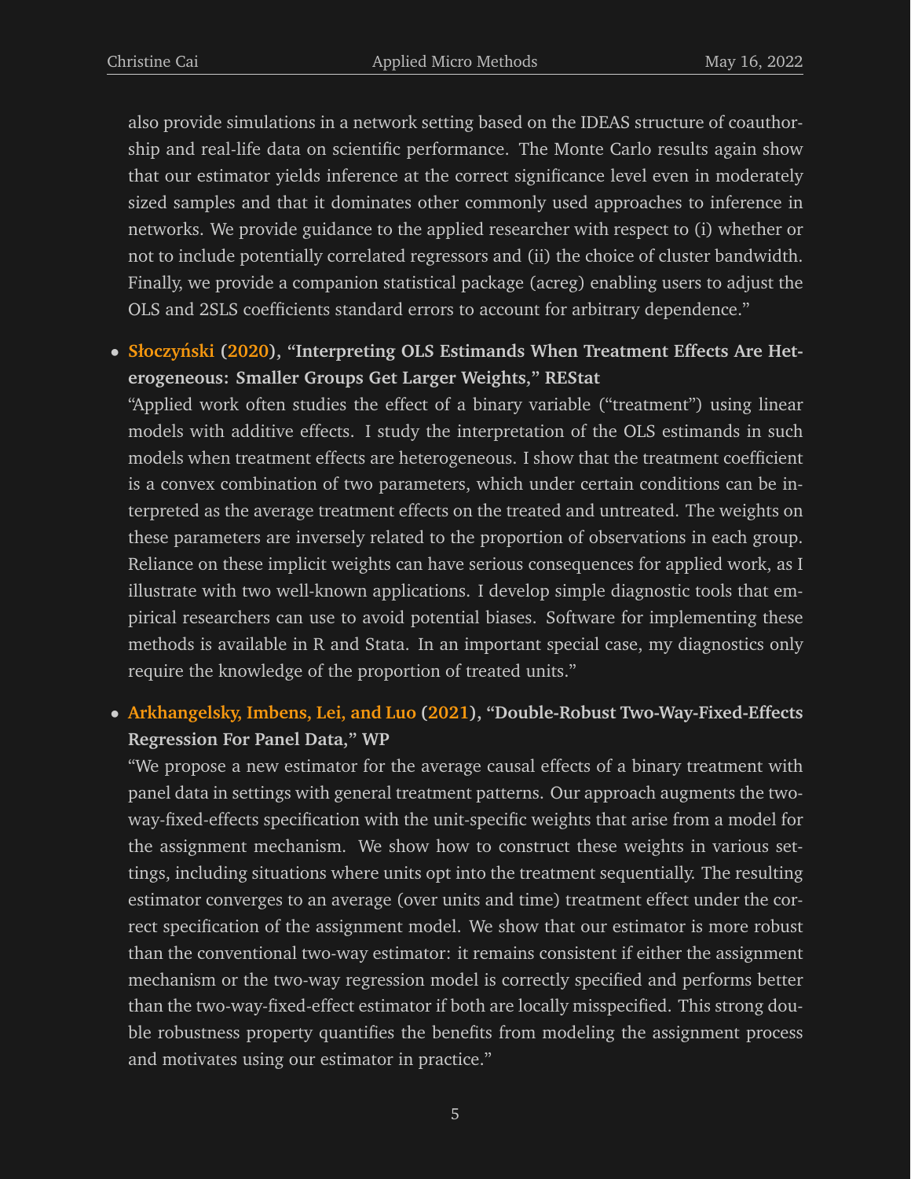also provide simulations in a network setting based on the IDEAS structure of coauthorship and real-life data on scientific performance. The Monte Carlo results again show that our estimator yields inference at the correct significance level even in moderately sized samples and that it dominates other commonly used approaches to inference in networks. We provide guidance to the applied researcher with respect to (i) whether or not to include potentially correlated regressors and (ii) the choice of cluster bandwidth. Finally, we provide a companion statistical package (acreg) enabling users to adjust the OLS and 2SLS coefficients standard errors to account for arbitrary dependence."

- **Słoczyński (2020), "Interpreting OLS Estimands When Treatment Effects Are Heterogeneous: Smaller Groups Get Larger Weights," REStat**
  "Applied work often studies the effect of a binary variable ("treatment") using linear models with additive effects. I study the interpretation of the OLS estimands in such models when treatment effects are heterogeneous. I show that the treatment coefficient is a convex combination of two parameters, which under certain conditions can be interpreted as the average treatment effects on the treated and untreated. The weights on these parameters are inversely related to the proportion of observations in each group. Reliance on these implicit weights can have serious consequences for applied work, as I illustrate with two well-known applications. I develop simple diagnostic tools that empirical researchers can use to avoid potential biases. Software for implementing these methods is available in R and Stata. In an important special case, my diagnostics only require the knowledge of the proportion of treated units."

- **Arkhangelsky, Imbens, Lei, and Luo (2021), "Double-Robust Two-Way-Fixed-Effects Regression For Panel Data," WP**
  "We propose a new estimator for the average causal effects of a binary treatment with panel data in settings with general treatment patterns. Our approach augments the two-way-fixed-effects specification with the unit-specific weights that arise from a model for the assignment mechanism. We show how to construct these weights in various settings, including situations where units opt into the treatment sequentially. The resulting estimator converges to an average (over units and time) treatment effect under the correct specification of the assignment model. We show that our estimator is more robust than the conventional two-way estimator: it remains consistent if either the assignment mechanism or the two-way regression model is correctly specified and performs better than the two-way-fixed-effect estimator if both are locally misspecified. This strong double robustness property quantifies the benefits from modeling the assignment process and motivates using our estimator in practice."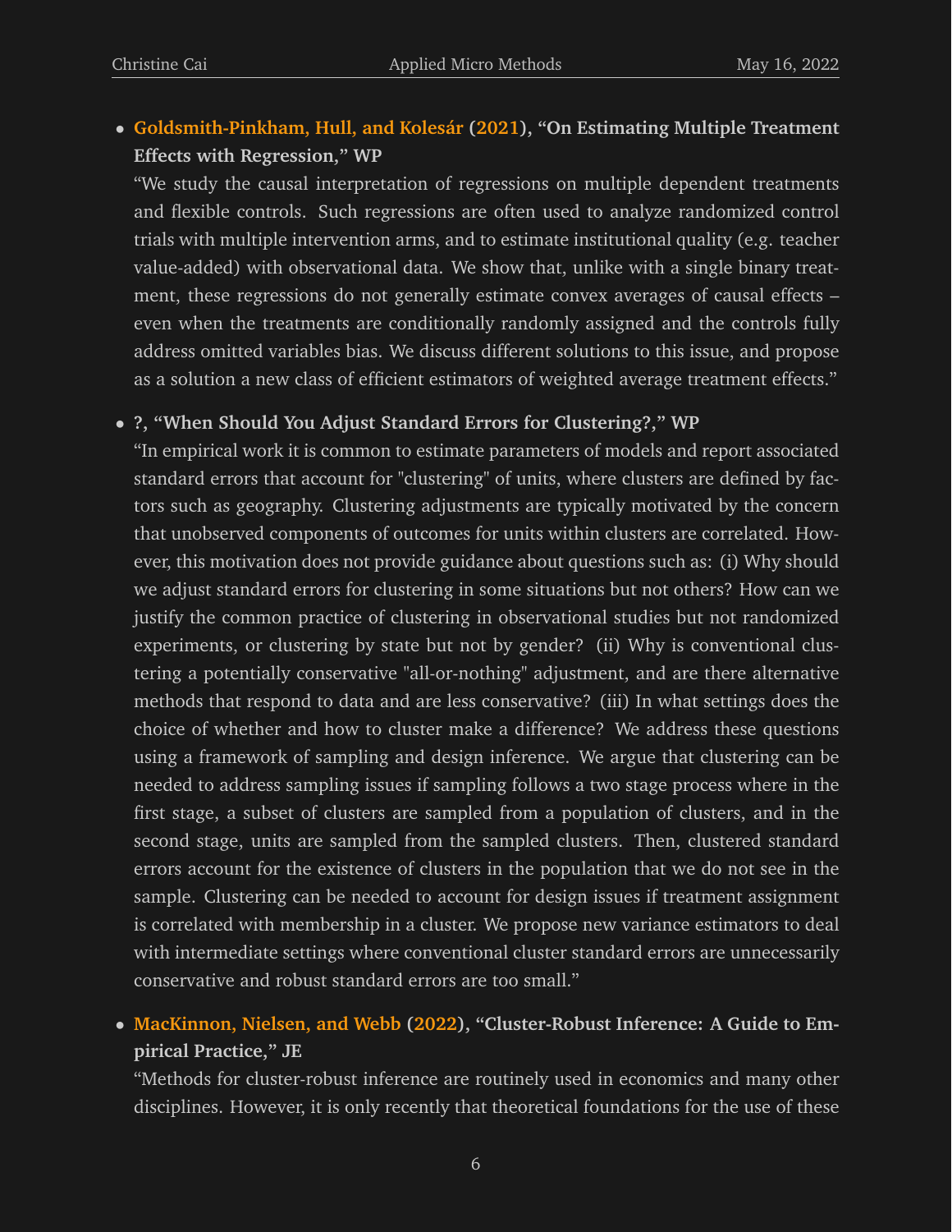- **Goldsmith-Pinkham, Hull, and Kolesár (2021), "On Estimating Multiple Treatment Effects with Regression," WP**
  "We study the causal interpretation of regressions on multiple dependent treatments and flexible controls. Such regressions are often used to analyze randomized control trials with multiple intervention arms, and to estimate institutional quality (e.g. teacher value-added) with observational data. We show that, unlike with a single binary treatment, these regressions do not generally estimate convex averages of causal effects – even when the treatments are conditionally randomly assigned and the controls fully address omitted variables bias. We discuss different solutions to this issue, and propose as a solution a new class of efficient estimators of weighted average treatment effects."

- **?, "When Should You Adjust Standard Errors for Clustering?," WP**
  "In empirical work it is common to estimate parameters of models and report associated standard errors that account for "clustering" of units, where clusters are defined by factors such as geography. Clustering adjustments are typically motivated by the concern that unobserved components of outcomes for units within clusters are correlated. However, this motivation does not provide guidance about questions such as: (i) Why should we adjust standard errors for clustering in some situations but not others? How can we justify the common practice of clustering in observational studies but not randomized experiments, or clustering by state but not by gender? (ii) Why is conventional clustering a potentially conservative "all-or-nothing" adjustment, and are there alternative methods that respond to data and are less conservative? (iii) In what settings does the choice of whether and how to cluster make a difference? We address these questions using a framework of sampling and design inference. We argue that clustering can be needed to address sampling issues if sampling follows a two stage process where in the first stage, a subset of clusters are sampled from a population of clusters, and in the second stage, units are sampled from the sampled clusters. Then, clustered standard errors account for the existence of clusters in the population that we do not see in the sample. Clustering can be needed to account for design issues if treatment assignment is correlated with membership in a cluster. We propose new variance estimators to deal with intermediate settings where conventional cluster standard errors are unnecessarily conservative and robust standard errors are too small."

- **MacKinnon, Nielsen, and Webb (2022), "Cluster-Robust Inference: A Guide to Empirical Practice," JE**
  "Methods for cluster-robust inference are routinely used in economics and many other disciplines. However, it is only recently that theoretical foundations for the use of these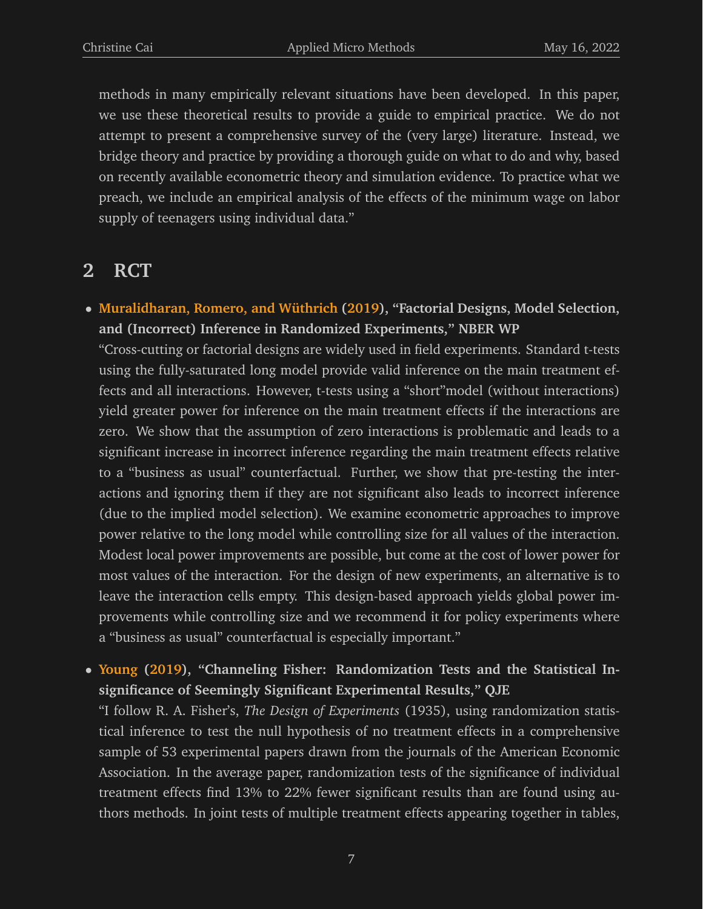methods in many empirically relevant situations have been developed. In this paper, we use these theoretical results to provide a guide to empirical practice. We do not attempt to present a comprehensive survey of the (very large) literature. Instead, we bridge theory and practice by providing a thorough guide on what to do and why, based on recently available econometric theory and simulation evidence. To practice what we preach, we include an empirical analysis of the effects of the minimum wage on labor supply of teenagers using individual data."

## 2 RCT

- **Muralidharan, Romero, and Wüthrich (2019), "Factorial Designs, Model Selection, and (Incorrect) Inference in Randomized Experiments," NBER WP**
  "Cross-cutting or factorial designs are widely used in field experiments. Standard t-tests using the fully-saturated long model provide valid inference on the main treatment effects and all interactions. However, t-tests using a "short"model (without interactions) yield greater power for inference on the main treatment effects if the interactions are zero. We show that the assumption of zero interactions is problematic and leads to a significant increase in incorrect inference regarding the main treatment effects relative to a "business as usual" counterfactual. Further, we show that pre-testing the interactions and ignoring them if they are not significant also leads to incorrect inference (due to the implied model selection). We examine econometric approaches to improve power relative to the long model while controlling size for all values of the interaction. Modest local power improvements are possible, but come at the cost of lower power for most values of the interaction. For the design of new experiments, an alternative is to leave the interaction cells empty. This design-based approach yields global power improvements while controlling size and we recommend it for policy experiments where a "business as usual" counterfactual is especially important."

- **Young (2019), "Channeling Fisher: Randomization Tests and the Statistical Insignificance of Seemingly Significant Experimental Results," QJE**
  "I follow R. A. Fisher's, *The Design of Experiments* (1935), using randomization statistical inference to test the null hypothesis of no treatment effects in a comprehensive sample of 53 experimental papers drawn from the journals of the American Economic Association. In the average paper, randomization tests of the significance of individual treatment effects find 13% to 22% fewer significant results than are found using authors methods. In joint tests of multiple treatment effects appearing together in tables,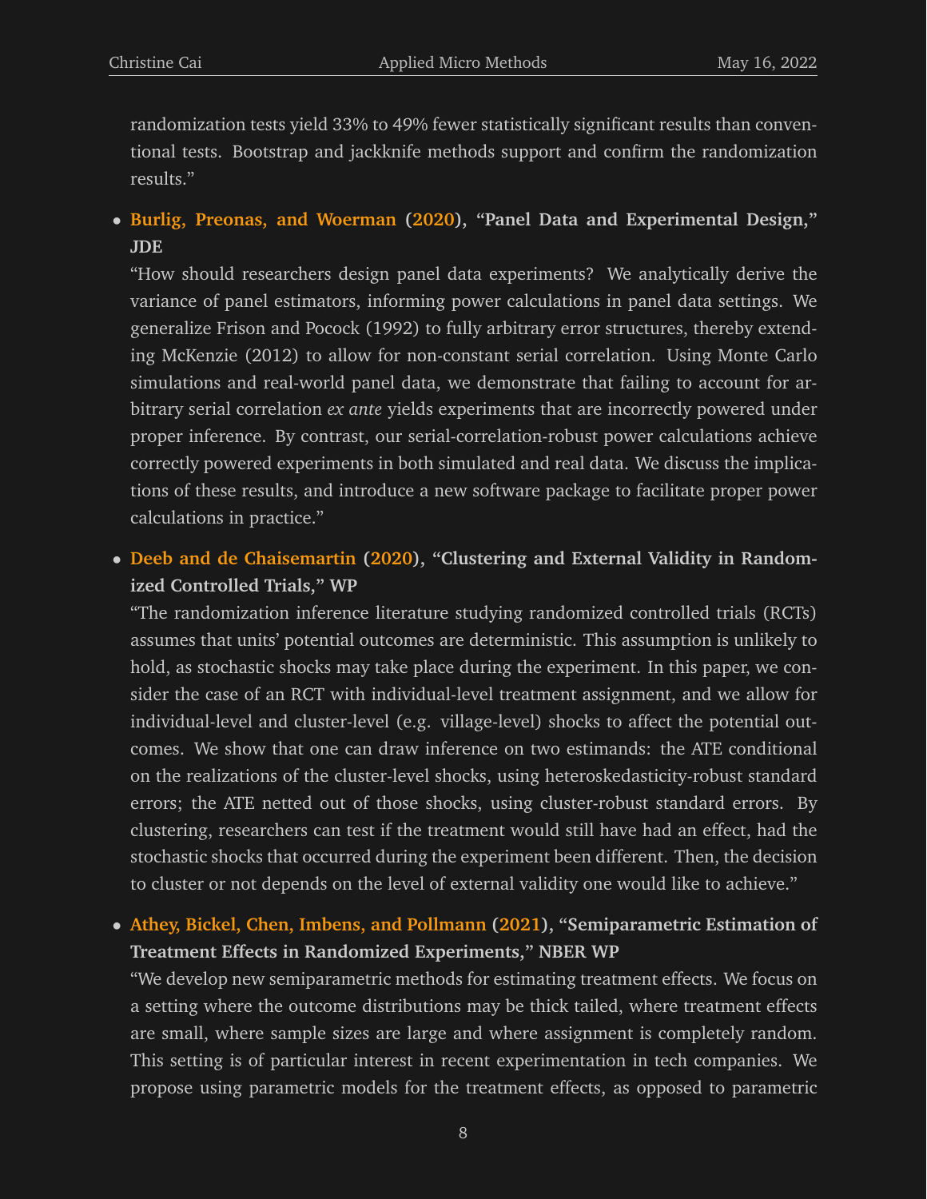randomization tests yield 33% to 49% fewer statistically significant results than conventional tests. Bootstrap and jackknife methods support and confirm the randomization results."

- **Burlig, Preonas, and Woerman (2020), "Panel Data and Experimental Design," JDE**
  "How should researchers design panel data experiments? We analytically derive the variance of panel estimators, informing power calculations in panel data settings. We generalize Frison and Pocock (1992) to fully arbitrary error structures, thereby extending McKenzie (2012) to allow for non-constant serial correlation. Using Monte Carlo simulations and real-world panel data, we demonstrate that failing to account for arbitrary serial correlation *ex ante* yields experiments that are incorrectly powered under proper inference. By contrast, our serial-correlation-robust power calculations achieve correctly powered experiments in both simulated and real data. We discuss the implications of these results, and introduce a new software package to facilitate proper power calculations in practice."

- **Deeb and de Chaisemartin (2020), "Clustering and External Validity in Randomized Controlled Trials," WP**
  "The randomization inference literature studying randomized controlled trials (RCTs) assumes that units' potential outcomes are deterministic. This assumption is unlikely to hold, as stochastic shocks may take place during the experiment. In this paper, we consider the case of an RCT with individual-level treatment assignment, and we allow for individual-level and cluster-level (e.g. village-level) shocks to affect the potential outcomes. We show that one can draw inference on two estimands: the ATE conditional on the realizations of the cluster-level shocks, using heteroskedasticity-robust standard errors; the ATE netted out of those shocks, using cluster-robust standard errors. By clustering, researchers can test if the treatment would still have had an effect, had the stochastic shocks that occurred during the experiment been different. Then, the decision to cluster or not depends on the level of external validity one would like to achieve."

- **Athey, Bickel, Chen, Imbens, and Pollmann (2021), "Semiparametric Estimation of Treatment Effects in Randomized Experiments," NBER WP**
  "We develop new semiparametric methods for estimating treatment effects. We focus on a setting where the outcome distributions may be thick tailed, where treatment effects are small, where sample sizes are large and where assignment is completely random. This setting is of particular interest in recent experimentation in tech companies. We propose using parametric models for the treatment effects, as opposed to parametric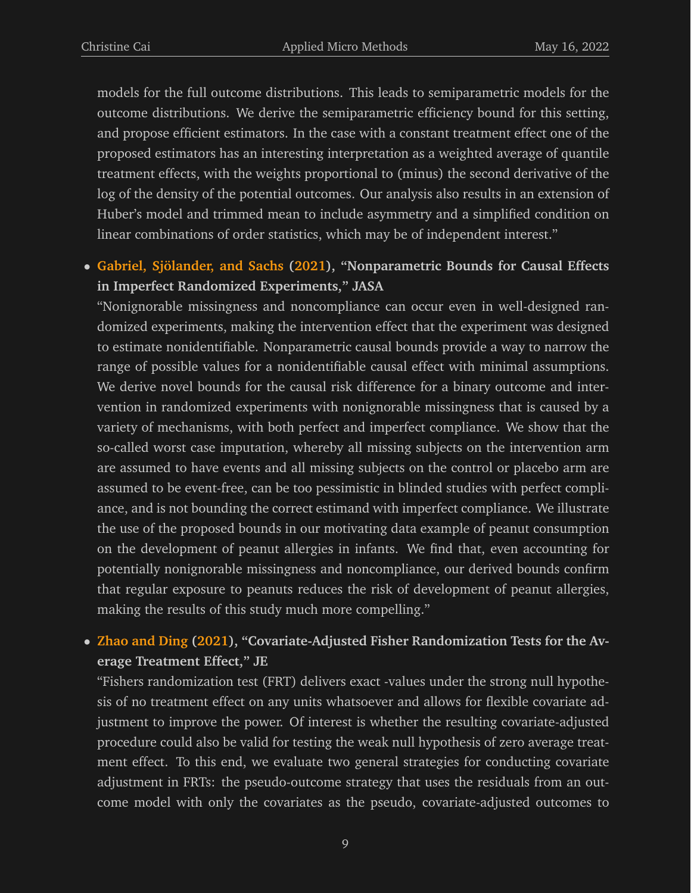models for the full outcome distributions. This leads to semiparametric models for the outcome distributions. We derive the semiparametric efficiency bound for this setting, and propose efficient estimators. In the case with a constant treatment effect one of the proposed estimators has an interesting interpretation as a weighted average of quantile treatment effects, with the weights proportional to (minus) the second derivative of the log of the density of the potential outcomes. Our analysis also results in an extension of Huber's model and trimmed mean to include asymmetry and a simplified condition on linear combinations of order statistics, which may be of independent interest."

- **Gabriel, Sjölander, and Sachs (2021), "Nonparametric Bounds for Causal Effects in Imperfect Randomized Experiments," JASA**
  "Nonignorable missingness and noncompliance can occur even in well-designed randomized experiments, making the intervention effect that the experiment was designed to estimate nonidentifiable. Nonparametric causal bounds provide a way to narrow the range of possible values for a nonidentifiable causal effect with minimal assumptions. We derive novel bounds for the causal risk difference for a binary outcome and intervention in randomized experiments with nonignorable missingness that is caused by a variety of mechanisms, with both perfect and imperfect compliance. We show that the so-called worst case imputation, whereby all missing subjects on the intervention arm are assumed to have events and all missing subjects on the control or placebo arm are assumed to be event-free, can be too pessimistic in blinded studies with perfect compliance, and is not bounding the correct estimand with imperfect compliance. We illustrate the use of the proposed bounds in our motivating data example of peanut consumption on the development of peanut allergies in infants. We find that, even accounting for potentially nonignorable missingness and noncompliance, our derived bounds confirm that regular exposure to peanuts reduces the risk of development of peanut allergies, making the results of this study much more compelling."

- **Zhao and Ding (2021), "Covariate-Adjusted Fisher Randomization Tests for the Average Treatment Effect," JE**
  "Fishers randomization test (FRT) delivers exact -values under the strong null hypothesis of no treatment effect on any units whatsoever and allows for flexible covariate adjustment to improve the power. Of interest is whether the resulting covariate-adjusted procedure could also be valid for testing the weak null hypothesis of zero average treatment effect. To this end, we evaluate two general strategies for conducting covariate adjustment in FRTs: the pseudo-outcome strategy that uses the residuals from an outcome model with only the covariates as the pseudo, covariate-adjusted outcomes to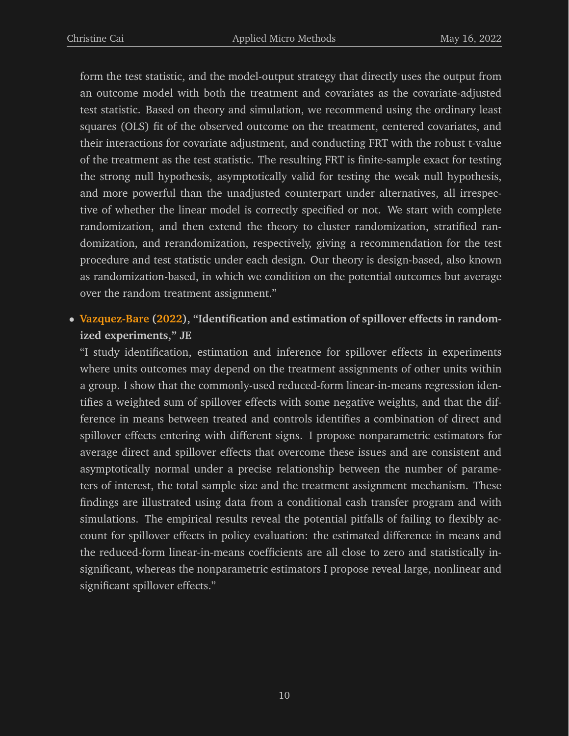form the test statistic, and the model-output strategy that directly uses the output from an outcome model with both the treatment and covariates as the covariate-adjusted test statistic. Based on theory and simulation, we recommend using the ordinary least squares (OLS) fit of the observed outcome on the treatment, centered covariates, and their interactions for covariate adjustment, and conducting FRT with the robust t-value of the treatment as the test statistic. The resulting FRT is finite-sample exact for testing the strong null hypothesis, asymptotically valid for testing the weak null hypothesis, and more powerful than the unadjusted counterpart under alternatives, all irrespective of whether the linear model is correctly specified or not. We start with complete randomization, and then extend the theory to cluster randomization, stratified randomization, and rerandomization, respectively, giving a recommendation for the test procedure and test statistic under each design. Our theory is design-based, also known as randomization-based, in which we condition on the potential outcomes but average over the random treatment assignment."

- **Vazquez-Bare (2022), "Identification and estimation of spillover effects in randomized experiments," JE**

  "I study identification, estimation and inference for spillover effects in experiments where units outcomes may depend on the treatment assignments of other units within a group. I show that the commonly-used reduced-form linear-in-means regression identifies a weighted sum of spillover effects with some negative weights, and that the difference in means between treated and controls identifies a combination of direct and spillover effects entering with different signs. I propose nonparametric estimators for average direct and spillover effects that overcome these issues and are consistent and asymptotically normal under a precise relationship between the number of parameters of interest, the total sample size and the treatment assignment mechanism. These findings are illustrated using data from a conditional cash transfer program and with simulations. The empirical results reveal the potential pitfalls of failing to flexibly account for spillover effects in policy evaluation: the estimated difference in means and the reduced-form linear-in-means coefficients are all close to zero and statistically insignificant, whereas the nonparametric estimators I propose reveal large, nonlinear and significant spillover effects."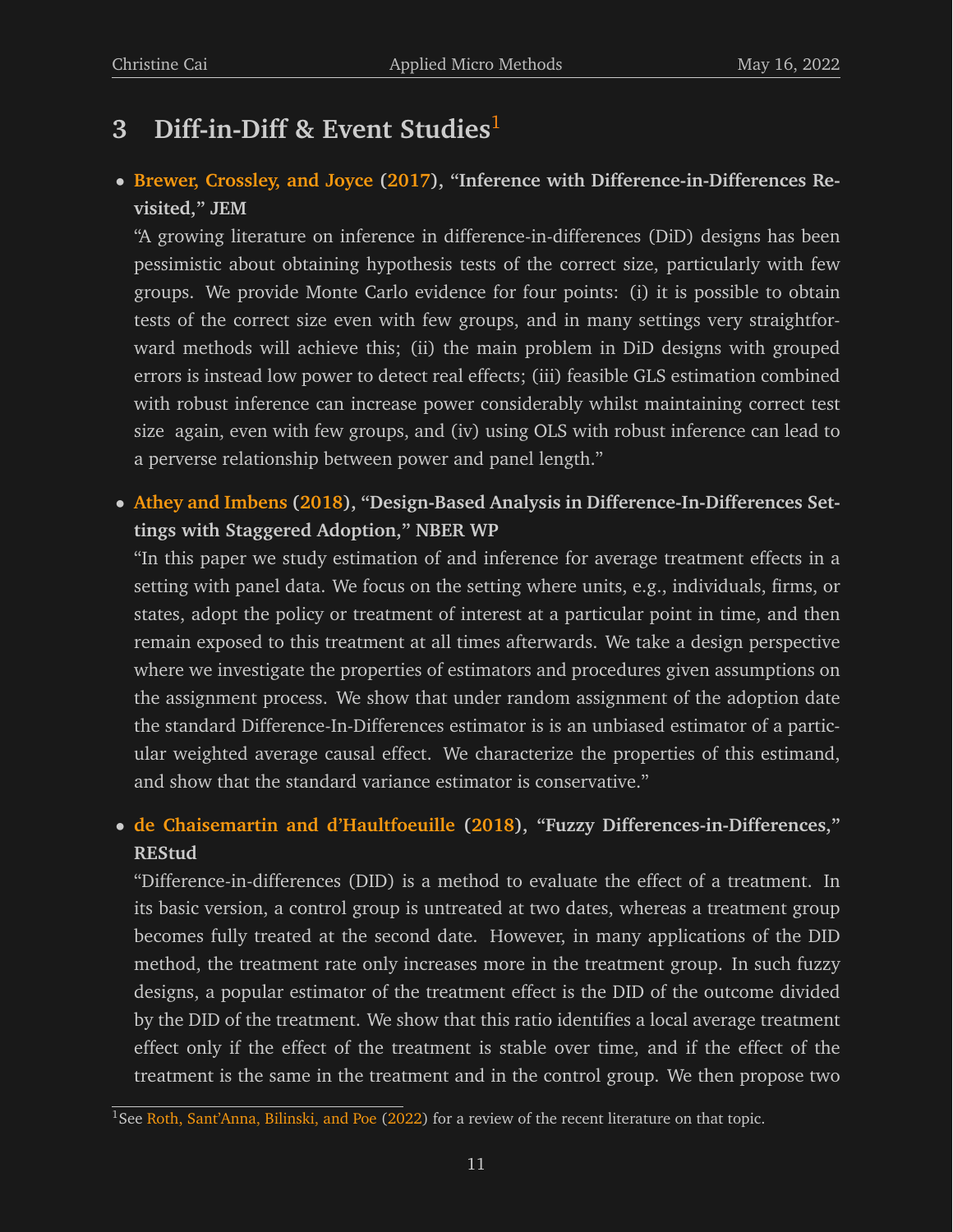# 3 Diff-in-Diff & Event Studies[1]

- **Brewer, Crossley, and Joyce (2017), "Inference with Difference-in-Differences Revisited," JEM**

  "A growing literature on inference in difference-in-differences (DiD) designs has been pessimistic about obtaining hypothesis tests of the correct size, particularly with few groups. We provide Monte Carlo evidence for four points: (i) it is possible to obtain tests of the correct size even with few groups, and in many settings very straightforward methods will achieve this; (ii) the main problem in DiD designs with grouped errors is instead low power to detect real effects; (iii) feasible GLS estimation combined with robust inference can increase power considerably whilst maintaining correct test size again, even with few groups, and (iv) using OLS with robust inference can lead to a perverse relationship between power and panel length."

- **Athey and Imbens (2018), "Design-Based Analysis in Difference-In-Differences Settings with Staggered Adoption," NBER WP**

  "In this paper we study estimation of and inference for average treatment effects in a setting with panel data. We focus on the setting where units, e.g., individuals, firms, or states, adopt the policy or treatment of interest at a particular point in time, and then remain exposed to this treatment at all times afterwards. We take a design perspective where we investigate the properties of estimators and procedures given assumptions on the assignment process. We show that under random assignment of the adoption date the standard Difference-In-Differences estimator is is an unbiased estimator of a particular weighted average causal effect. We characterize the properties of this estimand, and show that the standard variance estimator is conservative."

- **de Chaisemartin and d'Haultfoeuille (2018), "Fuzzy Differences-in-Differences," REStud**

  "Difference-in-differences (DID) is a method to evaluate the effect of a treatment. In its basic version, a control group is untreated at two dates, whereas a treatment group becomes fully treated at the second date. However, in many applications of the DID method, the treatment rate only increases more in the treatment group. In such fuzzy designs, a popular estimator of the treatment effect is the DID of the outcome divided by the DID of the treatment. We show that this ratio identifies a local average treatment effect only if the effect of the treatment is stable over time, and if the effect of the treatment is the same in the treatment and in the control group. We then propose two

[1] See Roth, Sant'Anna, Bilinski, and Poe (2022) for a review of the recent literature on that topic.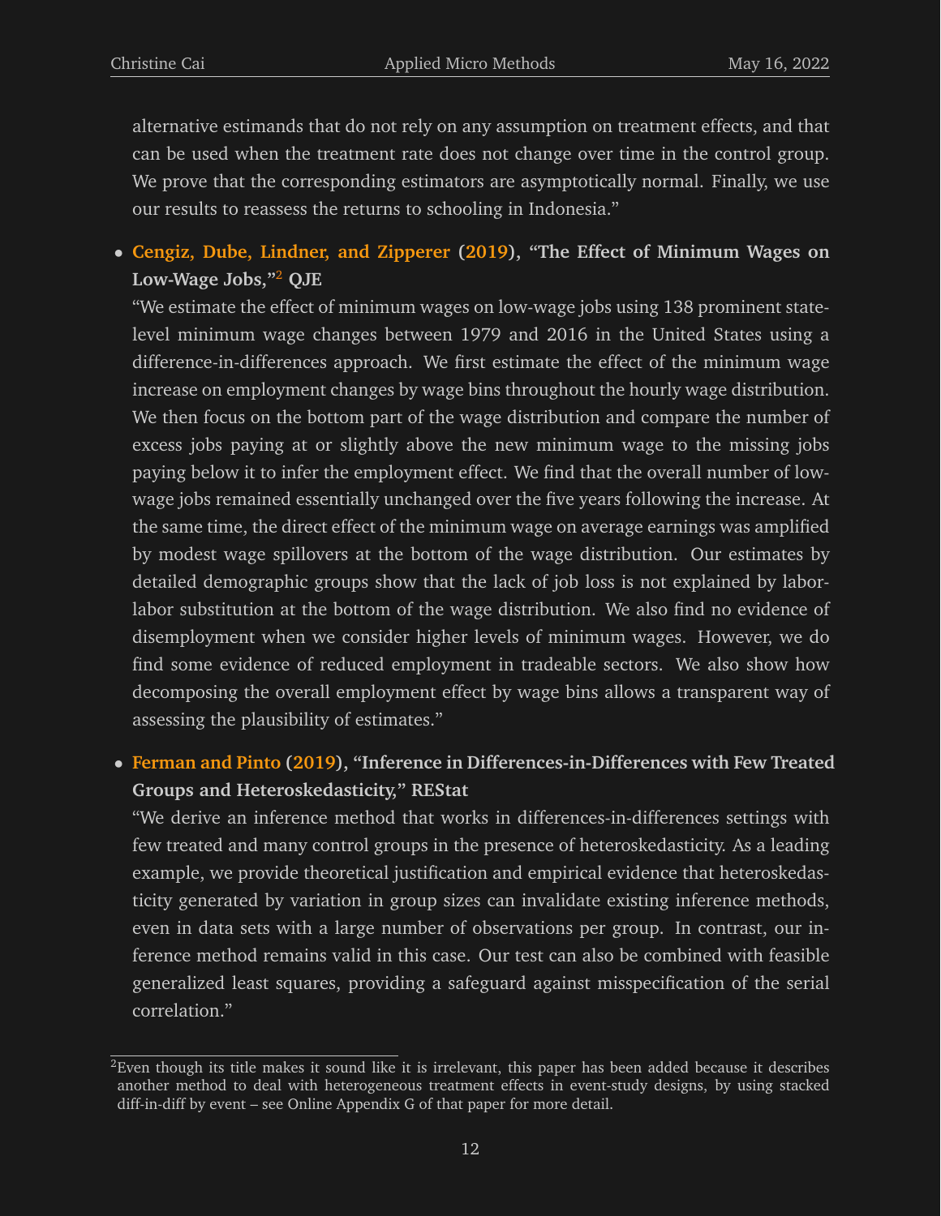alternative estimands that do not rely on any assumption on treatment effects, and that can be used when the treatment rate does not change over time in the control group. We prove that the corresponding estimators are asymptotically normal. Finally, we use our results to reassess the returns to schooling in Indonesia."

- **Cengiz, Dube, Lindner, and Zipperer (2019), "The Effect of Minimum Wages on Low-Wage Jobs,"[2] QJE**
  "We estimate the effect of minimum wages on low-wage jobs using 138 prominent state-level minimum wage changes between 1979 and 2016 in the United States using a difference-in-differences approach. We first estimate the effect of the minimum wage increase on employment changes by wage bins throughout the hourly wage distribution. We then focus on the bottom part of the wage distribution and compare the number of excess jobs paying at or slightly above the new minimum wage to the missing jobs paying below it to infer the employment effect. We find that the overall number of low-wage jobs remained essentially unchanged over the five years following the increase. At the same time, the direct effect of the minimum wage on average earnings was amplified by modest wage spillovers at the bottom of the wage distribution. Our estimates by detailed demographic groups show that the lack of job loss is not explained by labor-labor substitution at the bottom of the wage distribution. We also find no evidence of disemployment when we consider higher levels of minimum wages. However, we do find some evidence of reduced employment in tradeable sectors. We also show how decomposing the overall employment effect by wage bins allows a transparent way of assessing the plausibility of estimates."

- **Ferman and Pinto (2019), "Inference in Differences-in-Differences with Few Treated Groups and Heteroskedasticity," REStat**
  "We derive an inference method that works in differences-in-differences settings with few treated and many control groups in the presence of heteroskedasticity. As a leading example, we provide theoretical justification and empirical evidence that heteroskedasticity generated by variation in group sizes can invalidate existing inference methods, even in data sets with a large number of observations per group. In contrast, our inference method remains valid in this case. Our test can also be combined with feasible generalized least squares, providing a safeguard against misspecification of the serial correlation."

---

[2] Even though its title makes it sound like it is irrelevant, this paper has been added because it describes another method to deal with heterogeneous treatment effects in event-study designs, by using stacked diff-in-diff by event – see Online Appendix G of that paper for more detail.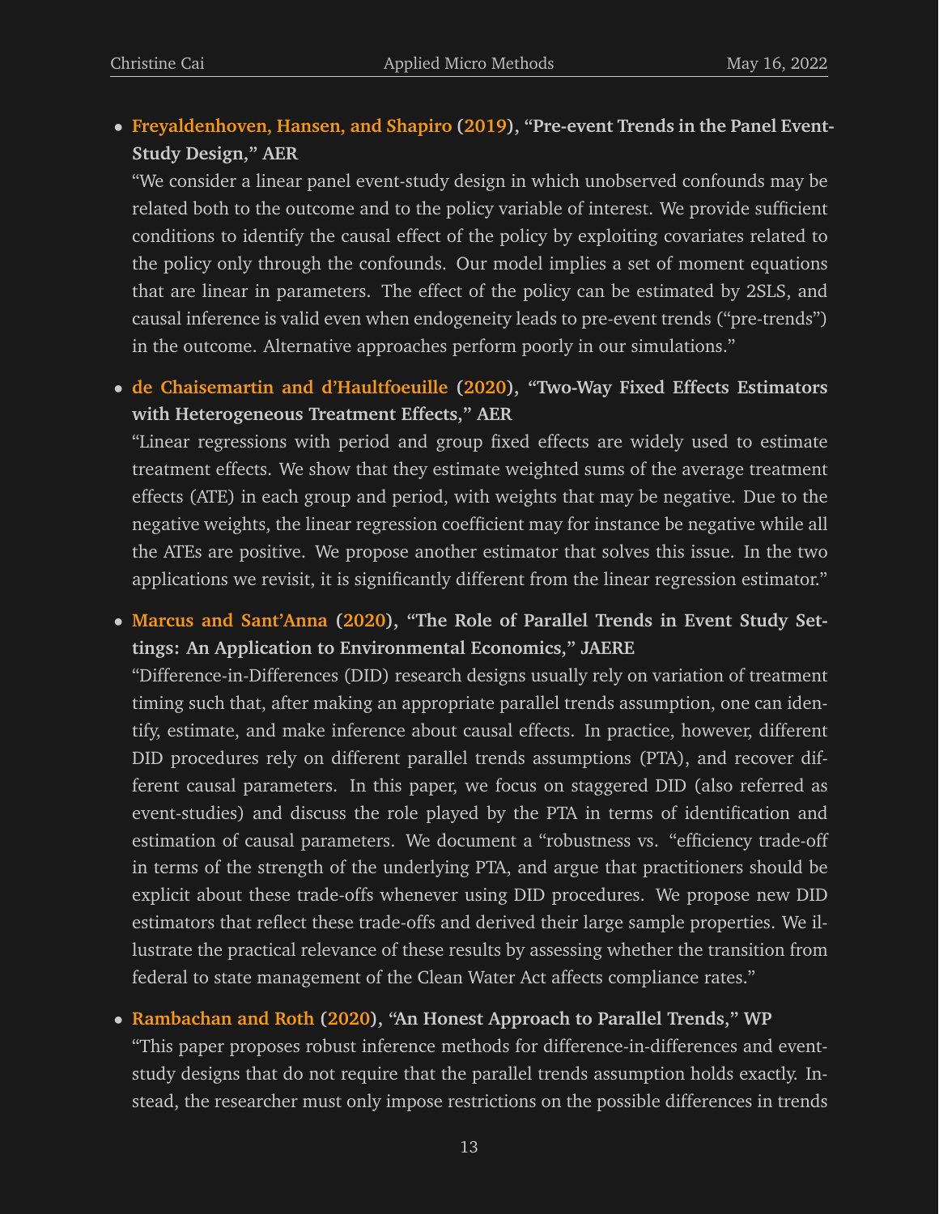- **Freyaldenhoven, Hansen, and Shapiro (2019), "Pre-event Trends in the Panel Event-Study Design," AER**
  "We consider a linear panel event-study design in which unobserved confounds may be related both to the outcome and to the policy variable of interest. We provide sufficient conditions to identify the causal effect of the policy by exploiting covariates related to the policy only through the confounds. Our model implies a set of moment equations that are linear in parameters. The effect of the policy can be estimated by 2SLS, and causal inference is valid even when endogeneity leads to pre-event trends ("pre-trends") in the outcome. Alternative approaches perform poorly in our simulations."

- **de Chaisemartin and d'Haultfoeuille (2020), "Two-Way Fixed Effects Estimators with Heterogeneous Treatment Effects," AER**
  "Linear regressions with period and group fixed effects are widely used to estimate treatment effects. We show that they estimate weighted sums of the average treatment effects (ATE) in each group and period, with weights that may be negative. Due to the negative weights, the linear regression coefficient may for instance be negative while all the ATEs are positive. We propose another estimator that solves this issue. In the two applications we revisit, it is significantly different from the linear regression estimator."

- **Marcus and Sant'Anna (2020), "The Role of Parallel Trends in Event Study Settings: An Application to Environmental Economics," JAERE**
  "Difference-in-Differences (DID) research designs usually rely on variation of treatment timing such that, after making an appropriate parallel trends assumption, one can identify, estimate, and make inference about causal effects. In practice, however, different DID procedures rely on different parallel trends assumptions (PTA), and recover different causal parameters. In this paper, we focus on staggered DID (also referred as event-studies) and discuss the role played by the PTA in terms of identification and estimation of causal parameters. We document a "robustness vs. "efficiency trade-off in terms of the strength of the underlying PTA, and argue that practitioners should be explicit about these trade-offs whenever using DID procedures. We propose new DID estimators that reflect these trade-offs and derived their large sample properties. We illustrate the practical relevance of these results by assessing whether the transition from federal to state management of the Clean Water Act affects compliance rates."

- **Rambachan and Roth (2020), "An Honest Approach to Parallel Trends," WP**
  "This paper proposes robust inference methods for difference-in-differences and event-study designs that do not require that the parallel trends assumption holds exactly. Instead, the researcher must only impose restrictions on the possible differences in trends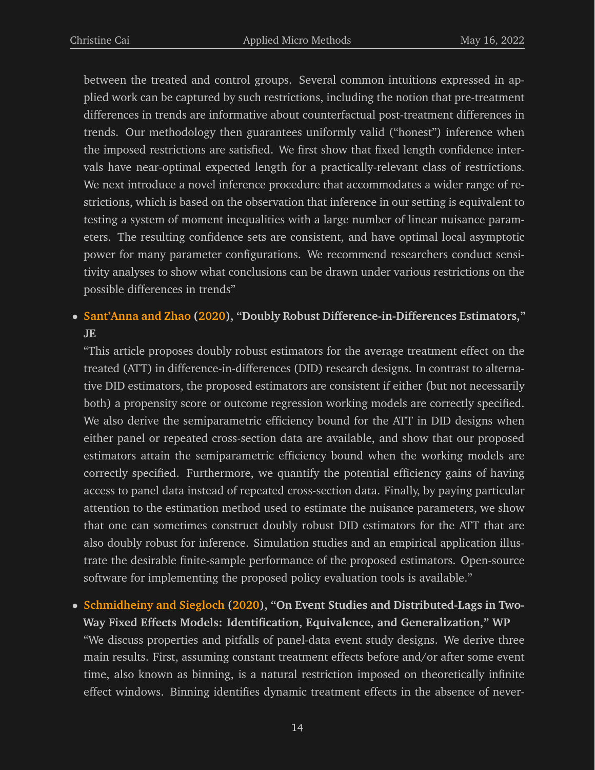between the treated and control groups. Several common intuitions expressed in applied work can be captured by such restrictions, including the notion that pre-treatment differences in trends are informative about counterfactual post-treatment differences in trends. Our methodology then guarantees uniformly valid ("honest") inference when the imposed restrictions are satisfied. We first show that fixed length confidence intervals have near-optimal expected length for a practically-relevant class of restrictions. We next introduce a novel inference procedure that accommodates a wider range of restrictions, which is based on the observation that inference in our setting is equivalent to testing a system of moment inequalities with a large number of linear nuisance parameters. The resulting confidence sets are consistent, and have optimal local asymptotic power for many parameter configurations. We recommend researchers conduct sensitivity analyses to show what conclusions can be drawn under various restrictions on the possible differences in trends"

- **Sant'Anna and Zhao (2020), "Doubly Robust Difference-in-Differences Estimators," JE**
  "This article proposes doubly robust estimators for the average treatment effect on the treated (ATT) in difference-in-differences (DID) research designs. In contrast to alternative DID estimators, the proposed estimators are consistent if either (but not necessarily both) a propensity score or outcome regression working models are correctly specified. We also derive the semiparametric efficiency bound for the ATT in DID designs when either panel or repeated cross-section data are available, and show that our proposed estimators attain the semiparametric efficiency bound when the working models are correctly specified. Furthermore, we quantify the potential efficiency gains of having access to panel data instead of repeated cross-section data. Finally, by paying particular attention to the estimation method used to estimate the nuisance parameters, we show that one can sometimes construct doubly robust DID estimators for the ATT that are also doubly robust for inference. Simulation studies and an empirical application illustrate the desirable finite-sample performance of the proposed estimators. Open-source software for implementing the proposed policy evaluation tools is available."

- **Schmidheiny and Siegloch (2020), "On Event Studies and Distributed-Lags in Two-Way Fixed Effects Models: Identification, Equivalence, and Generalization," WP**
  "We discuss properties and pitfalls of panel-data event study designs. We derive three main results. First, assuming constant treatment effects before and/or after some event time, also known as binning, is a natural restriction imposed on theoretically infinite effect windows. Binning identifies dynamic treatment effects in the absence of never-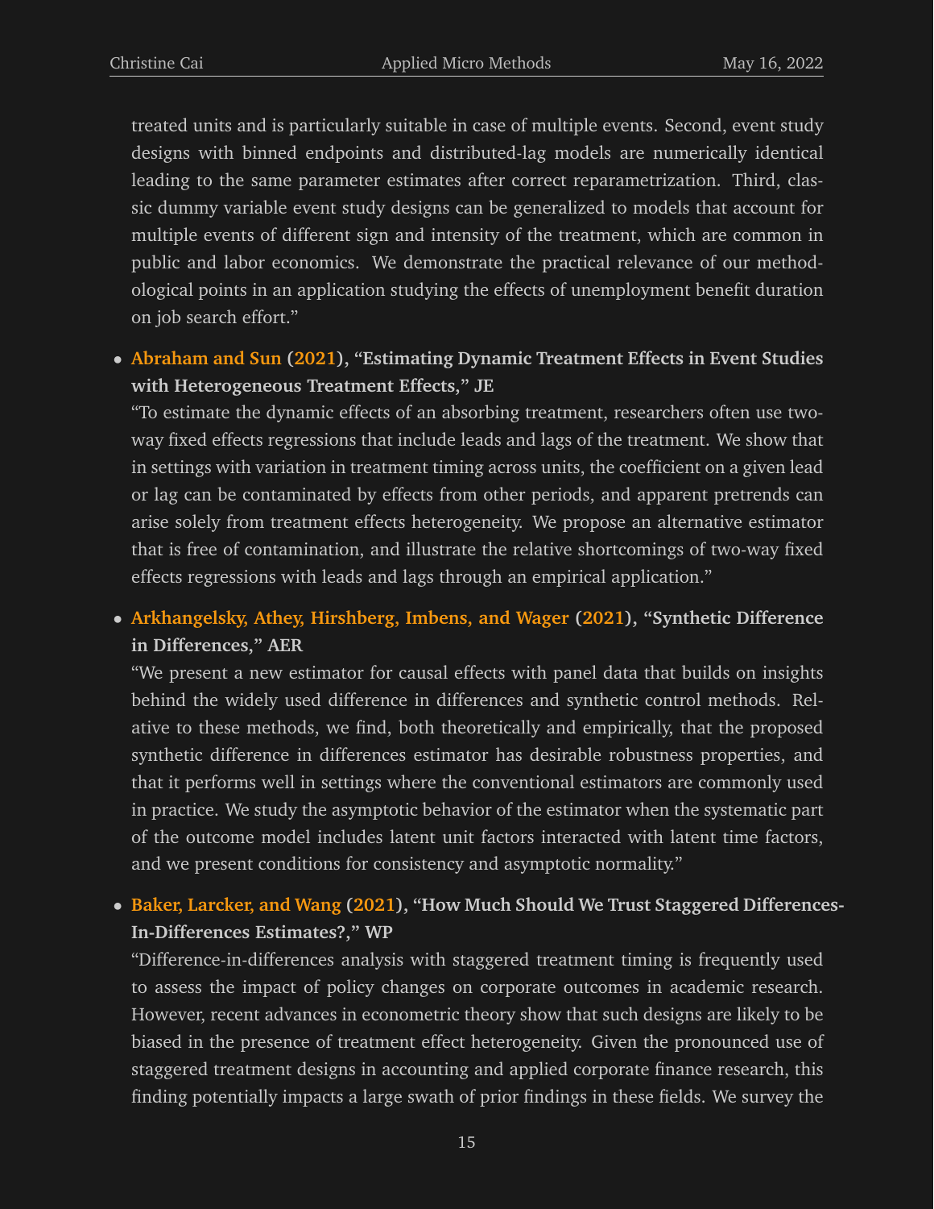treated units and is particularly suitable in case of multiple events. Second, event study designs with binned endpoints and distributed-lag models are numerically identical leading to the same parameter estimates after correct reparametrization. Third, classic dummy variable event study designs can be generalized to models that account for multiple events of different sign and intensity of the treatment, which are common in public and labor economics. We demonstrate the practical relevance of our methodological points in an application studying the effects of unemployment benefit duration on job search effort."

- **Abraham and Sun (2021), "Estimating Dynamic Treatment Effects in Event Studies with Heterogeneous Treatment Effects," JE**
  "To estimate the dynamic effects of an absorbing treatment, researchers often use two-way fixed effects regressions that include leads and lags of the treatment. We show that in settings with variation in treatment timing across units, the coefficient on a given lead or lag can be contaminated by effects from other periods, and apparent pretrends can arise solely from treatment effects heterogeneity. We propose an alternative estimator that is free of contamination, and illustrate the relative shortcomings of two-way fixed effects regressions with leads and lags through an empirical application."

- **Arkhangelsky, Athey, Hirshberg, Imbens, and Wager (2021), "Synthetic Difference in Differences," AER**
  "We present a new estimator for causal effects with panel data that builds on insights behind the widely used difference in differences and synthetic control methods. Relative to these methods, we find, both theoretically and empirically, that the proposed synthetic difference in differences estimator has desirable robustness properties, and that it performs well in settings where the conventional estimators are commonly used in practice. We study the asymptotic behavior of the estimator when the systematic part of the outcome model includes latent unit factors interacted with latent time factors, and we present conditions for consistency and asymptotic normality."

- **Baker, Larcker, and Wang (2021), "How Much Should We Trust Staggered Differences-In-Differences Estimates?," WP**
  "Difference-in-differences analysis with staggered treatment timing is frequently used to assess the impact of policy changes on corporate outcomes in academic research. However, recent advances in econometric theory show that such designs are likely to be biased in the presence of treatment effect heterogeneity. Given the pronounced use of staggered treatment designs in accounting and applied corporate finance research, this finding potentially impacts a large swath of prior findings in these fields. We survey the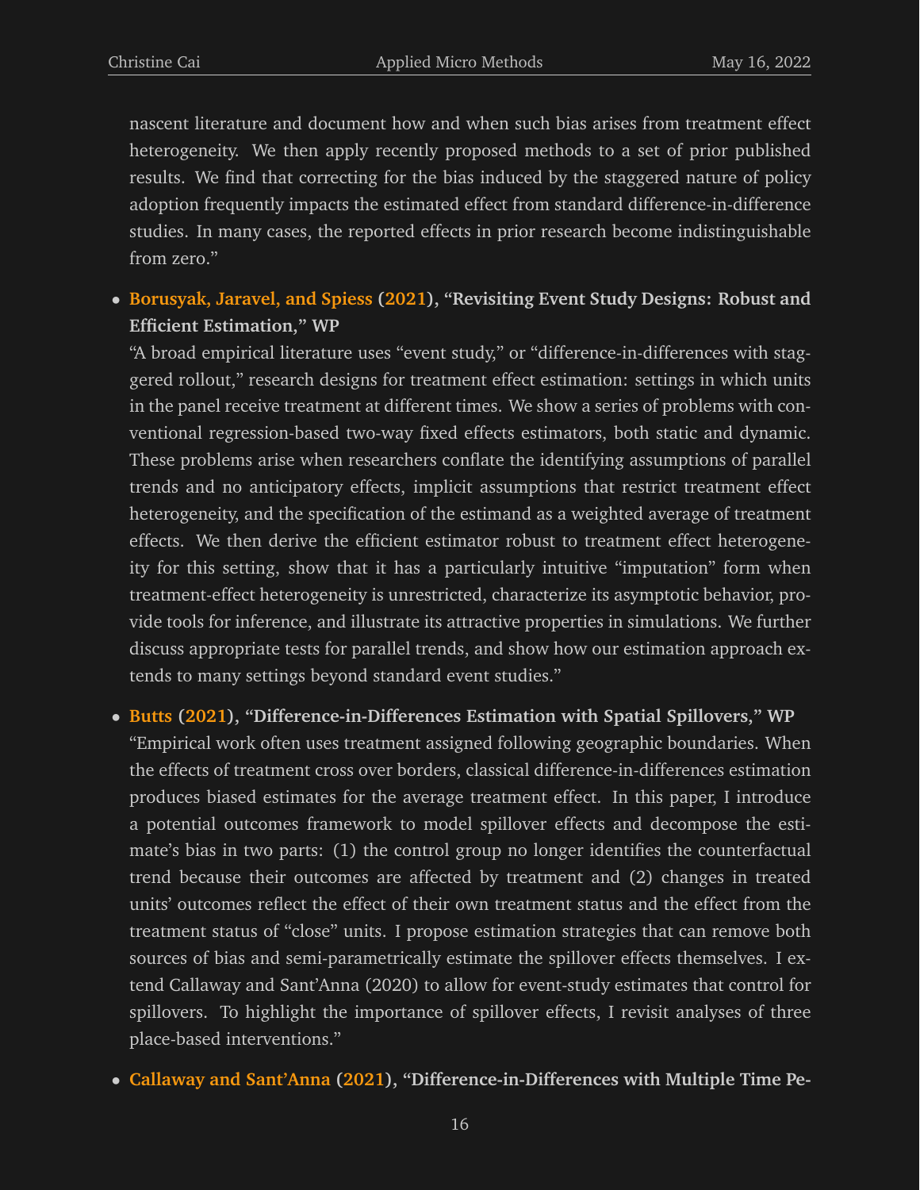nascent literature and document how and when such bias arises from treatment effect heterogeneity. We then apply recently proposed methods to a set of prior published results. We find that correcting for the bias induced by the staggered nature of policy adoption frequently impacts the estimated effect from standard difference-in-difference studies. In many cases, the reported effects in prior research become indistinguishable from zero."

- **Borusyak, Jaravel, and Spiess (2021), "Revisiting Event Study Designs: Robust and Efficient Estimation," WP**
  "A broad empirical literature uses "event study," or "difference-in-differences with staggered rollout," research designs for treatment effect estimation: settings in which units in the panel receive treatment at different times. We show a series of problems with conventional regression-based two-way fixed effects estimators, both static and dynamic. These problems arise when researchers conflate the identifying assumptions of parallel trends and no anticipatory effects, implicit assumptions that restrict treatment effect heterogeneity, and the specification of the estimand as a weighted average of treatment effects. We then derive the efficient estimator robust to treatment effect heterogeneity for this setting, show that it has a particularly intuitive "imputation" form when treatment-effect heterogeneity is unrestricted, characterize its asymptotic behavior, provide tools for inference, and illustrate its attractive properties in simulations. We further discuss appropriate tests for parallel trends, and show how our estimation approach extends to many settings beyond standard event studies."

- **Butts (2021), "Difference-in-Differences Estimation with Spatial Spillovers," WP**
  "Empirical work often uses treatment assigned following geographic boundaries. When the effects of treatment cross over borders, classical difference-in-differences estimation produces biased estimates for the average treatment effect. In this paper, I introduce a potential outcomes framework to model spillover effects and decompose the estimate's bias in two parts: (1) the control group no longer identifies the counterfactual trend because their outcomes are affected by treatment and (2) changes in treated units' outcomes reflect the effect of their own treatment status and the effect from the treatment status of "close" units. I propose estimation strategies that can remove both sources of bias and semi-parametrically estimate the spillover effects themselves. I extend Callaway and Sant'Anna (2020) to allow for event-study estimates that control for spillovers. To highlight the importance of spillover effects, I revisit analyses of three place-based interventions."

- **Callaway and Sant'Anna (2021), "Difference-in-Differences with Multiple Time Pe-**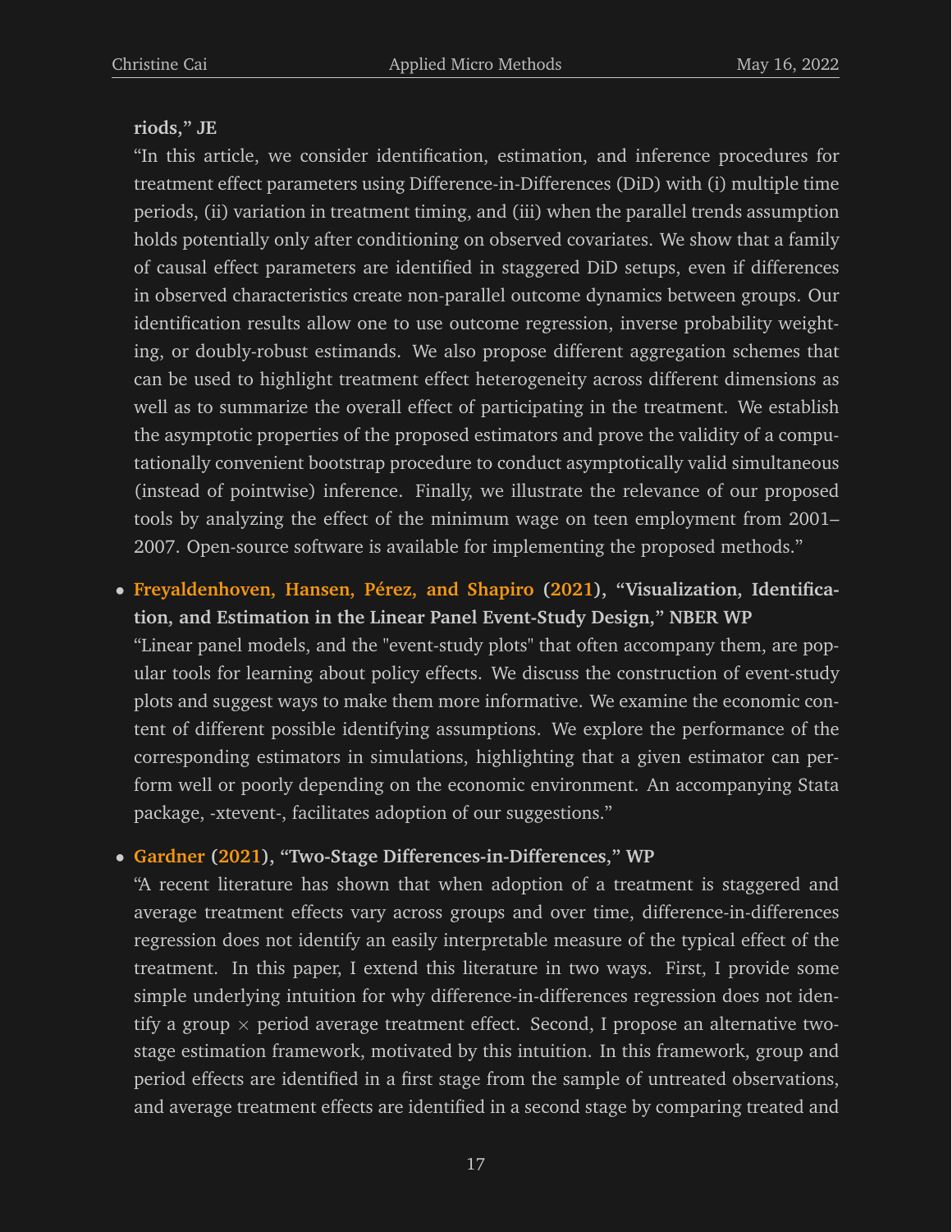**riods," JE**

"In this article, we consider identification, estimation, and inference procedures for treatment effect parameters using Difference-in-Differences (DiD) with (i) multiple time periods, (ii) variation in treatment timing, and (iii) when the parallel trends assumption holds potentially only after conditioning on observed covariates. We show that a family of causal effect parameters are identified in staggered DiD setups, even if differences in observed characteristics create non-parallel outcome dynamics between groups. Our identification results allow one to use outcome regression, inverse probability weighting, or doubly-robust estimands. We also propose different aggregation schemes that can be used to highlight treatment effect heterogeneity across different dimensions as well as to summarize the overall effect of participating in the treatment. We establish the asymptotic properties of the proposed estimators and prove the validity of a computationally convenient bootstrap procedure to conduct asymptotically valid simultaneous (instead of pointwise) inference. Finally, we illustrate the relevance of our proposed tools by analyzing the effect of the minimum wage on teen employment from 2001–2007. Open-source software is available for implementing the proposed methods."

- **Freyaldenhoven, Hansen, Pérez, and Shapiro (2021), "Visualization, Identification, and Estimation in the Linear Panel Event-Study Design," NBER WP**
  "Linear panel models, and the "event-study plots" that often accompany them, are popular tools for learning about policy effects. We discuss the construction of event-study plots and suggest ways to make them more informative. We examine the economic content of different possible identifying assumptions. We explore the performance of the corresponding estimators in simulations, highlighting that a given estimator can perform well or poorly depending on the economic environment. An accompanying Stata package, -xtevent-, facilitates adoption of our suggestions."

- **Gardner (2021), "Two-Stage Differences-in-Differences," WP**
  "A recent literature has shown that when adoption of a treatment is staggered and average treatment effects vary across groups and over time, difference-in-differences regression does not identify an easily interpretable measure of the typical effect of the treatment. In this paper, I extend this literature in two ways. First, I provide some simple underlying intuition for why difference-in-differences regression does not identify a group $\times$ period average treatment effect. Second, I propose an alternative two-stage estimation framework, motivated by this intuition. In this framework, group and period effects are identified in a first stage from the sample of untreated observations, and average treatment effects are identified in a second stage by comparing treated and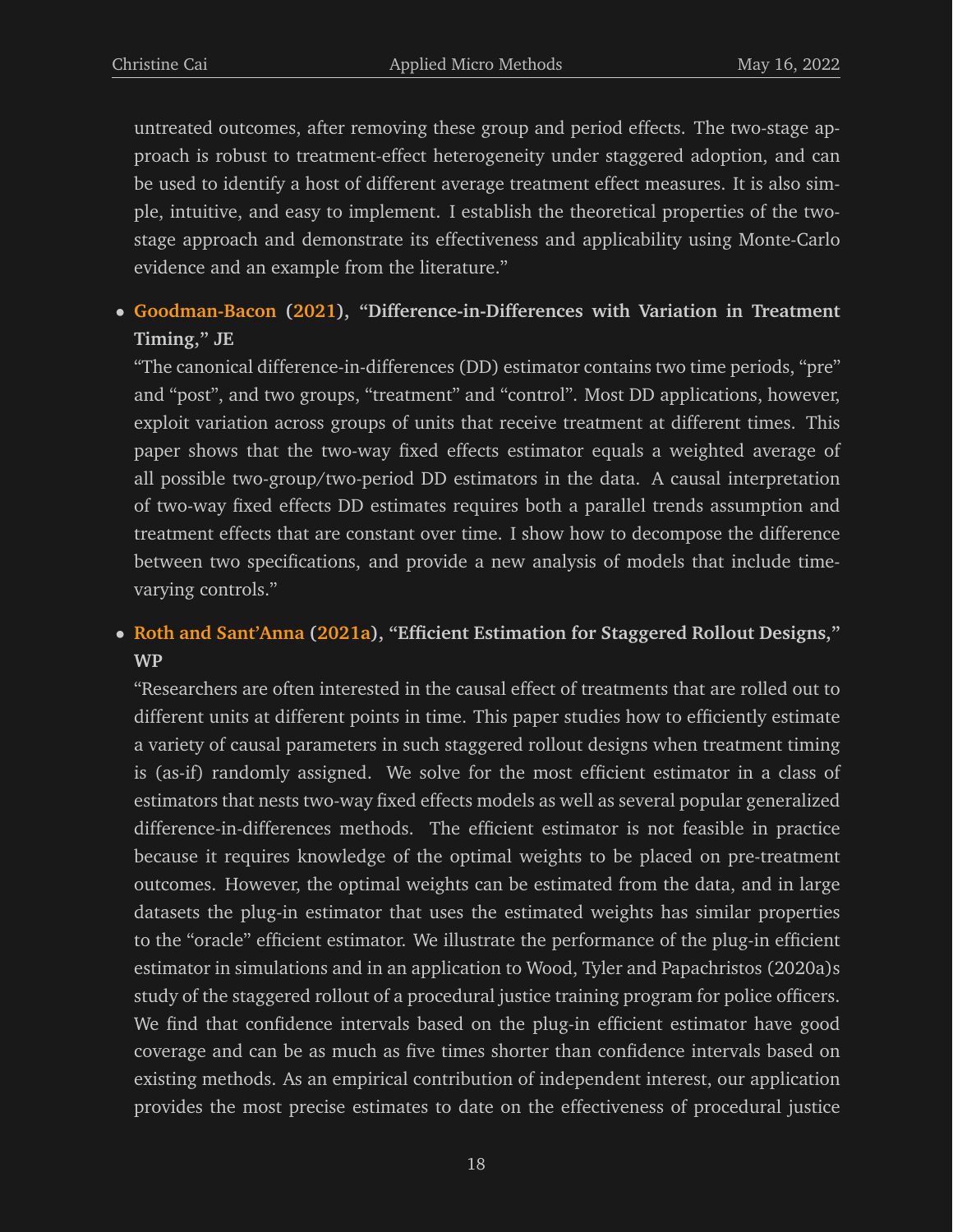untreated outcomes, after removing these group and period effects. The two-stage approach is robust to treatment-effect heterogeneity under staggered adoption, and can be used to identify a host of different average treatment effect measures. It is also simple, intuitive, and easy to implement. I establish the theoretical properties of the two-stage approach and demonstrate its effectiveness and applicability using Monte-Carlo evidence and an example from the literature."

- **Goodman-Bacon (2021), "Difference-in-Differences with Variation in Treatment Timing," JE**
  "The canonical difference-in-differences (DD) estimator contains two time periods, "pre" and "post", and two groups, "treatment" and "control". Most DD applications, however, exploit variation across groups of units that receive treatment at different times. This paper shows that the two-way fixed effects estimator equals a weighted average of all possible two-group/two-period DD estimators in the data. A causal interpretation of two-way fixed effects DD estimates requires both a parallel trends assumption and treatment effects that are constant over time. I show how to decompose the difference between two specifications, and provide a new analysis of models that include time-varying controls."

- **Roth and Sant'Anna (2021a), "Efficient Estimation for Staggered Rollout Designs," WP**
  "Researchers are often interested in the causal effect of treatments that are rolled out to different units at different points in time. This paper studies how to efficiently estimate a variety of causal parameters in such staggered rollout designs when treatment timing is (as-if) randomly assigned. We solve for the most efficient estimator in a class of estimators that nests two-way fixed effects models as well as several popular generalized difference-in-differences methods. The efficient estimator is not feasible in practice because it requires knowledge of the optimal weights to be placed on pre-treatment outcomes. However, the optimal weights can be estimated from the data, and in large datasets the plug-in estimator that uses the estimated weights has similar properties to the "oracle" efficient estimator. We illustrate the performance of the plug-in efficient estimator in simulations and in an application to Wood, Tyler and Papachristos (2020a)s study of the staggered rollout of a procedural justice training program for police officers. We find that confidence intervals based on the plug-in efficient estimator have good coverage and can be as much as five times shorter than confidence intervals based on existing methods. As an empirical contribution of independent interest, our application provides the most precise estimates to date on the effectiveness of procedural justice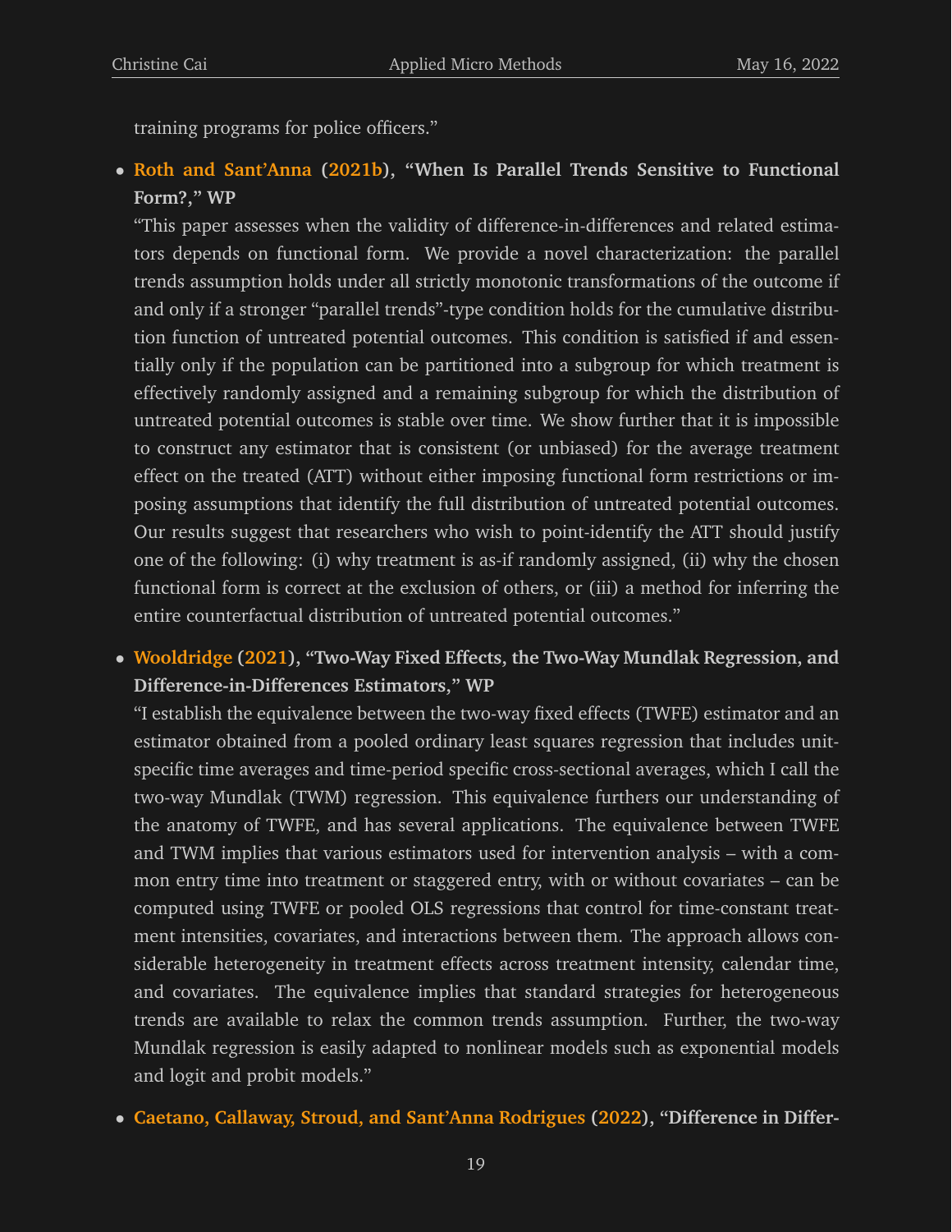training programs for police officers."

- **Roth and Sant'Anna (2021b), "When Is Parallel Trends Sensitive to Functional Form?," WP**

  "This paper assesses when the validity of difference-in-differences and related estimators depends on functional form. We provide a novel characterization: the parallel trends assumption holds under all strictly monotonic transformations of the outcome if and only if a stronger "parallel trends"-type condition holds for the cumulative distribution function of untreated potential outcomes. This condition is satisfied if and essentially only if the population can be partitioned into a subgroup for which treatment is effectively randomly assigned and a remaining subgroup for which the distribution of untreated potential outcomes is stable over time. We show further that it is impossible to construct any estimator that is consistent (or unbiased) for the average treatment effect on the treated (ATT) without either imposing functional form restrictions or imposing assumptions that identify the full distribution of untreated potential outcomes. Our results suggest that researchers who wish to point-identify the ATT should justify one of the following: (i) why treatment is as-if randomly assigned, (ii) why the chosen functional form is correct at the exclusion of others, or (iii) a method for inferring the entire counterfactual distribution of untreated potential outcomes."

- **Wooldridge (2021), "Two-Way Fixed Effects, the Two-Way Mundlak Regression, and Difference-in-Differences Estimators," WP**

  "I establish the equivalence between the two-way fixed effects (TWFE) estimator and an estimator obtained from a pooled ordinary least squares regression that includes unit-specific time averages and time-period specific cross-sectional averages, which I call the two-way Mundlak (TWM) regression. This equivalence furthers our understanding of the anatomy of TWFE, and has several applications. The equivalence between TWFE and TWM implies that various estimators used for intervention analysis – with a common entry time into treatment or staggered entry, with or without covariates – can be computed using TWFE or pooled OLS regressions that control for time-constant treatment intensities, covariates, and interactions between them. The approach allows considerable heterogeneity in treatment effects across treatment intensity, calendar time, and covariates. The equivalence implies that standard strategies for heterogeneous trends are available to relax the common trends assumption. Further, the two-way Mundlak regression is easily adapted to nonlinear models such as exponential models and logit and probit models."

- **Caetano, Callaway, Stroud, and Sant'Anna Rodrigues (2022), "Difference in Differ-**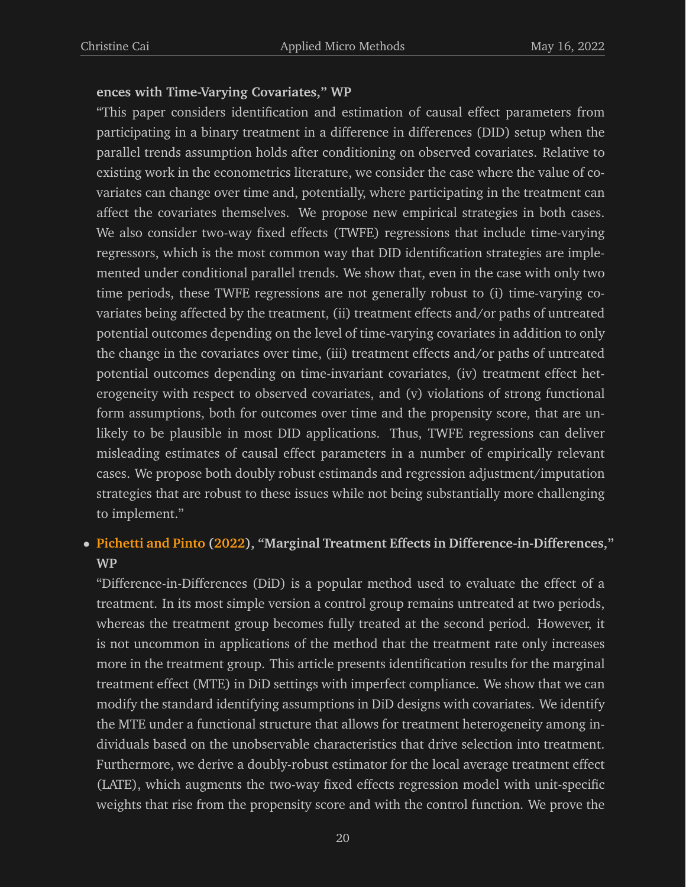**ences with Time-Varying Covariates," WP**

"This paper considers identification and estimation of causal effect parameters from participating in a binary treatment in a difference in differences (DID) setup when the parallel trends assumption holds after conditioning on observed covariates. Relative to existing work in the econometrics literature, we consider the case where the value of covariates can change over time and, potentially, where participating in the treatment can affect the covariates themselves. We propose new empirical strategies in both cases. We also consider two-way fixed effects (TWFE) regressions that include time-varying regressors, which is the most common way that DID identification strategies are implemented under conditional parallel trends. We show that, even in the case with only two time periods, these TWFE regressions are not generally robust to (i) time-varying covariates being affected by the treatment, (ii) treatment effects and/or paths of untreated potential outcomes depending on the level of time-varying covariates in addition to only the change in the covariates over time, (iii) treatment effects and/or paths of untreated potential outcomes depending on time-invariant covariates, (iv) treatment effect heterogeneity with respect to observed covariates, and (v) violations of strong functional form assumptions, both for outcomes over time and the propensity score, that are unlikely to be plausible in most DID applications. Thus, TWFE regressions can deliver misleading estimates of causal effect parameters in a number of empirically relevant cases. We propose both doubly robust estimands and regression adjustment/imputation strategies that are robust to these issues while not being substantially more challenging to implement."

- **Pichetti and Pinto (2022), "Marginal Treatment Effects in Difference-in-Differences," WP**

  "Difference-in-Differences (DiD) is a popular method used to evaluate the effect of a treatment. In its most simple version a control group remains untreated at two periods, whereas the treatment group becomes fully treated at the second period. However, it is not uncommon in applications of the method that the treatment rate only increases more in the treatment group. This article presents identification results for the marginal treatment effect (MTE) in DiD settings with imperfect compliance. We show that we can modify the standard identifying assumptions in DiD designs with covariates. We identify the MTE under a functional structure that allows for treatment heterogeneity among individuals based on the unobservable characteristics that drive selection into treatment. Furthermore, we derive a doubly-robust estimator for the local average treatment effect (LATE), which augments the two-way fixed effects regression model with unit-specific weights that rise from the propensity score and with the control function. We prove the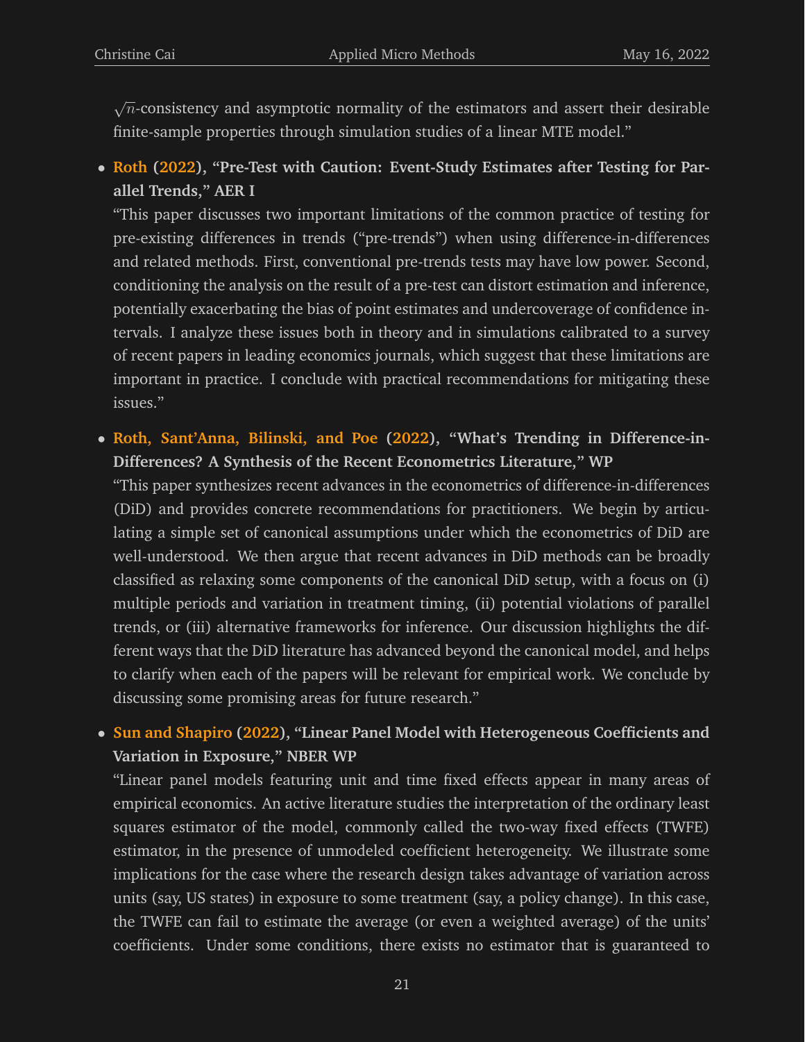$\sqrt{n}$-consistency and asymptotic normality of the estimators and assert their desirable finite-sample properties through simulation studies of a linear MTE model."

- **Roth (2022), "Pre-Test with Caution: Event-Study Estimates after Testing for Parallel Trends," AER I**
  "This paper discusses two important limitations of the common practice of testing for pre-existing differences in trends ("pre-trends") when using difference-in-differences and related methods. First, conventional pre-trends tests may have low power. Second, conditioning the analysis on the result of a pre-test can distort estimation and inference, potentially exacerbating the bias of point estimates and undercoverage of confidence intervals. I analyze these issues both in theory and in simulations calibrated to a survey of recent papers in leading economics journals, which suggest that these limitations are important in practice. I conclude with practical recommendations for mitigating these issues."

- **Roth, Sant'Anna, Bilinski, and Poe (2022), "What's Trending in Difference-in-Differences? A Synthesis of the Recent Econometrics Literature," WP**
  "This paper synthesizes recent advances in the econometrics of difference-in-differences (DiD) and provides concrete recommendations for practitioners. We begin by articulating a simple set of canonical assumptions under which the econometrics of DiD are well-understood. We then argue that recent advances in DiD methods can be broadly classified as relaxing some components of the canonical DiD setup, with a focus on (i) multiple periods and variation in treatment timing, (ii) potential violations of parallel trends, or (iii) alternative frameworks for inference. Our discussion highlights the different ways that the DiD literature has advanced beyond the canonical model, and helps to clarify when each of the papers will be relevant for empirical work. We conclude by discussing some promising areas for future research."

- **Sun and Shapiro (2022), "Linear Panel Model with Heterogeneous Coefficients and Variation in Exposure," NBER WP**
  "Linear panel models featuring unit and time fixed effects appear in many areas of empirical economics. An active literature studies the interpretation of the ordinary least squares estimator of the model, commonly called the two-way fixed effects (TWFE) estimator, in the presence of unmodeled coefficient heterogeneity. We illustrate some implications for the case where the research design takes advantage of variation across units (say, US states) in exposure to some treatment (say, a policy change). In this case, the TWFE can fail to estimate the average (or even a weighted average) of the units' coefficients. Under some conditions, there exists no estimator that is guaranteed to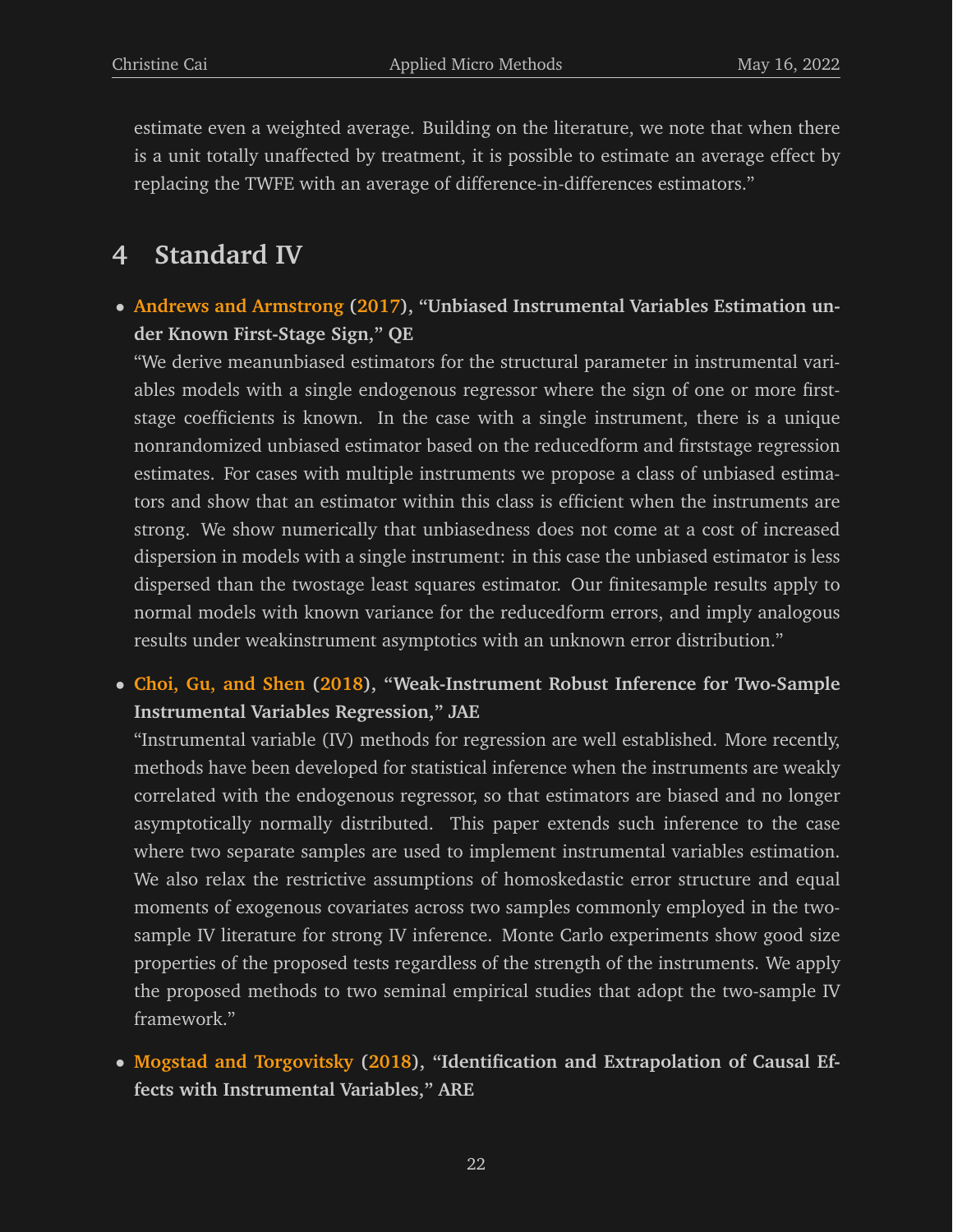estimate even a weighted average. Building on the literature, we note that when there is a unit totally unaffected by treatment, it is possible to estimate an average effect by replacing the TWFE with an average of difference-in-differences estimators."

## 4 Standard IV

- **Andrews and Armstrong (2017), "Unbiased Instrumental Variables Estimation under Known First-Stage Sign," QE**
  "We derive meanunbiased estimators for the structural parameter in instrumental variables models with a single endogenous regressor where the sign of one or more first-stage coefficients is known. In the case with a single instrument, there is a unique nonrandomized unbiased estimator based on the reducedform and firststage regression estimates. For cases with multiple instruments we propose a class of unbiased estimators and show that an estimator within this class is efficient when the instruments are strong. We show numerically that unbiasedness does not come at a cost of increased dispersion in models with a single instrument: in this case the unbiased estimator is less dispersed than the twostage least squares estimator. Our finitesample results apply to normal models with known variance for the reducedform errors, and imply analogous results under weakinstrument asymptotics with an unknown error distribution."

- **Choi, Gu, and Shen (2018), "Weak-Instrument Robust Inference for Two-Sample Instrumental Variables Regression," JAE**
  "Instrumental variable (IV) methods for regression are well established. More recently, methods have been developed for statistical inference when the instruments are weakly correlated with the endogenous regressor, so that estimators are biased and no longer asymptotically normally distributed. This paper extends such inference to the case where two separate samples are used to implement instrumental variables estimation. We also relax the restrictive assumptions of homoskedastic error structure and equal moments of exogenous covariates across two samples commonly employed in the two-sample IV literature for strong IV inference. Monte Carlo experiments show good size properties of the proposed tests regardless of the strength of the instruments. We apply the proposed methods to two seminal empirical studies that adopt the two-sample IV framework."

- **Mogstad and Torgovitsky (2018), "Identification and Extrapolation of Causal Effects with Instrumental Variables," ARE**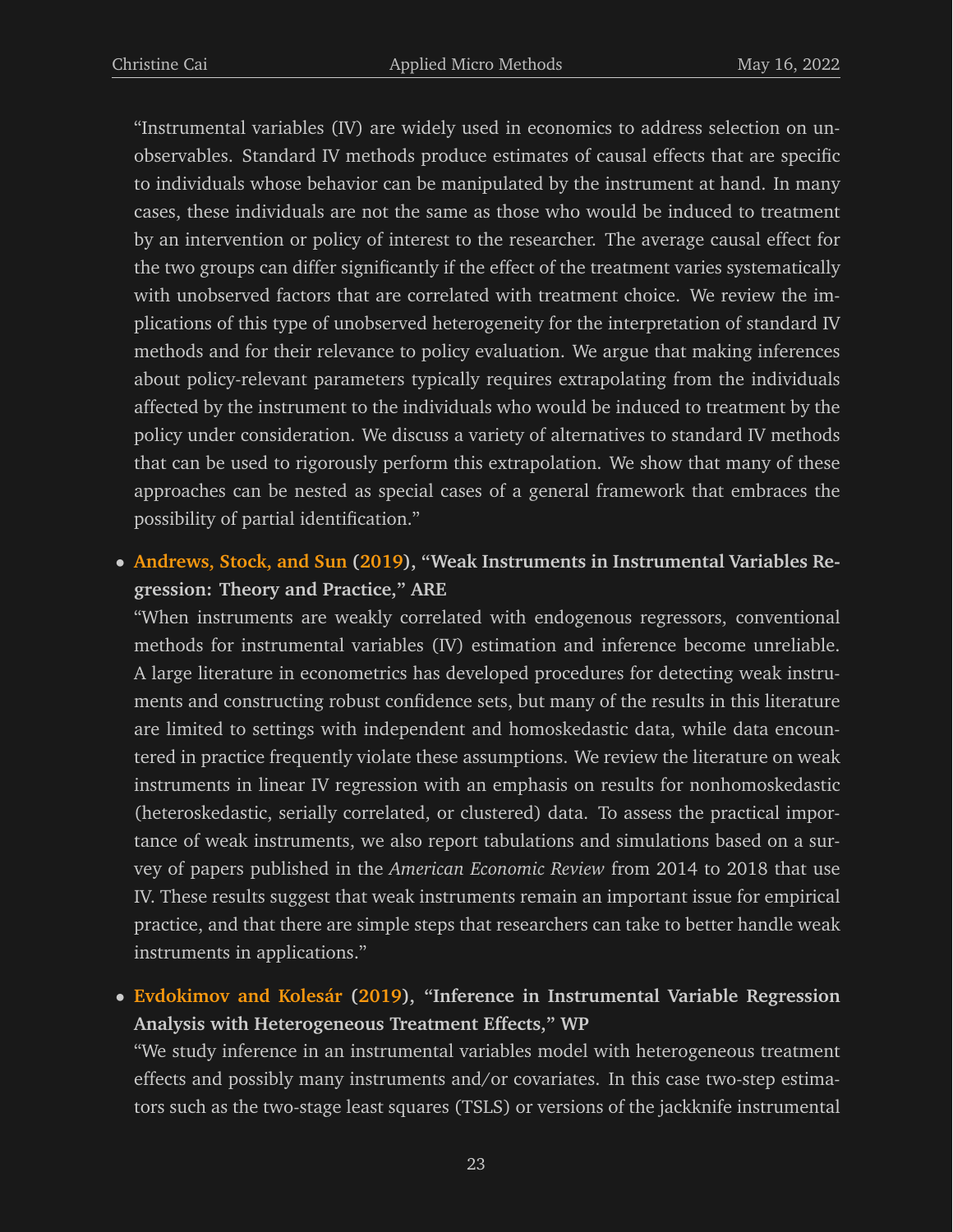"Instrumental variables (IV) are widely used in economics to address selection on unobservables. Standard IV methods produce estimates of causal effects that are specific to individuals whose behavior can be manipulated by the instrument at hand. In many cases, these individuals are not the same as those who would be induced to treatment by an intervention or policy of interest to the researcher. The average causal effect for the two groups can differ significantly if the effect of the treatment varies systematically with unobserved factors that are correlated with treatment choice. We review the implications of this type of unobserved heterogeneity for the interpretation of standard IV methods and for their relevance to policy evaluation. We argue that making inferences about policy-relevant parameters typically requires extrapolating from the individuals affected by the instrument to the individuals who would be induced to treatment by the policy under consideration. We discuss a variety of alternatives to standard IV methods that can be used to rigorously perform this extrapolation. We show that many of these approaches can be nested as special cases of a general framework that embraces the possibility of partial identification."

- **Andrews, Stock, and Sun (2019), "Weak Instruments in Instrumental Variables Regression: Theory and Practice," ARE**

  "When instruments are weakly correlated with endogenous regressors, conventional methods for instrumental variables (IV) estimation and inference become unreliable. A large literature in econometrics has developed procedures for detecting weak instruments and constructing robust confidence sets, but many of the results in this literature are limited to settings with independent and homoskedastic data, while data encountered in practice frequently violate these assumptions. We review the literature on weak instruments in linear IV regression with an emphasis on results for nonhomoskedastic (heteroskedastic, serially correlated, or clustered) data. To assess the practical importance of weak instruments, we also report tabulations and simulations based on a survey of papers published in the *American Economic Review* from 2014 to 2018 that use IV. These results suggest that weak instruments remain an important issue for empirical practice, and that there are simple steps that researchers can take to better handle weak instruments in applications."

- **Evdokimov and Kolesár (2019), "Inference in Instrumental Variable Regression Analysis with Heterogeneous Treatment Effects," WP**

  "We study inference in an instrumental variables model with heterogeneous treatment effects and possibly many instruments and/or covariates. In this case two-step estimators such as the two-stage least squares (TSLS) or versions of the jackknife instrumental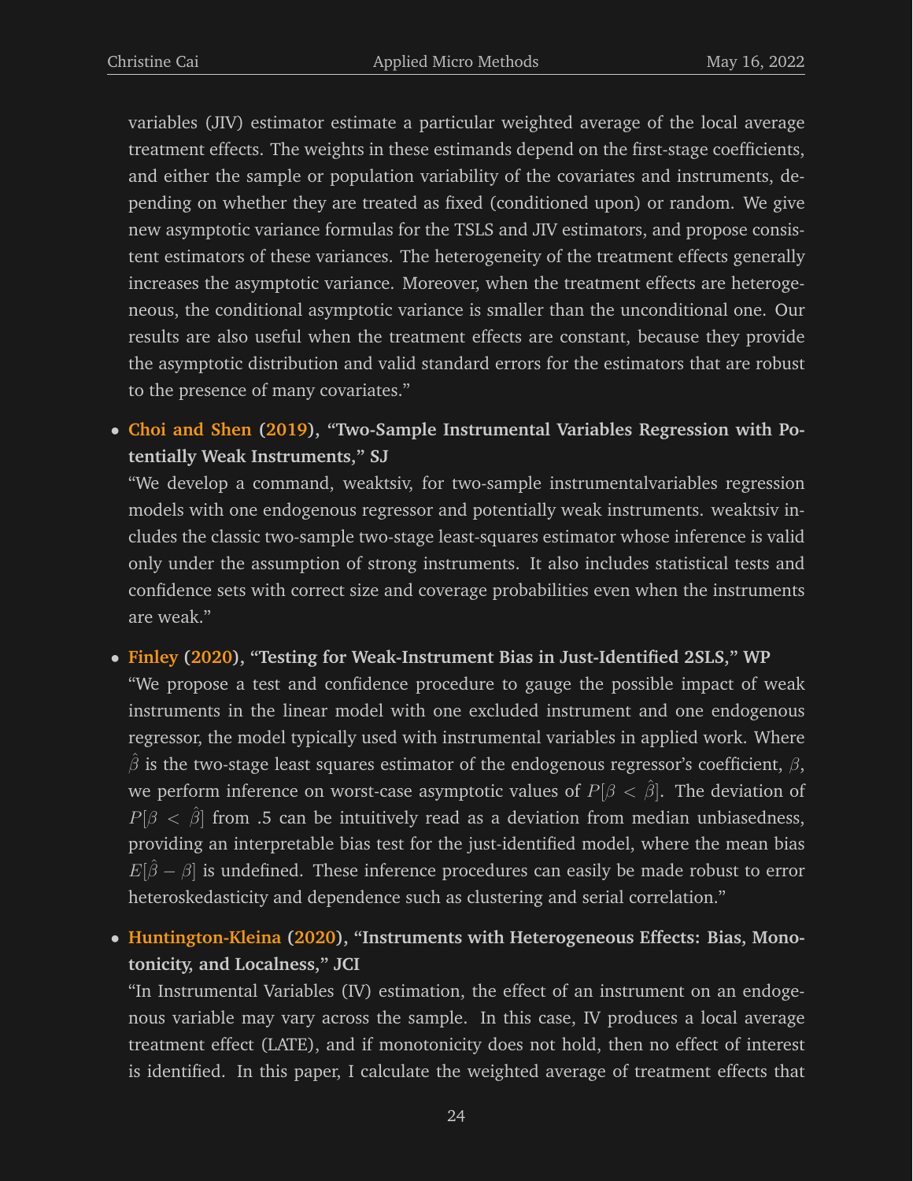variables (JIV) estimator estimate a particular weighted average of the local average treatment effects. The weights in these estimands depend on the first-stage coefficients, and either the sample or population variability of the covariates and instruments, depending on whether they are treated as fixed (conditioned upon) or random. We give new asymptotic variance formulas for the TSLS and JIV estimators, and propose consistent estimators of these variances. The heterogeneity of the treatment effects generally increases the asymptotic variance. Moreover, when the treatment effects are heterogeneous, the conditional asymptotic variance is smaller than the unconditional one. Our results are also useful when the treatment effects are constant, because they provide the asymptotic distribution and valid standard errors for the estimators that are robust to the presence of many covariates."

- **Choi and Shen (2019), "Two-Sample Instrumental Variables Regression with Potentially Weak Instruments," SJ**
  "We develop a command, weaktsiv, for two-sample instrumentalvariables regression models with one endogenous regressor and potentially weak instruments. weaktsiv includes the classic two-sample two-stage least-squares estimator whose inference is valid only under the assumption of strong instruments. It also includes statistical tests and confidence sets with correct size and coverage probabilities even when the instruments are weak."

- **Finley (2020), "Testing for Weak-Instrument Bias in Just-Identified 2SLS," WP**
  "We propose a test and confidence procedure to gauge the possible impact of weak instruments in the linear model with one excluded instrument and one endogenous regressor, the model typically used with instrumental variables in applied work. Where $\hat{\beta}$ is the two-stage least squares estimator of the endogenous regressor's coefficient, $\beta$, we perform inference on worst-case asymptotic values of $P[\beta < \hat{\beta}]$. The deviation of $P[\beta < \hat{\beta}]$ from .5 can be intuitively read as a deviation from median unbiasedness, providing an interpretable bias test for the just-identified model, where the mean bias $E[\hat{\beta} - \beta]$ is undefined. These inference procedures can easily be made robust to error heteroskedasticity and dependence such as clustering and serial correlation."

- **Huntington-Kleina (2020), "Instruments with Heterogeneous Effects: Bias, Monotonicity, and Localness," JCI**
  "In Instrumental Variables (IV) estimation, the effect of an instrument on an endogenous variable may vary across the sample. In this case, IV produces a local average treatment effect (LATE), and if monotonicity does not hold, then no effect of interest is identified. In this paper, I calculate the weighted average of treatment effects that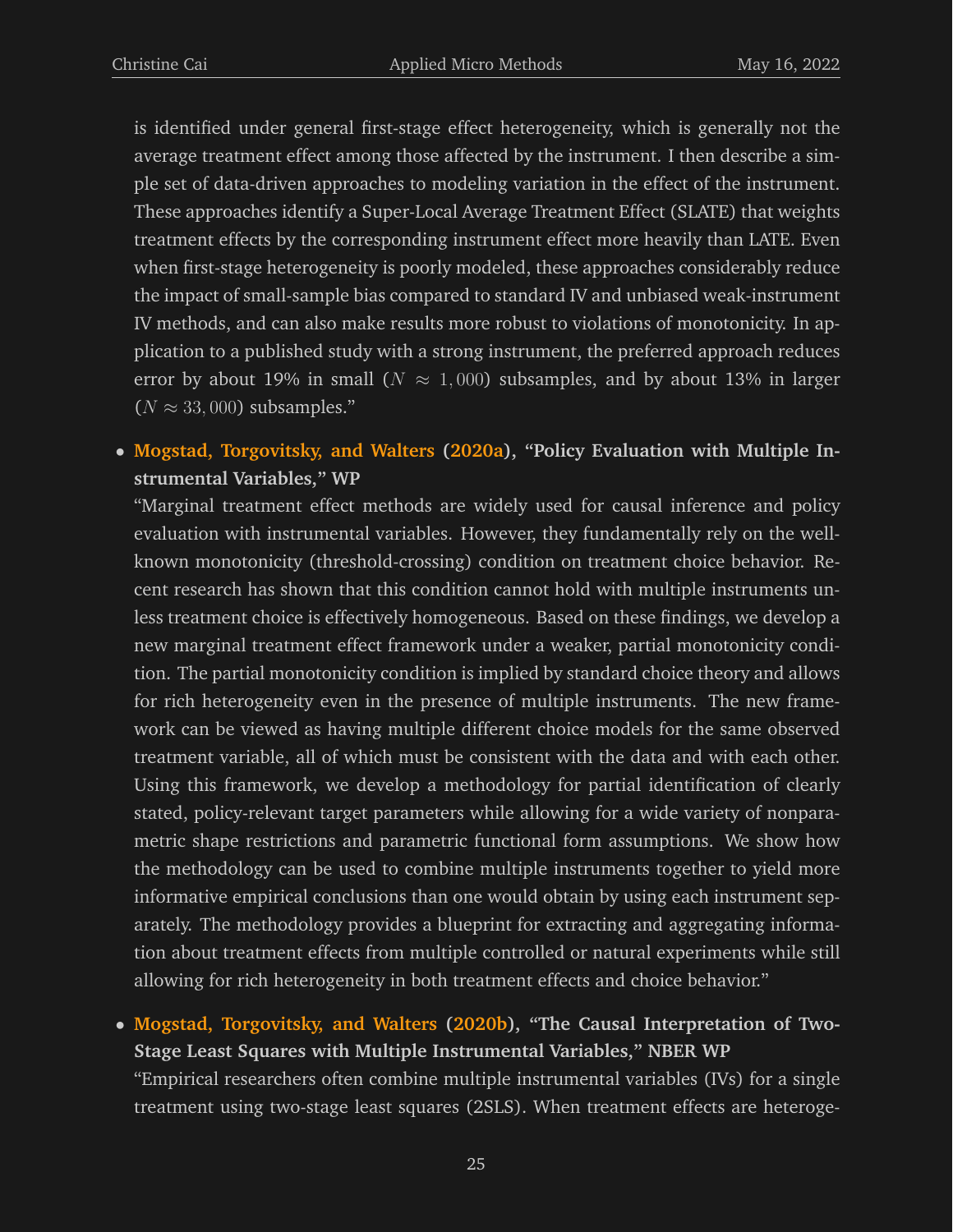is identified under general first-stage effect heterogeneity, which is generally not the average treatment effect among those affected by the instrument. I then describe a simple set of data-driven approaches to modeling variation in the effect of the instrument. These approaches identify a Super-Local Average Treatment Effect (SLATE) that weights treatment effects by the corresponding instrument effect more heavily than LATE. Even when first-stage heterogeneity is poorly modeled, these approaches considerably reduce the impact of small-sample bias compared to standard IV and unbiased weak-instrument IV methods, and can also make results more robust to violations of monotonicity. In application to a published study with a strong instrument, the preferred approach reduces error by about 19% in small ($N \approx 1,000$) subsamples, and by about 13% in larger ($N \approx 33,000$) subsamples."

- **Mogstad, Torgovitsky, and Walters (2020a), "Policy Evaluation with Multiple Instrumental Variables," WP**
  "Marginal treatment effect methods are widely used for causal inference and policy evaluation with instrumental variables. However, they fundamentally rely on the well-known monotonicity (threshold-crossing) condition on treatment choice behavior. Recent research has shown that this condition cannot hold with multiple instruments unless treatment choice is effectively homogeneous. Based on these findings, we develop a new marginal treatment effect framework under a weaker, partial monotonicity condition. The partial monotonicity condition is implied by standard choice theory and allows for rich heterogeneity even in the presence of multiple instruments. The new framework can be viewed as having multiple different choice models for the same observed treatment variable, all of which must be consistent with the data and with each other. Using this framework, we develop a methodology for partial identification of clearly stated, policy-relevant target parameters while allowing for a wide variety of nonparametric shape restrictions and parametric functional form assumptions. We show how the methodology can be used to combine multiple instruments together to yield more informative empirical conclusions than one would obtain by using each instrument separately. The methodology provides a blueprint for extracting and aggregating information about treatment effects from multiple controlled or natural experiments while still allowing for rich heterogeneity in both treatment effects and choice behavior."

- **Mogstad, Torgovitsky, and Walters (2020b), "The Causal Interpretation of Two-Stage Least Squares with Multiple Instrumental Variables," NBER WP**
  "Empirical researchers often combine multiple instrumental variables (IVs) for a single treatment using two-stage least squares (2SLS). When treatment effects are heteroge-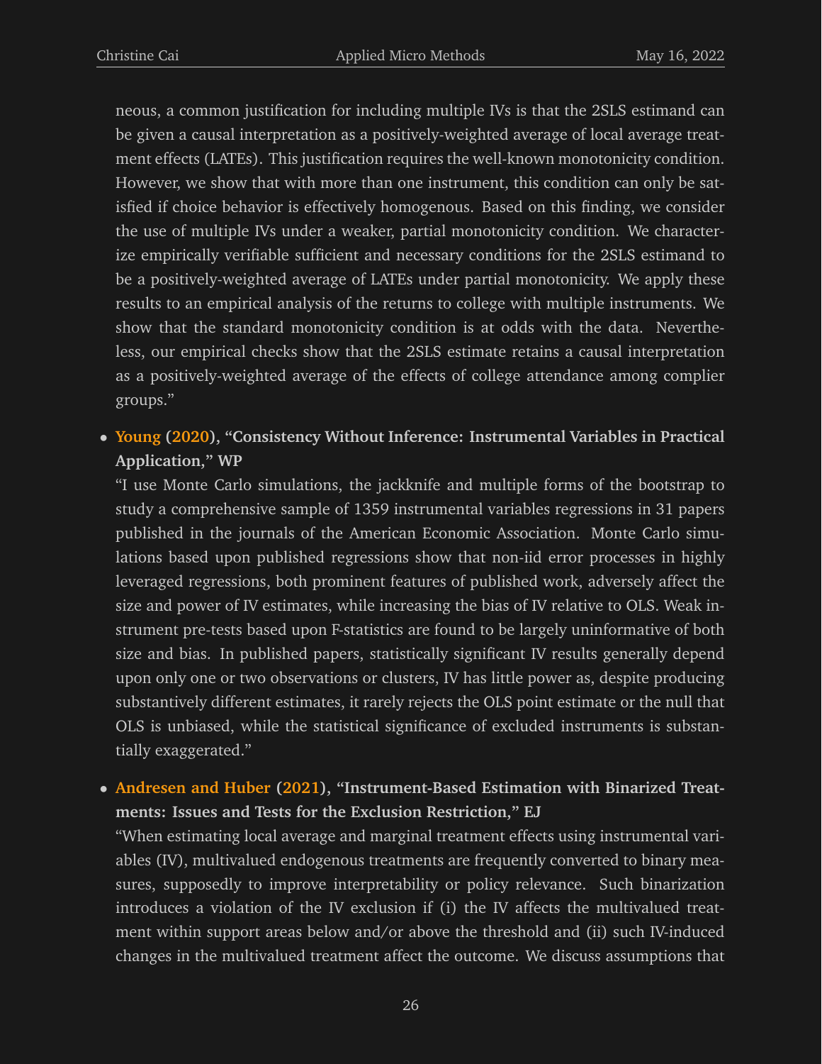neous, a common justification for including multiple IVs is that the 2SLS estimand can be given a causal interpretation as a positively-weighted average of local average treatment effects (LATEs). This justification requires the well-known monotonicity condition. However, we show that with more than one instrument, this condition can only be satisfied if choice behavior is effectively homogenous. Based on this finding, we consider the use of multiple IVs under a weaker, partial monotonicity condition. We characterize empirically verifiable sufficient and necessary conditions for the 2SLS estimand to be a positively-weighted average of LATEs under partial monotonicity. We apply these results to an empirical analysis of the returns to college with multiple instruments. We show that the standard monotonicity condition is at odds with the data. Nevertheless, our empirical checks show that the 2SLS estimate retains a causal interpretation as a positively-weighted average of the effects of college attendance among complier groups."

- **Young (2020), "Consistency Without Inference: Instrumental Variables in Practical Application," WP**
  "I use Monte Carlo simulations, the jackknife and multiple forms of the bootstrap to study a comprehensive sample of 1359 instrumental variables regressions in 31 papers published in the journals of the American Economic Association. Monte Carlo simulations based upon published regressions show that non-iid error processes in highly leveraged regressions, both prominent features of published work, adversely affect the size and power of IV estimates, while increasing the bias of IV relative to OLS. Weak instrument pre-tests based upon F-statistics are found to be largely uninformative of both size and bias. In published papers, statistically significant IV results generally depend upon only one or two observations or clusters, IV has little power as, despite producing substantively different estimates, it rarely rejects the OLS point estimate or the null that OLS is unbiased, while the statistical significance of excluded instruments is substantially exaggerated."

- **Andresen and Huber (2021), "Instrument-Based Estimation with Binarized Treatments: Issues and Tests for the Exclusion Restriction," EJ**
  "When estimating local average and marginal treatment effects using instrumental variables (IV), multivalued endogenous treatments are frequently converted to binary measures, supposedly to improve interpretability or policy relevance. Such binarization introduces a violation of the IV exclusion if (i) the IV affects the multivalued treatment within support areas below and/or above the threshold and (ii) such IV-induced changes in the multivalued treatment affect the outcome. We discuss assumptions that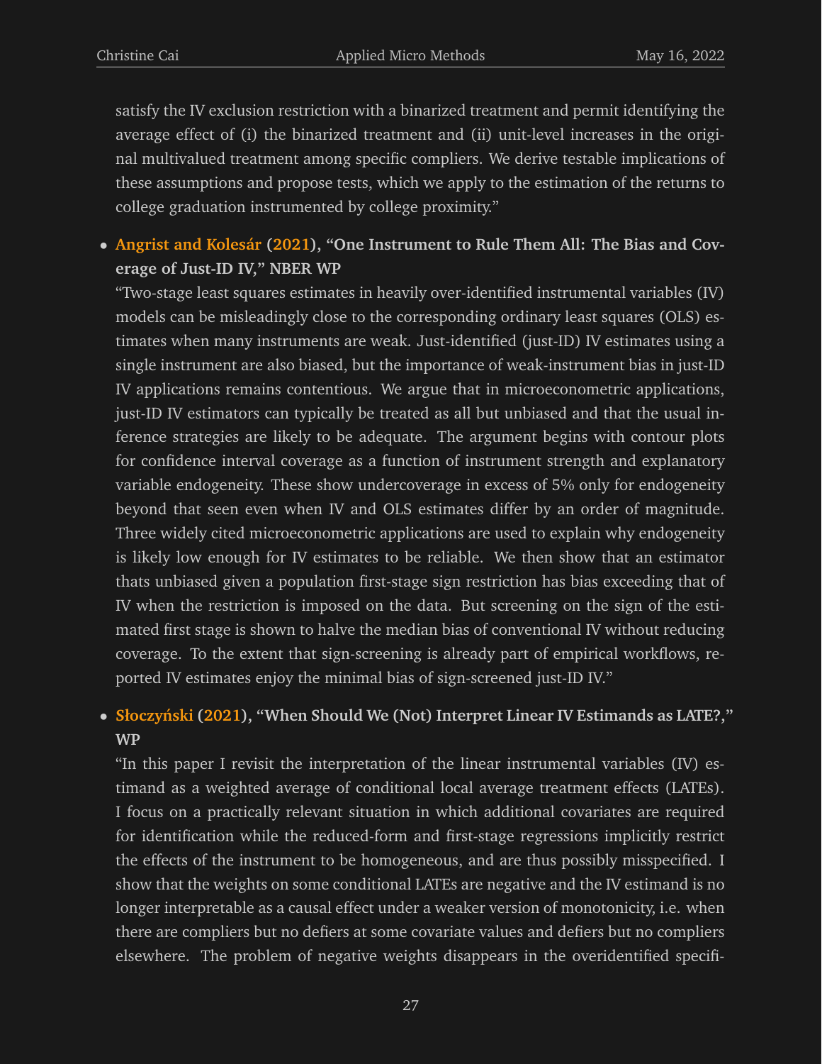satisfy the IV exclusion restriction with a binarized treatment and permit identifying the average effect of (i) the binarized treatment and (ii) unit-level increases in the original multivalued treatment among specific compliers. We derive testable implications of these assumptions and propose tests, which we apply to the estimation of the returns to college graduation instrumented by college proximity."

- **Angrist and Kolesár (2021), "One Instrument to Rule Them All: The Bias and Coverage of Just-ID IV," NBER WP**

  "Two-stage least squares estimates in heavily over-identified instrumental variables (IV) models can be misleadingly close to the corresponding ordinary least squares (OLS) estimates when many instruments are weak. Just-identified (just-ID) IV estimates using a single instrument are also biased, but the importance of weak-instrument bias in just-ID IV applications remains contentious. We argue that in microeconometric applications, just-ID IV estimators can typically be treated as all but unbiased and that the usual inference strategies are likely to be adequate. The argument begins with contour plots for confidence interval coverage as a function of instrument strength and explanatory variable endogeneity. These show undercoverage in excess of 5% only for endogeneity beyond that seen even when IV and OLS estimates differ by an order of magnitude. Three widely cited microeconometric applications are used to explain why endogeneity is likely low enough for IV estimates to be reliable. We then show that an estimator thats unbiased given a population first-stage sign restriction has bias exceeding that of IV when the restriction is imposed on the data. But screening on the sign of the estimated first stage is shown to halve the median bias of conventional IV without reducing coverage. To the extent that sign-screening is already part of empirical workflows, reported IV estimates enjoy the minimal bias of sign-screened just-ID IV."

- **Słoczyński (2021), "When Should We (Not) Interpret Linear IV Estimands as LATE?," WP**

  "In this paper I revisit the interpretation of the linear instrumental variables (IV) estimand as a weighted average of conditional local average treatment effects (LATEs). I focus on a practically relevant situation in which additional covariates are required for identification while the reduced-form and first-stage regressions implicitly restrict the effects of the instrument to be homogeneous, and are thus possibly misspecified. I show that the weights on some conditional LATEs are negative and the IV estimand is no longer interpretable as a causal effect under a weaker version of monotonicity, i.e. when there are compliers but no defiers at some covariate values and defiers but no compliers elsewhere. The problem of negative weights disappears in the overidentified specifi-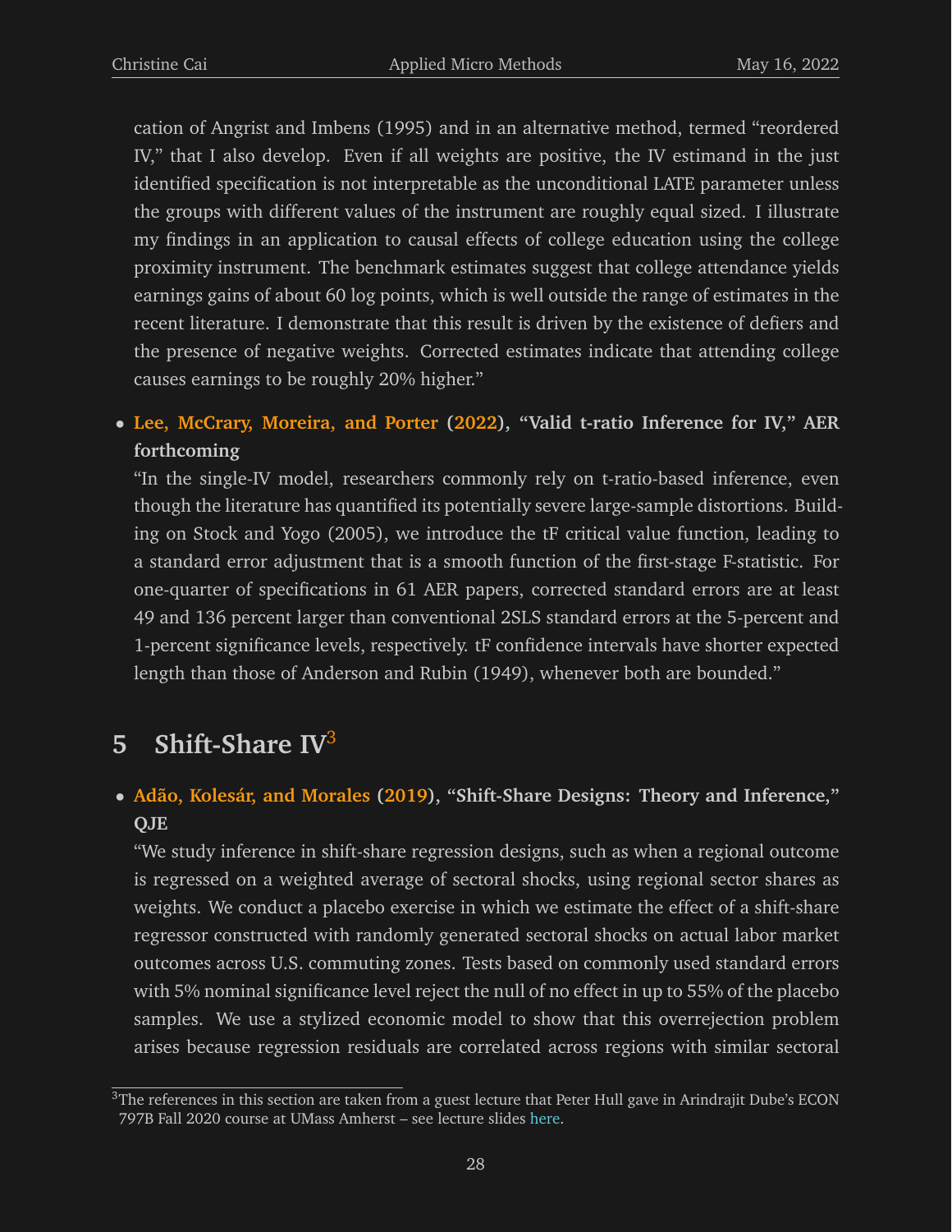cation of Angrist and Imbens (1995) and in an alternative method, termed "reordered IV," that I also develop. Even if all weights are positive, the IV estimand in the just identified specification is not interpretable as the unconditional LATE parameter unless the groups with different values of the instrument are roughly equal sized. I illustrate my findings in an application to causal effects of college education using the college proximity instrument. The benchmark estimates suggest that college attendance yields earnings gains of about 60 log points, which is well outside the range of estimates in the recent literature. I demonstrate that this result is driven by the existence of defiers and the presence of negative weights. Corrected estimates indicate that attending college causes earnings to be roughly 20% higher."

- **Lee, McCrary, Moreira, and Porter (2022), "Valid t-ratio Inference for IV," AER forthcoming**
  "In the single-IV model, researchers commonly rely on t-ratio-based inference, even though the literature has quantified its potentially severe large-sample distortions. Building on Stock and Yogo (2005), we introduce the tF critical value function, leading to a standard error adjustment that is a smooth function of the first-stage F-statistic. For one-quarter of specifications in 61 AER papers, corrected standard errors are at least 49 and 136 percent larger than conventional 2SLS standard errors at the 5-percent and 1-percent significance levels, respectively. tF confidence intervals have shorter expected length than those of Anderson and Rubin (1949), whenever both are bounded."

## 5 Shift-Share IV[3]

- **Adão, Kolesár, and Morales (2019), "Shift-Share Designs: Theory and Inference," QJE**
  "We study inference in shift-share regression designs, such as when a regional outcome is regressed on a weighted average of sectoral shocks, using regional sector shares as weights. We conduct a placebo exercise in which we estimate the effect of a shift-share regressor constructed with randomly generated sectoral shocks on actual labor market outcomes across U.S. commuting zones. Tests based on commonly used standard errors with 5% nominal significance level reject the null of no effect in up to 55% of the placebo samples. We use a stylized economic model to show that this overrejection problem arises because regression residuals are correlated across regions with similar sectoral

[3] The references in this section are taken from a guest lecture that Peter Hull gave in Arindrajit Dube's ECON 797B Fall 2020 course at UMass Amherst – see lecture slides here.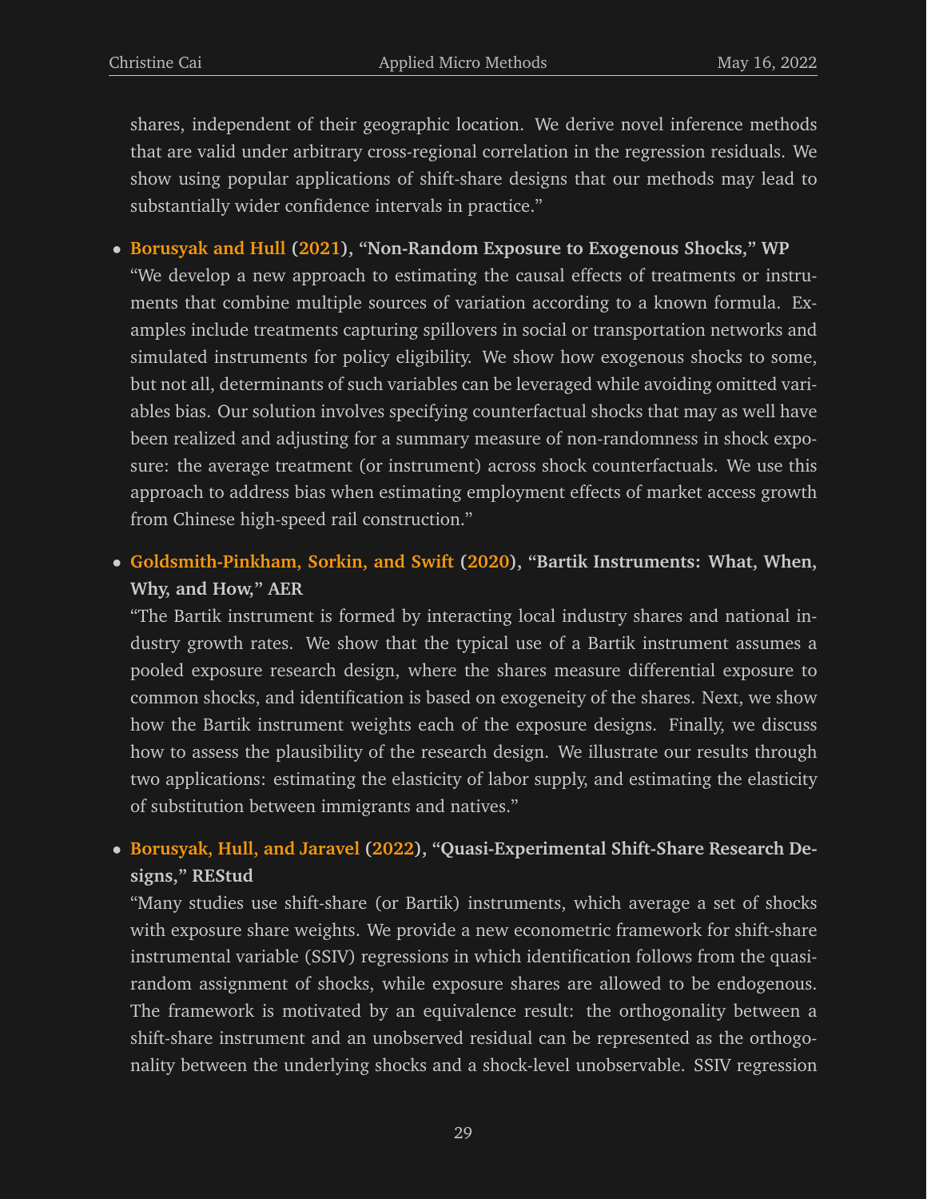shares, independent of their geographic location. We derive novel inference methods that are valid under arbitrary cross-regional correlation in the regression residuals. We show using popular applications of shift-share designs that our methods may lead to substantially wider confidence intervals in practice."

- **Borusyak and Hull (2021), "Non-Random Exposure to Exogenous Shocks," WP**
  "We develop a new approach to estimating the causal effects of treatments or instruments that combine multiple sources of variation according to a known formula. Examples include treatments capturing spillovers in social or transportation networks and simulated instruments for policy eligibility. We show how exogenous shocks to some, but not all, determinants of such variables can be leveraged while avoiding omitted variables bias. Our solution involves specifying counterfactual shocks that may as well have been realized and adjusting for a summary measure of non-randomness in shock exposure: the average treatment (or instrument) across shock counterfactuals. We use this approach to address bias when estimating employment effects of market access growth from Chinese high-speed rail construction."

- **Goldsmith-Pinkham, Sorkin, and Swift (2020), "Bartik Instruments: What, When, Why, and How," AER**
  "The Bartik instrument is formed by interacting local industry shares and national industry growth rates. We show that the typical use of a Bartik instrument assumes a pooled exposure research design, where the shares measure differential exposure to common shocks, and identification is based on exogeneity of the shares. Next, we show how the Bartik instrument weights each of the exposure designs. Finally, we discuss how to assess the plausibility of the research design. We illustrate our results through two applications: estimating the elasticity of labor supply, and estimating the elasticity of substitution between immigrants and natives."

- **Borusyak, Hull, and Jaravel (2022), "Quasi-Experimental Shift-Share Research Designs," REStud**
  "Many studies use shift-share (or Bartik) instruments, which average a set of shocks with exposure share weights. We provide a new econometric framework for shift-share instrumental variable (SSIV) regressions in which identification follows from the quasi-random assignment of shocks, while exposure shares are allowed to be endogenous. The framework is motivated by an equivalence result: the orthogonality between a shift-share instrument and an unobserved residual can be represented as the orthogonality between the underlying shocks and a shock-level unobservable. SSIV regression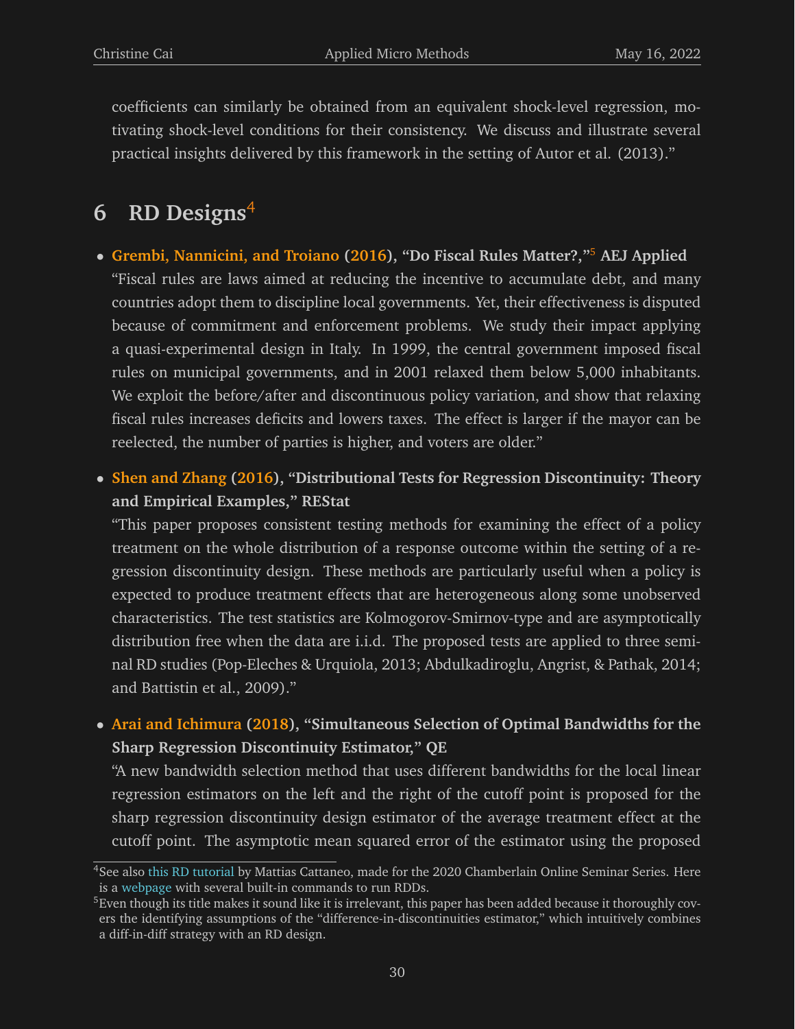coefficients can similarly be obtained from an equivalent shock-level regression, motivating shock-level conditions for their consistency. We discuss and illustrate several practical insights delivered by this framework in the setting of Autor et al. (2013)."

# 6 RD Designs[4]

- **Grembi, Nannicini, and Troiano (2016), "Do Fiscal Rules Matter?,"[5] AEJ Applied**
  "Fiscal rules are laws aimed at reducing the incentive to accumulate debt, and many countries adopt them to discipline local governments. Yet, their effectiveness is disputed because of commitment and enforcement problems. We study their impact applying a quasi-experimental design in Italy. In 1999, the central government imposed fiscal rules on municipal governments, and in 2001 relaxed them below 5,000 inhabitants. We exploit the before/after and discontinuous policy variation, and show that relaxing fiscal rules increases deficits and lowers taxes. The effect is larger if the mayor can be reelected, the number of parties is higher, and voters are older."

- **Shen and Zhang (2016), "Distributional Tests for Regression Discontinuity: Theory and Empirical Examples," REStat**
  "This paper proposes consistent testing methods for examining the effect of a policy treatment on the whole distribution of a response outcome within the setting of a regression discontinuity design. These methods are particularly useful when a policy is expected to produce treatment effects that are heterogeneous along some unobserved characteristics. The test statistics are Kolmogorov-Smirnov-type and are asymptotically distribution free when the data are i.i.d. The proposed tests are applied to three seminal RD studies (Pop-Eleches & Urquiola, 2013; Abdulkadiroglu, Angrist, & Pathak, 2014; and Battistin et al., 2009)."

- **Arai and Ichimura (2018), "Simultaneous Selection of Optimal Bandwidths for the Sharp Regression Discontinuity Estimator," QE**
  "A new bandwidth selection method that uses different bandwidths for the local linear regression estimators on the left and the right of the cutoff point is proposed for the sharp regression discontinuity design estimator of the average treatment effect at the cutoff point. The asymptotic mean squared error of the estimator using the proposed

---

[4] See also this RD tutorial by Mattias Cattaneo, made for the 2020 Chamberlain Online Seminar Series. Here is a webpage with several built-in commands to run RDDs.

[5] Even though its title makes it sound like it is irrelevant, this paper has been added because it thoroughly covers the identifying assumptions of the "difference-in-discontinuities estimator," which intuitively combines a diff-in-diff strategy with an RD design.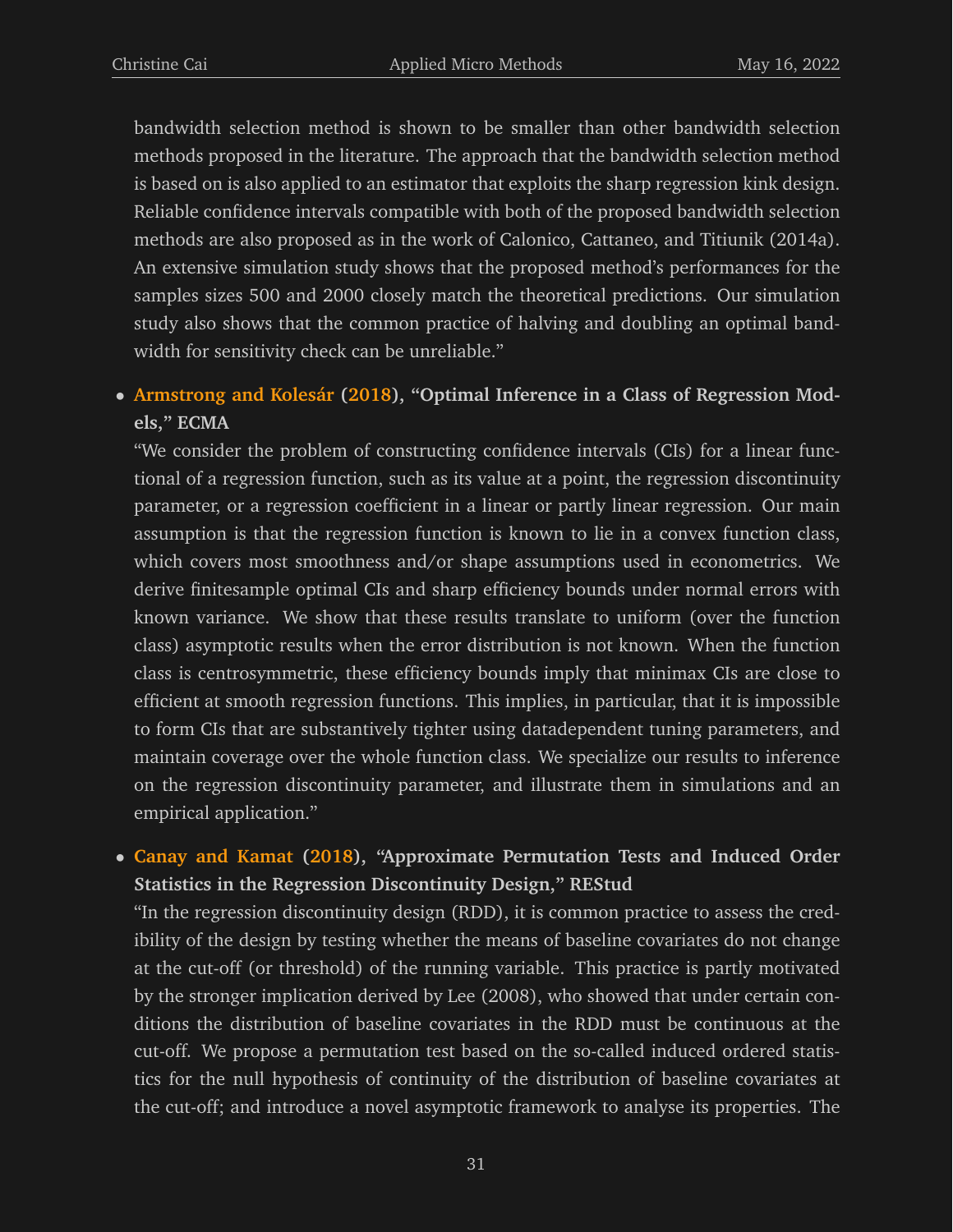bandwidth selection method is shown to be smaller than other bandwidth selection methods proposed in the literature. The approach that the bandwidth selection method is based on is also applied to an estimator that exploits the sharp regression kink design. Reliable confidence intervals compatible with both of the proposed bandwidth selection methods are also proposed as in the work of Calonico, Cattaneo, and Titiunik (2014a). An extensive simulation study shows that the proposed method's performances for the samples sizes 500 and 2000 closely match the theoretical predictions. Our simulation study also shows that the common practice of halving and doubling an optimal bandwidth for sensitivity check can be unreliable."

- **Armstrong and Kolesár (2018), "Optimal Inference in a Class of Regression Models," ECMA**
  "We consider the problem of constructing confidence intervals (CIs) for a linear functional of a regression function, such as its value at a point, the regression discontinuity parameter, or a regression coefficient in a linear or partly linear regression. Our main assumption is that the regression function is known to lie in a convex function class, which covers most smoothness and/or shape assumptions used in econometrics. We derive finitesample optimal CIs and sharp efficiency bounds under normal errors with known variance. We show that these results translate to uniform (over the function class) asymptotic results when the error distribution is not known. When the function class is centrosymmetric, these efficiency bounds imply that minimax CIs are close to efficient at smooth regression functions. This implies, in particular, that it is impossible to form CIs that are substantively tighter using datadependent tuning parameters, and maintain coverage over the whole function class. We specialize our results to inference on the regression discontinuity parameter, and illustrate them in simulations and an empirical application."

- **Canay and Kamat (2018), "Approximate Permutation Tests and Induced Order Statistics in the Regression Discontinuity Design," REStud**
  "In the regression discontinuity design (RDD), it is common practice to assess the credibility of the design by testing whether the means of baseline covariates do not change at the cut-off (or threshold) of the running variable. This practice is partly motivated by the stronger implication derived by Lee (2008), who showed that under certain conditions the distribution of baseline covariates in the RDD must be continuous at the cut-off. We propose a permutation test based on the so-called induced ordered statistics for the null hypothesis of continuity of the distribution of baseline covariates at the cut-off; and introduce a novel asymptotic framework to analyse its properties. The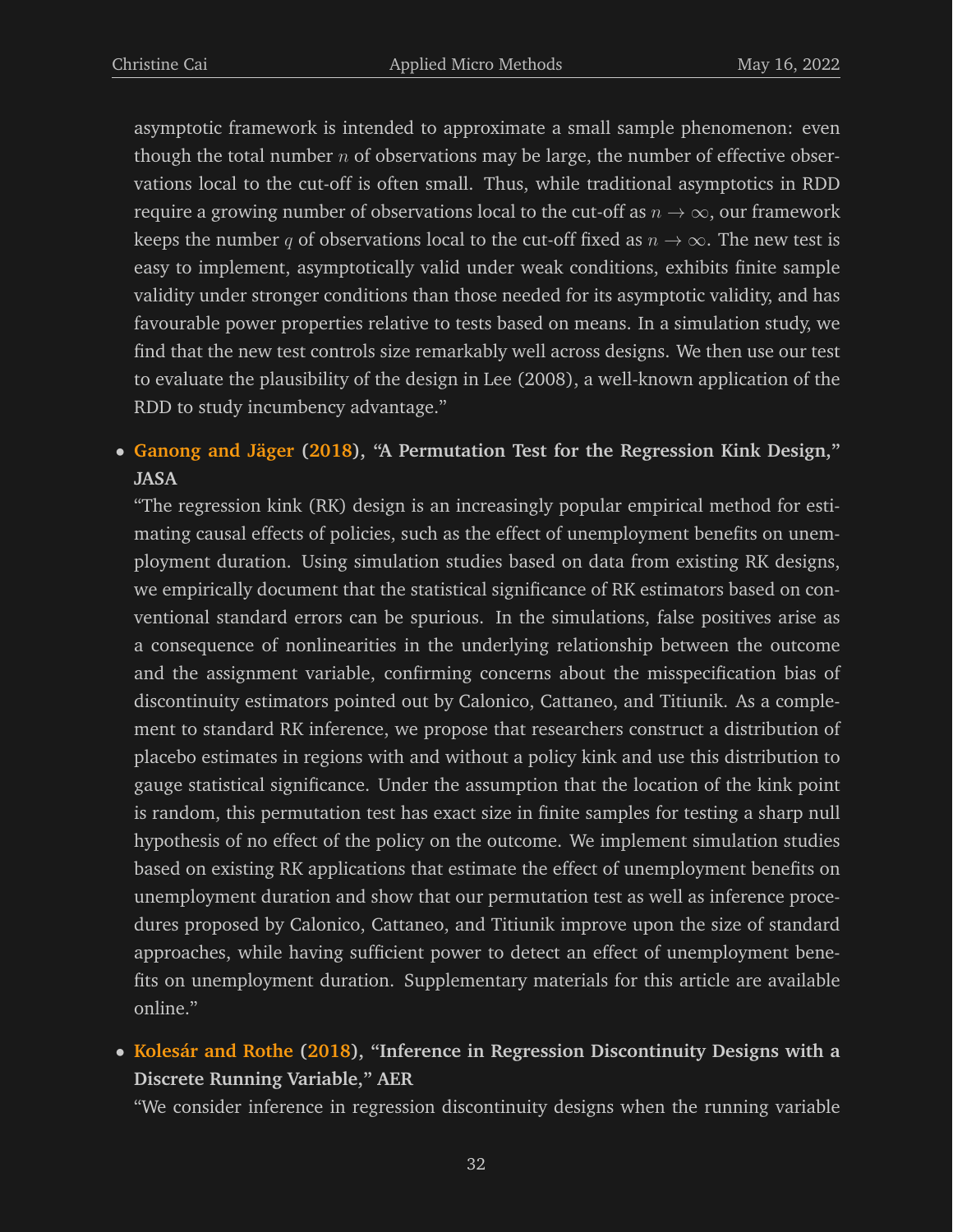asymptotic framework is intended to approximate a small sample phenomenon: even though the total number $n$ of observations may be large, the number of effective observations local to the cut-off is often small. Thus, while traditional asymptotics in RDD require a growing number of observations local to the cut-off as $n \to \infty$, our framework keeps the number $q$ of observations local to the cut-off fixed as $n \to \infty$. The new test is easy to implement, asymptotically valid under weak conditions, exhibits finite sample validity under stronger conditions than those needed for its asymptotic validity, and has favourable power properties relative to tests based on means. In a simulation study, we find that the new test controls size remarkably well across designs. We then use our test to evaluate the plausibility of the design in Lee (2008), a well-known application of the RDD to study incumbency advantage."

- **Ganong and Jäger (2018), "A Permutation Test for the Regression Kink Design," JASA**
  "The regression kink (RK) design is an increasingly popular empirical method for estimating causal effects of policies, such as the effect of unemployment benefits on unemployment duration. Using simulation studies based on data from existing RK designs, we empirically document that the statistical significance of RK estimators based on conventional standard errors can be spurious. In the simulations, false positives arise as a consequence of nonlinearities in the underlying relationship between the outcome and the assignment variable, confirming concerns about the misspecification bias of discontinuity estimators pointed out by Calonico, Cattaneo, and Titiunik. As a complement to standard RK inference, we propose that researchers construct a distribution of placebo estimates in regions with and without a policy kink and use this distribution to gauge statistical significance. Under the assumption that the location of the kink point is random, this permutation test has exact size in finite samples for testing a sharp null hypothesis of no effect of the policy on the outcome. We implement simulation studies based on existing RK applications that estimate the effect of unemployment benefits on unemployment duration and show that our permutation test as well as inference procedures proposed by Calonico, Cattaneo, and Titiunik improve upon the size of standard approaches, while having sufficient power to detect an effect of unemployment benefits on unemployment duration. Supplementary materials for this article are available online."

- **Kolesár and Rothe (2018), "Inference in Regression Discontinuity Designs with a Discrete Running Variable," AER**
  "We consider inference in regression discontinuity designs when the running variable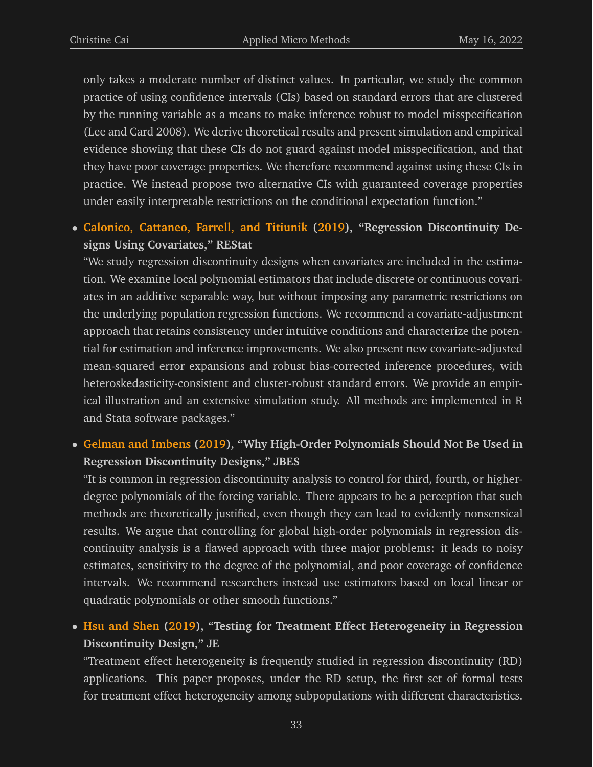only takes a moderate number of distinct values. In particular, we study the common practice of using confidence intervals (CIs) based on standard errors that are clustered by the running variable as a means to make inference robust to model misspecification (Lee and Card 2008). We derive theoretical results and present simulation and empirical evidence showing that these CIs do not guard against model misspecification, and that they have poor coverage properties. We therefore recommend against using these CIs in practice. We instead propose two alternative CIs with guaranteed coverage properties under easily interpretable restrictions on the conditional expectation function."

- **Calonico, Cattaneo, Farrell, and Titiunik (2019), "Regression Discontinuity Designs Using Covariates," REStat**
  "We study regression discontinuity designs when covariates are included in the estimation. We examine local polynomial estimators that include discrete or continuous covariates in an additive separable way, but without imposing any parametric restrictions on the underlying population regression functions. We recommend a covariate-adjustment approach that retains consistency under intuitive conditions and characterize the potential for estimation and inference improvements. We also present new covariate-adjusted mean-squared error expansions and robust bias-corrected inference procedures, with heteroskedasticity-consistent and cluster-robust standard errors. We provide an empirical illustration and an extensive simulation study. All methods are implemented in R and Stata software packages."

- **Gelman and Imbens (2019), "Why High-Order Polynomials Should Not Be Used in Regression Discontinuity Designs," JBES**
  "It is common in regression discontinuity analysis to control for third, fourth, or higher-degree polynomials of the forcing variable. There appears to be a perception that such methods are theoretically justified, even though they can lead to evidently nonsensical results. We argue that controlling for global high-order polynomials in regression discontinuity analysis is a flawed approach with three major problems: it leads to noisy estimates, sensitivity to the degree of the polynomial, and poor coverage of confidence intervals. We recommend researchers instead use estimators based on local linear or quadratic polynomials or other smooth functions."

- **Hsu and Shen (2019), "Testing for Treatment Effect Heterogeneity in Regression Discontinuity Design," JE**
  "Treatment effect heterogeneity is frequently studied in regression discontinuity (RD) applications. This paper proposes, under the RD setup, the first set of formal tests for treatment effect heterogeneity among subpopulations with different characteristics.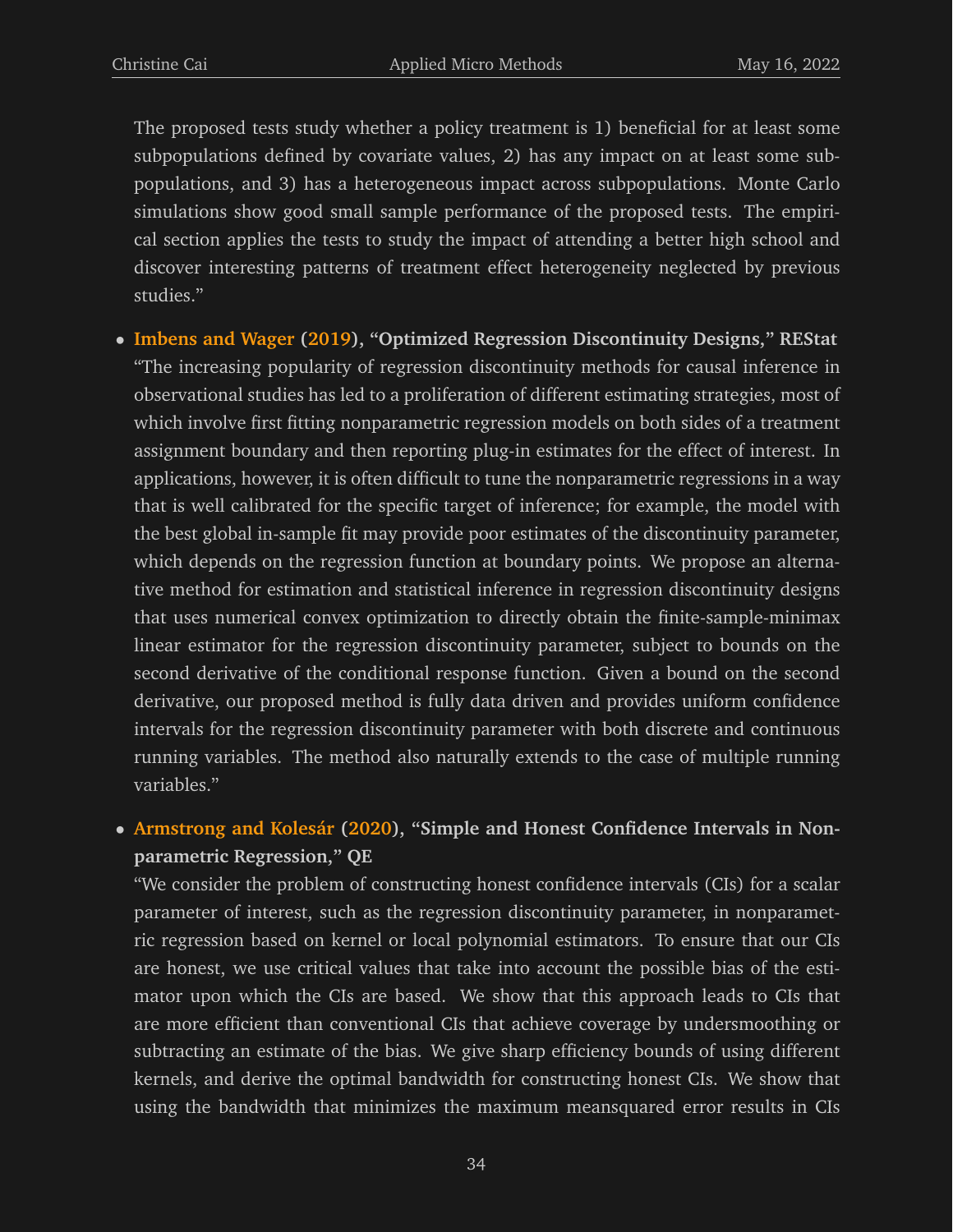The proposed tests study whether a policy treatment is 1) beneficial for at least some subpopulations defined by covariate values, 2) has any impact on at least some subpopulations, and 3) has a heterogeneous impact across subpopulations. Monte Carlo simulations show good small sample performance of the proposed tests. The empirical section applies the tests to study the impact of attending a better high school and discover interesting patterns of treatment effect heterogeneity neglected by previous studies."

- **Imbens and Wager (2019), "Optimized Regression Discontinuity Designs," REStat**
  "The increasing popularity of regression discontinuity methods for causal inference in observational studies has led to a proliferation of different estimating strategies, most of which involve first fitting nonparametric regression models on both sides of a treatment assignment boundary and then reporting plug-in estimates for the effect of interest. In applications, however, it is often difficult to tune the nonparametric regressions in a way that is well calibrated for the specific target of inference; for example, the model with the best global in-sample fit may provide poor estimates of the discontinuity parameter, which depends on the regression function at boundary points. We propose an alternative method for estimation and statistical inference in regression discontinuity designs that uses numerical convex optimization to directly obtain the finite-sample-minimax linear estimator for the regression discontinuity parameter, subject to bounds on the second derivative of the conditional response function. Given a bound on the second derivative, our proposed method is fully data driven and provides uniform confidence intervals for the regression discontinuity parameter with both discrete and continuous running variables. The method also naturally extends to the case of multiple running variables."

- **Armstrong and Kolesár (2020), "Simple and Honest Confidence Intervals in Nonparametric Regression," QE**
  "We consider the problem of constructing honest confidence intervals (CIs) for a scalar parameter of interest, such as the regression discontinuity parameter, in nonparametric regression based on kernel or local polynomial estimators. To ensure that our CIs are honest, we use critical values that take into account the possible bias of the estimator upon which the CIs are based. We show that this approach leads to CIs that are more efficient than conventional CIs that achieve coverage by undersmoothing or subtracting an estimate of the bias. We give sharp efficiency bounds of using different kernels, and derive the optimal bandwidth for constructing honest CIs. We show that using the bandwidth that minimizes the maximum meansquared error results in CIs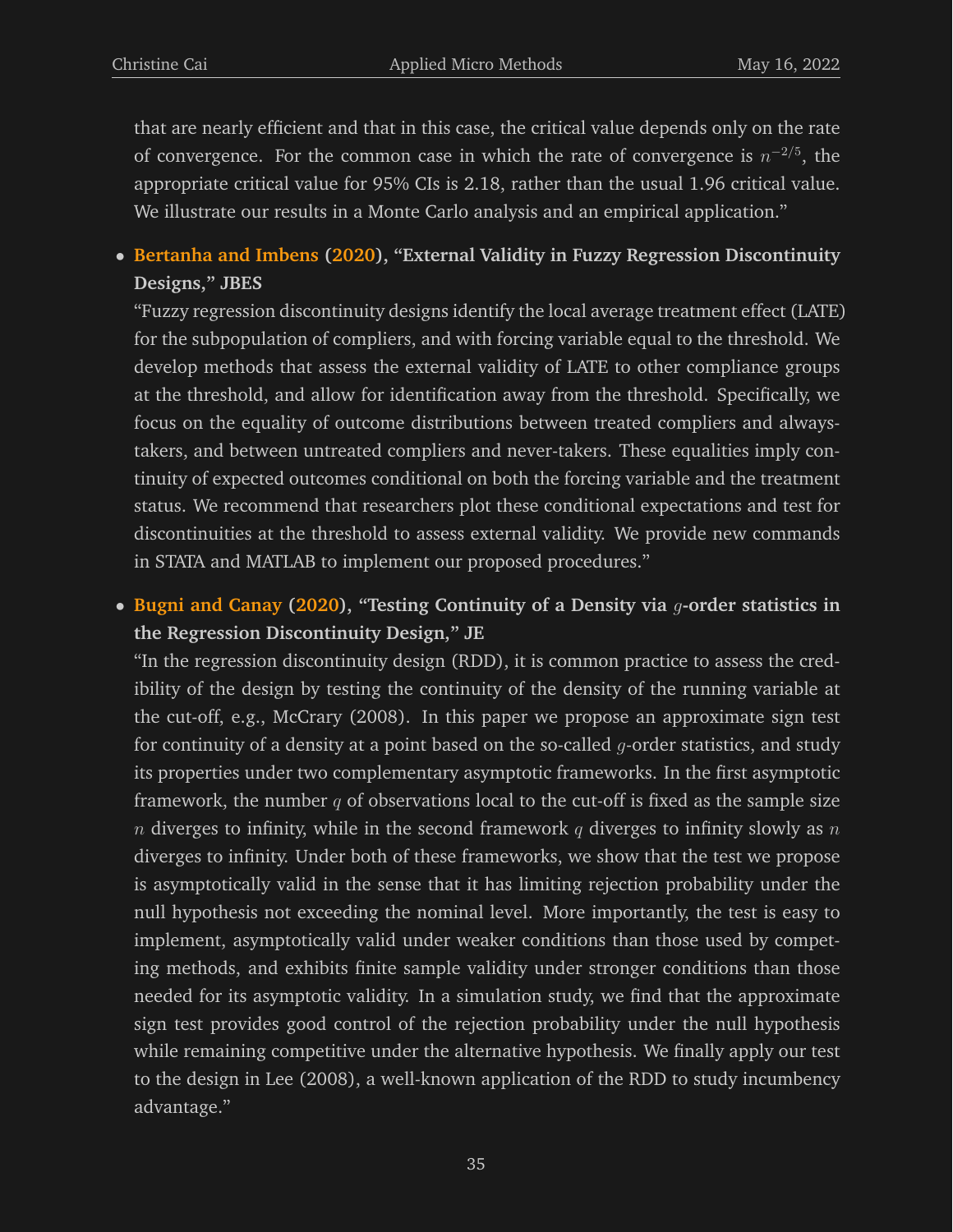that are nearly efficient and that in this case, the critical value depends only on the rate of convergence. For the common case in which the rate of convergence is $n^{-2/5}$, the appropriate critical value for 95% CIs is 2.18, rather than the usual 1.96 critical value. We illustrate our results in a Monte Carlo analysis and an empirical application."

- **Bertanha and Imbens (2020), "External Validity in Fuzzy Regression Discontinuity Designs," JBES**
  "Fuzzy regression discontinuity designs identify the local average treatment effect (LATE) for the subpopulation of compliers, and with forcing variable equal to the threshold. We develop methods that assess the external validity of LATE to other compliance groups at the threshold, and allow for identification away from the threshold. Specifically, we focus on the equality of outcome distributions between treated compliers and always-takers, and between untreated compliers and never-takers. These equalities imply continuity of expected outcomes conditional on both the forcing variable and the treatment status. We recommend that researchers plot these conditional expectations and test for discontinuities at the threshold to assess external validity. We provide new commands in STATA and MATLAB to implement our proposed procedures."

- **Bugni and Canay (2020), "Testing Continuity of a Density via $g$-order statistics in the Regression Discontinuity Design," JE**
  "In the regression discontinuity design (RDD), it is common practice to assess the credibility of the design by testing the continuity of the density of the running variable at the cut-off, e.g., McCrary (2008). In this paper we propose an approximate sign test for continuity of a density at a point based on the so-called $g$-order statistics, and study its properties under two complementary asymptotic frameworks. In the first asymptotic framework, the number $q$ of observations local to the cut-off is fixed as the sample size $n$ diverges to infinity, while in the second framework $q$ diverges to infinity slowly as $n$ diverges to infinity. Under both of these frameworks, we show that the test we propose is asymptotically valid in the sense that it has limiting rejection probability under the null hypothesis not exceeding the nominal level. More importantly, the test is easy to implement, asymptotically valid under weaker conditions than those used by competing methods, and exhibits finite sample validity under stronger conditions than those needed for its asymptotic validity. In a simulation study, we find that the approximate sign test provides good control of the rejection probability under the null hypothesis while remaining competitive under the alternative hypothesis. We finally apply our test to the design in Lee (2008), a well-known application of the RDD to study incumbency advantage."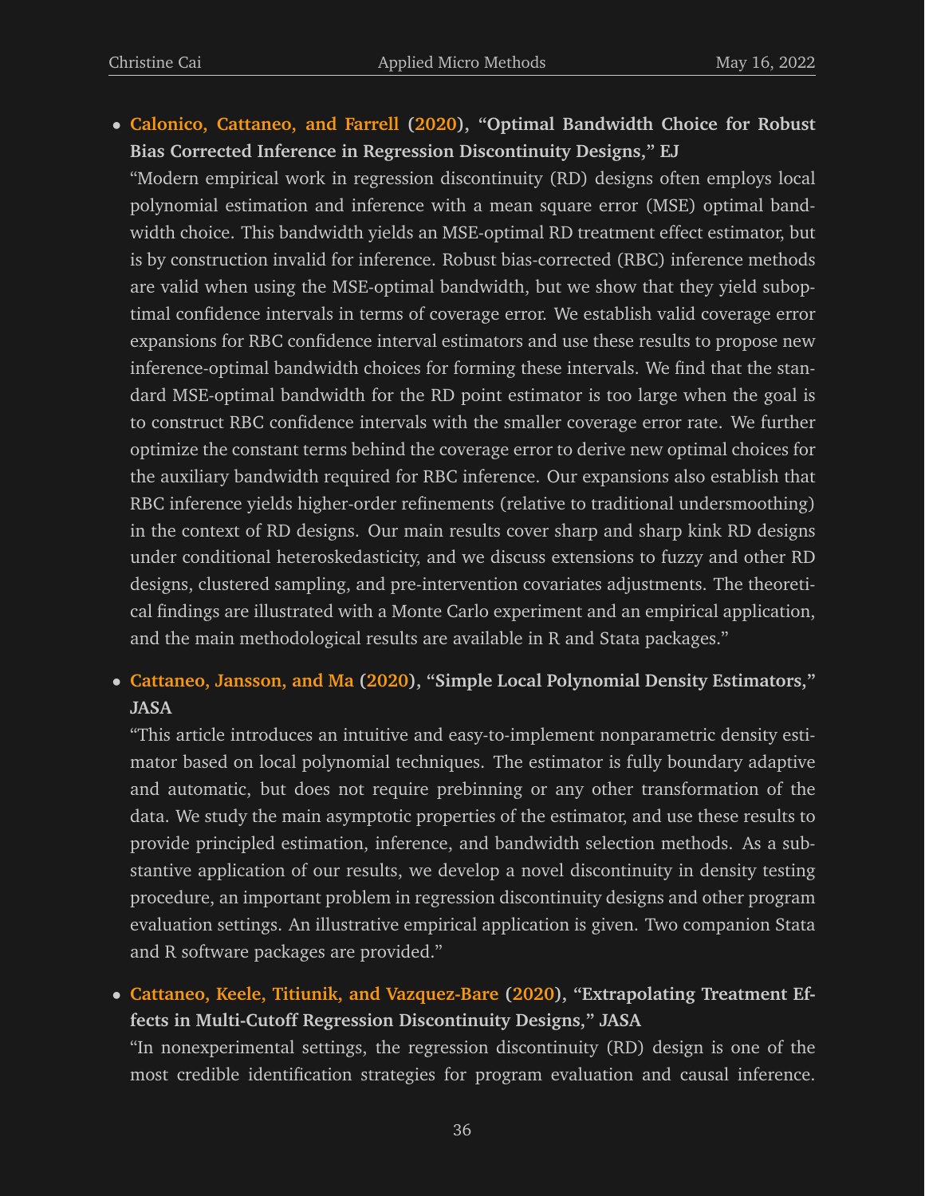- **Calonico, Cattaneo, and Farrell (2020), "Optimal Bandwidth Choice for Robust Bias Corrected Inference in Regression Discontinuity Designs," EJ**
  "Modern empirical work in regression discontinuity (RD) designs often employs local polynomial estimation and inference with a mean square error (MSE) optimal bandwidth choice. This bandwidth yields an MSE-optimal RD treatment effect estimator, but is by construction invalid for inference. Robust bias-corrected (RBC) inference methods are valid when using the MSE-optimal bandwidth, but we show that they yield suboptimal confidence intervals in terms of coverage error. We establish valid coverage error expansions for RBC confidence interval estimators and use these results to propose new inference-optimal bandwidth choices for forming these intervals. We find that the standard MSE-optimal bandwidth for the RD point estimator is too large when the goal is to construct RBC confidence intervals with the smaller coverage error rate. We further optimize the constant terms behind the coverage error to derive new optimal choices for the auxiliary bandwidth required for RBC inference. Our expansions also establish that RBC inference yields higher-order refinements (relative to traditional undersmoothing) in the context of RD designs. Our main results cover sharp and sharp kink RD designs under conditional heteroskedasticity, and we discuss extensions to fuzzy and other RD designs, clustered sampling, and pre-intervention covariates adjustments. The theoretical findings are illustrated with a Monte Carlo experiment and an empirical application, and the main methodological results are available in R and Stata packages."

- **Cattaneo, Jansson, and Ma (2020), "Simple Local Polynomial Density Estimators," JASA**
  "This article introduces an intuitive and easy-to-implement nonparametric density estimator based on local polynomial techniques. The estimator is fully boundary adaptive and automatic, but does not require prebinning or any other transformation of the data. We study the main asymptotic properties of the estimator, and use these results to provide principled estimation, inference, and bandwidth selection methods. As a substantive application of our results, we develop a novel discontinuity in density testing procedure, an important problem in regression discontinuity designs and other program evaluation settings. An illustrative empirical application is given. Two companion Stata and R software packages are provided."

- **Cattaneo, Keele, Titiunik, and Vazquez-Bare (2020), "Extrapolating Treatment Effects in Multi-Cutoff Regression Discontinuity Designs," JASA**
  "In nonexperimental settings, the regression discontinuity (RD) design is one of the most credible identification strategies for program evaluation and causal inference.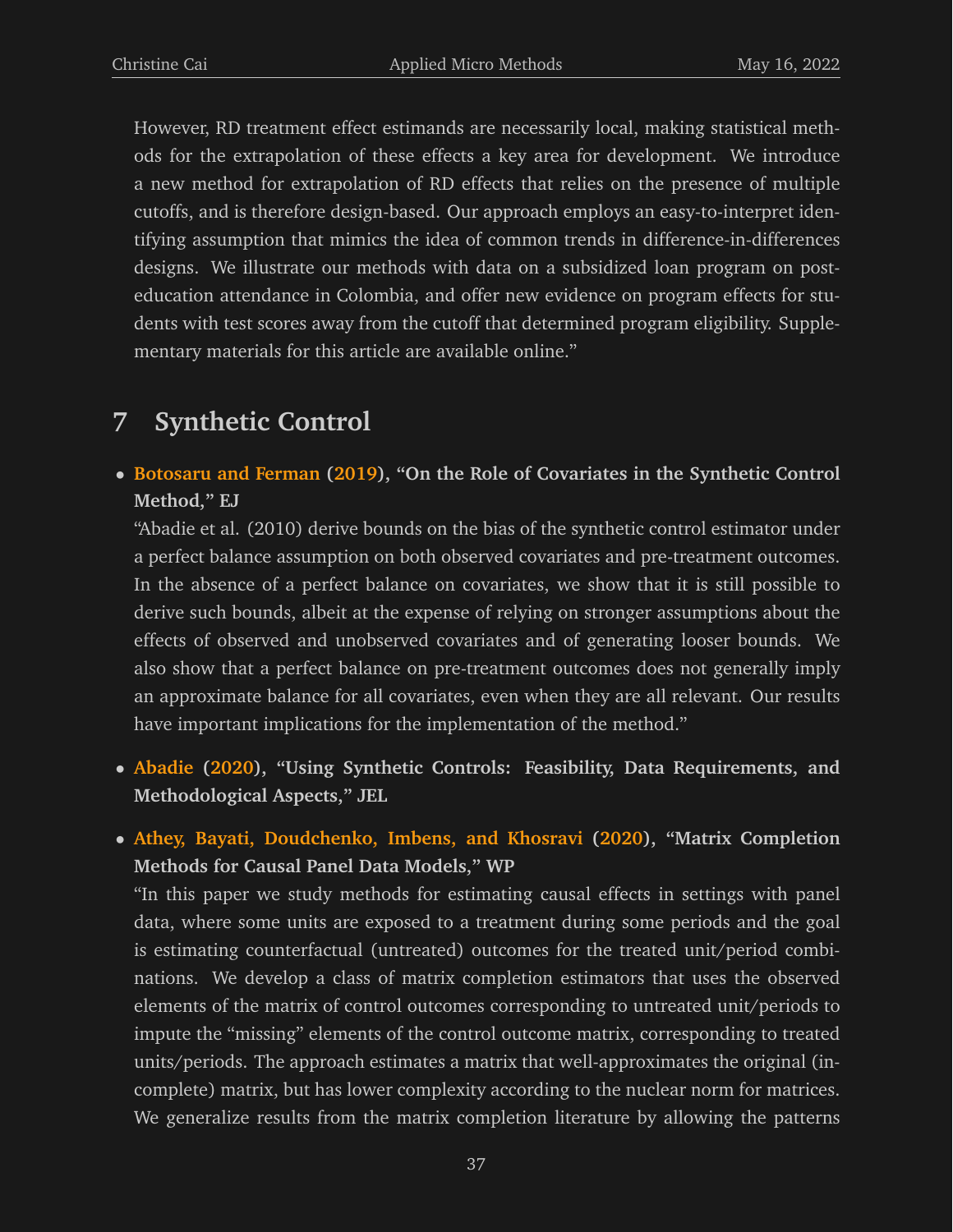However, RD treatment effect estimands are necessarily local, making statistical methods for the extrapolation of these effects a key area for development. We introduce a new method for extrapolation of RD effects that relies on the presence of multiple cutoffs, and is therefore design-based. Our approach employs an easy-to-interpret identifying assumption that mimics the idea of common trends in difference-in-differences designs. We illustrate our methods with data on a subsidized loan program on post-education attendance in Colombia, and offer new evidence on program effects for students with test scores away from the cutoff that determined program eligibility. Supplementary materials for this article are available online."

# 7 Synthetic Control

- **Botosaru and Ferman (2019), "On the Role of Covariates in the Synthetic Control Method," EJ**
  "Abadie et al. (2010) derive bounds on the bias of the synthetic control estimator under a perfect balance assumption on both observed covariates and pre-treatment outcomes. In the absence of a perfect balance on covariates, we show that it is still possible to derive such bounds, albeit at the expense of relying on stronger assumptions about the effects of observed and unobserved covariates and of generating looser bounds. We also show that a perfect balance on pre-treatment outcomes does not generally imply an approximate balance for all covariates, even when they are all relevant. Our results have important implications for the implementation of the method."

- **Abadie (2020), "Using Synthetic Controls: Feasibility, Data Requirements, and Methodological Aspects," JEL**

- **Athey, Bayati, Doudchenko, Imbens, and Khosravi (2020), "Matrix Completion Methods for Causal Panel Data Models," WP**
  "In this paper we study methods for estimating causal effects in settings with panel data, where some units are exposed to a treatment during some periods and the goal is estimating counterfactual (untreated) outcomes for the treated unit/period combinations. We develop a class of matrix completion estimators that uses the observed elements of the matrix of control outcomes corresponding to untreated unit/periods to impute the "missing" elements of the control outcome matrix, corresponding to treated units/periods. The approach estimates a matrix that well-approximates the original (incomplete) matrix, but has lower complexity according to the nuclear norm for matrices. We generalize results from the matrix completion literature by allowing the patterns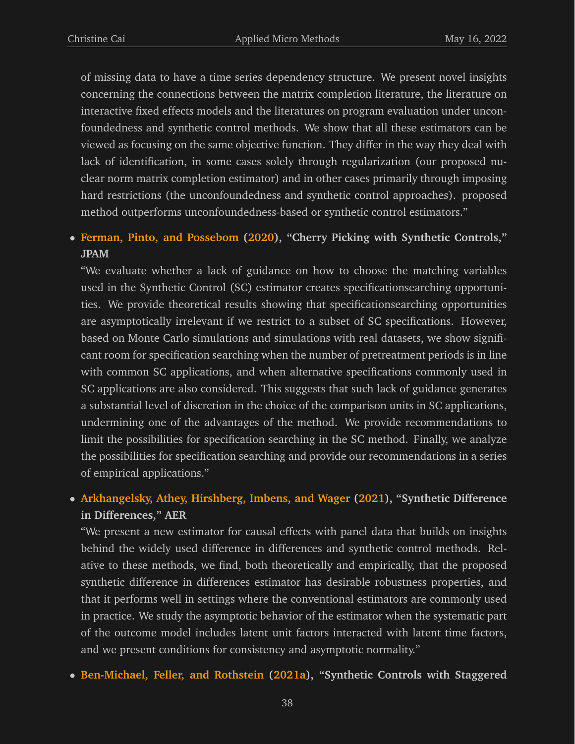of missing data to have a time series dependency structure. We present novel insights concerning the connections between the matrix completion literature, the literature on interactive fixed effects models and the literatures on program evaluation under unconfoundedness and synthetic control methods. We show that all these estimators can be viewed as focusing on the same objective function. They differ in the way they deal with lack of identification, in some cases solely through regularization (our proposed nuclear norm matrix completion estimator) and in other cases primarily through imposing hard restrictions (the unconfoundedness and synthetic control approaches). proposed method outperforms unconfoundedness-based or synthetic control estimators."

- **Ferman, Pinto, and Possebom (2020), "Cherry Picking with Synthetic Controls," JPAM**
  "We evaluate whether a lack of guidance on how to choose the matching variables used in the Synthetic Control (SC) estimator creates specificationsearching opportunities. We provide theoretical results showing that specificationsearching opportunities are asymptotically irrelevant if we restrict to a subset of SC specifications. However, based on Monte Carlo simulations and simulations with real datasets, we show significant room for specification searching when the number of pretreatment periods is in line with common SC applications, and when alternative specifications commonly used in SC applications are also considered. This suggests that such lack of guidance generates a substantial level of discretion in the choice of the comparison units in SC applications, undermining one of the advantages of the method. We provide recommendations to limit the possibilities for specification searching in the SC method. Finally, we analyze the possibilities for specification searching and provide our recommendations in a series of empirical applications."

- **Arkhangelsky, Athey, Hirshberg, Imbens, and Wager (2021), "Synthetic Difference in Differences," AER**
  "We present a new estimator for causal effects with panel data that builds on insights behind the widely used difference in differences and synthetic control methods. Relative to these methods, we find, both theoretically and empirically, that the proposed synthetic difference in differences estimator has desirable robustness properties, and that it performs well in settings where the conventional estimators are commonly used in practice. We study the asymptotic behavior of the estimator when the systematic part of the outcome model includes latent unit factors interacted with latent time factors, and we present conditions for consistency and asymptotic normality."

- **Ben-Michael, Feller, and Rothstein (2021a), "Synthetic Controls with Staggered**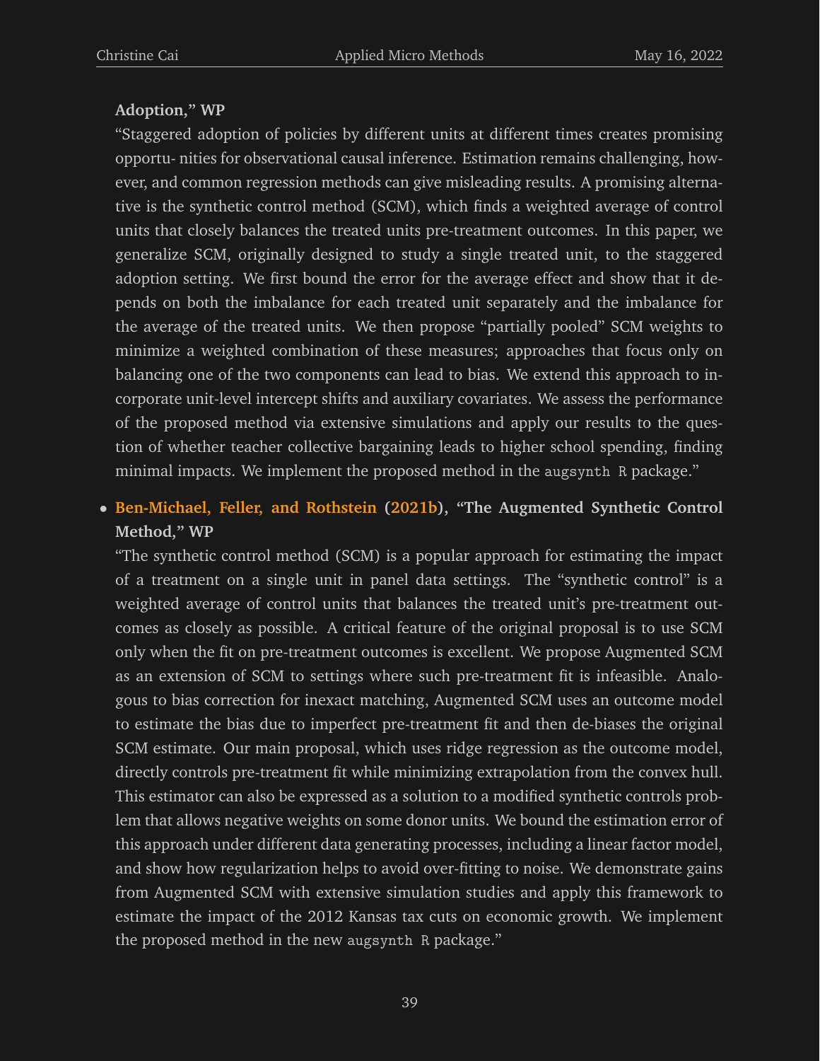**Adoption," WP**
"Staggered adoption of policies by different units at different times creates promising opportu- nities for observational causal inference. Estimation remains challenging, however, and common regression methods can give misleading results. A promising alternative is the synthetic control method (SCM), which finds a weighted average of control units that closely balances the treated units pre-treatment outcomes. In this paper, we generalize SCM, originally designed to study a single treated unit, to the staggered adoption setting. We first bound the error for the average effect and show that it depends on both the imbalance for each treated unit separately and the imbalance for the average of the treated units. We then propose "partially pooled" SCM weights to minimize a weighted combination of these measures; approaches that focus only on balancing one of the two components can lead to bias. We extend this approach to incorporate unit-level intercept shifts and auxiliary covariates. We assess the performance of the proposed method via extensive simulations and apply our results to the question of whether teacher collective bargaining leads to higher school spending, finding minimal impacts. We implement the proposed method in the `augsynth R` package."

- **Ben-Michael, Feller, and Rothstein (2021b), "The Augmented Synthetic Control Method," WP**
  "The synthetic control method (SCM) is a popular approach for estimating the impact of a treatment on a single unit in panel data settings. The "synthetic control" is a weighted average of control units that balances the treated unit's pre-treatment outcomes as closely as possible. A critical feature of the original proposal is to use SCM only when the fit on pre-treatment outcomes is excellent. We propose Augmented SCM as an extension of SCM to settings where such pre-treatment fit is infeasible. Analogous to bias correction for inexact matching, Augmented SCM uses an outcome model to estimate the bias due to imperfect pre-treatment fit and then de-biases the original SCM estimate. Our main proposal, which uses ridge regression as the outcome model, directly controls pre-treatment fit while minimizing extrapolation from the convex hull. This estimator can also be expressed as a solution to a modified synthetic controls problem that allows negative weights on some donor units. We bound the estimation error of this approach under different data generating processes, including a linear factor model, and show how regularization helps to avoid over-fitting to noise. We demonstrate gains from Augmented SCM with extensive simulation studies and apply this framework to estimate the impact of the 2012 Kansas tax cuts on economic growth. We implement the proposed method in the new `augsynth R` package."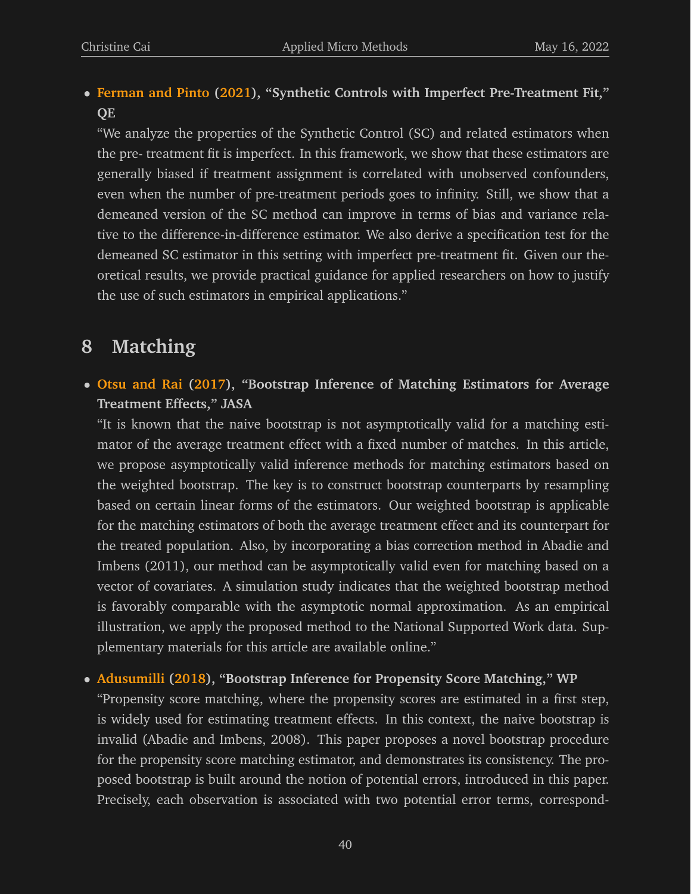- **Ferman and Pinto (2021), "Synthetic Controls with Imperfect Pre-Treatment Fit," QE**
  "We analyze the properties of the Synthetic Control (SC) and related estimators when the pre- treatment fit is imperfect. In this framework, we show that these estimators are generally biased if treatment assignment is correlated with unobserved confounders, even when the number of pre-treatment periods goes to infinity. Still, we show that a demeaned version of the SC method can improve in terms of bias and variance relative to the difference-in-difference estimator. We also derive a specification test for the demeaned SC estimator in this setting with imperfect pre-treatment fit. Given our theoretical results, we provide practical guidance for applied researchers on how to justify the use of such estimators in empirical applications."

# 8 Matching

- **Otsu and Rai (2017), "Bootstrap Inference of Matching Estimators for Average Treatment Effects," JASA**
  "It is known that the naive bootstrap is not asymptotically valid for a matching estimator of the average treatment effect with a fixed number of matches. In this article, we propose asymptotically valid inference methods for matching estimators based on the weighted bootstrap. The key is to construct bootstrap counterparts by resampling based on certain linear forms of the estimators. Our weighted bootstrap is applicable for the matching estimators of both the average treatment effect and its counterpart for the treated population. Also, by incorporating a bias correction method in Abadie and Imbens (2011), our method can be asymptotically valid even for matching based on a vector of covariates. A simulation study indicates that the weighted bootstrap method is favorably comparable with the asymptotic normal approximation. As an empirical illustration, we apply the proposed method to the National Supported Work data. Supplementary materials for this article are available online."

- **Adusumilli (2018), "Bootstrap Inference for Propensity Score Matching," WP**
  "Propensity score matching, where the propensity scores are estimated in a first step, is widely used for estimating treatment effects. In this context, the naive bootstrap is invalid (Abadie and Imbens, 2008). This paper proposes a novel bootstrap procedure for the propensity score matching estimator, and demonstrates its consistency. The proposed bootstrap is built around the notion of potential errors, introduced in this paper. Precisely, each observation is associated with two potential error terms, correspond-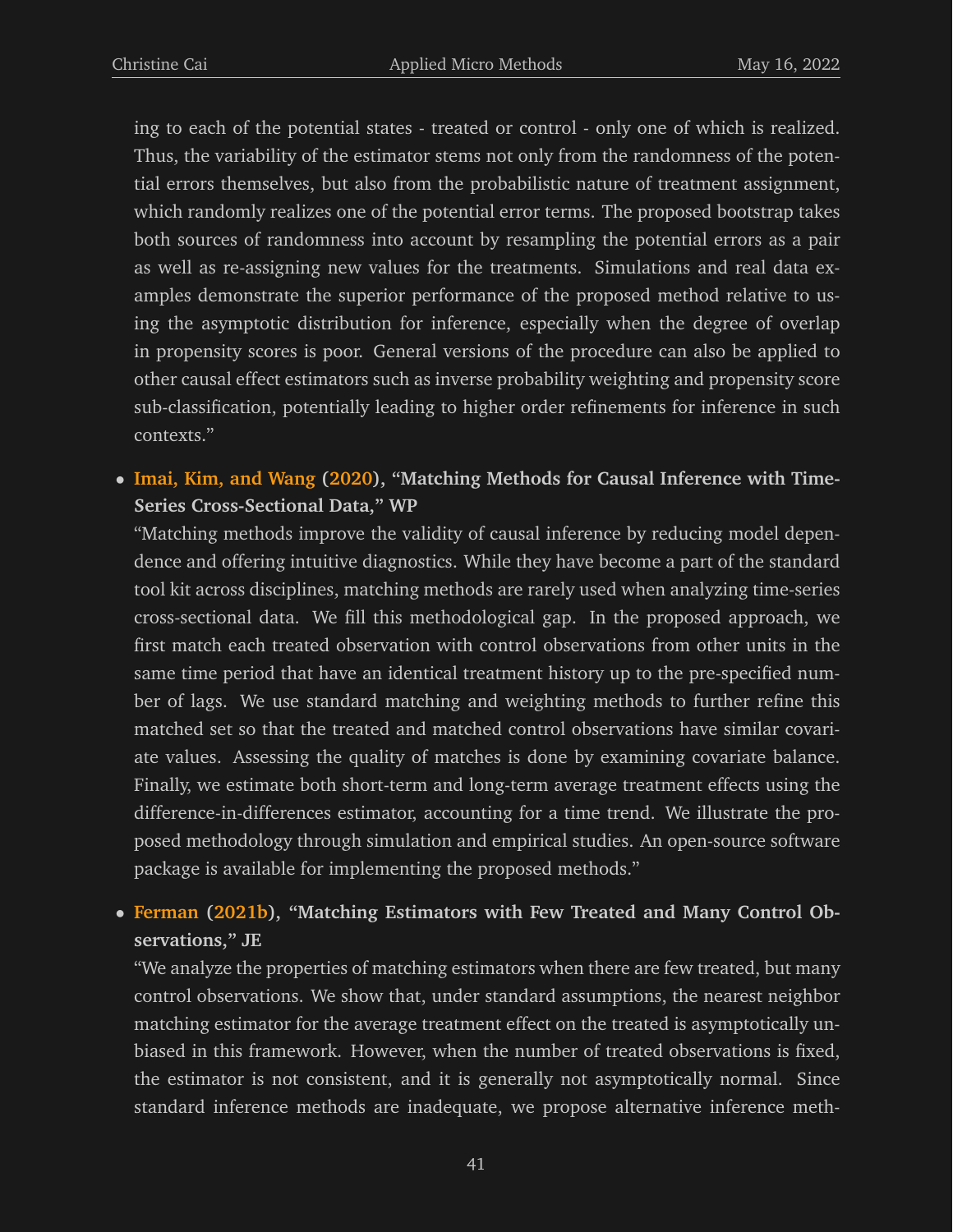ing to each of the potential states - treated or control - only one of which is realized. Thus, the variability of the estimator stems not only from the randomness of the potential errors themselves, but also from the probabilistic nature of treatment assignment, which randomly realizes one of the potential error terms. The proposed bootstrap takes both sources of randomness into account by resampling the potential errors as a pair as well as re-assigning new values for the treatments. Simulations and real data examples demonstrate the superior performance of the proposed method relative to using the asymptotic distribution for inference, especially when the degree of overlap in propensity scores is poor. General versions of the procedure can also be applied to other causal effect estimators such as inverse probability weighting and propensity score sub-classification, potentially leading to higher order refinements for inference in such contexts."

- **Imai, Kim, and Wang (2020), "Matching Methods for Causal Inference with Time-Series Cross-Sectional Data," WP**
  "Matching methods improve the validity of causal inference by reducing model dependence and offering intuitive diagnostics. While they have become a part of the standard tool kit across disciplines, matching methods are rarely used when analyzing time-series cross-sectional data. We fill this methodological gap. In the proposed approach, we first match each treated observation with control observations from other units in the same time period that have an identical treatment history up to the pre-specified number of lags. We use standard matching and weighting methods to further refine this matched set so that the treated and matched control observations have similar covariate values. Assessing the quality of matches is done by examining covariate balance. Finally, we estimate both short-term and long-term average treatment effects using the difference-in-differences estimator, accounting for a time trend. We illustrate the proposed methodology through simulation and empirical studies. An open-source software package is available for implementing the proposed methods."

- **Ferman (2021b), "Matching Estimators with Few Treated and Many Control Observations," JE**
  "We analyze the properties of matching estimators when there are few treated, but many control observations. We show that, under standard assumptions, the nearest neighbor matching estimator for the average treatment effect on the treated is asymptotically unbiased in this framework. However, when the number of treated observations is fixed, the estimator is not consistent, and it is generally not asymptotically normal. Since standard inference methods are inadequate, we propose alternative inference meth-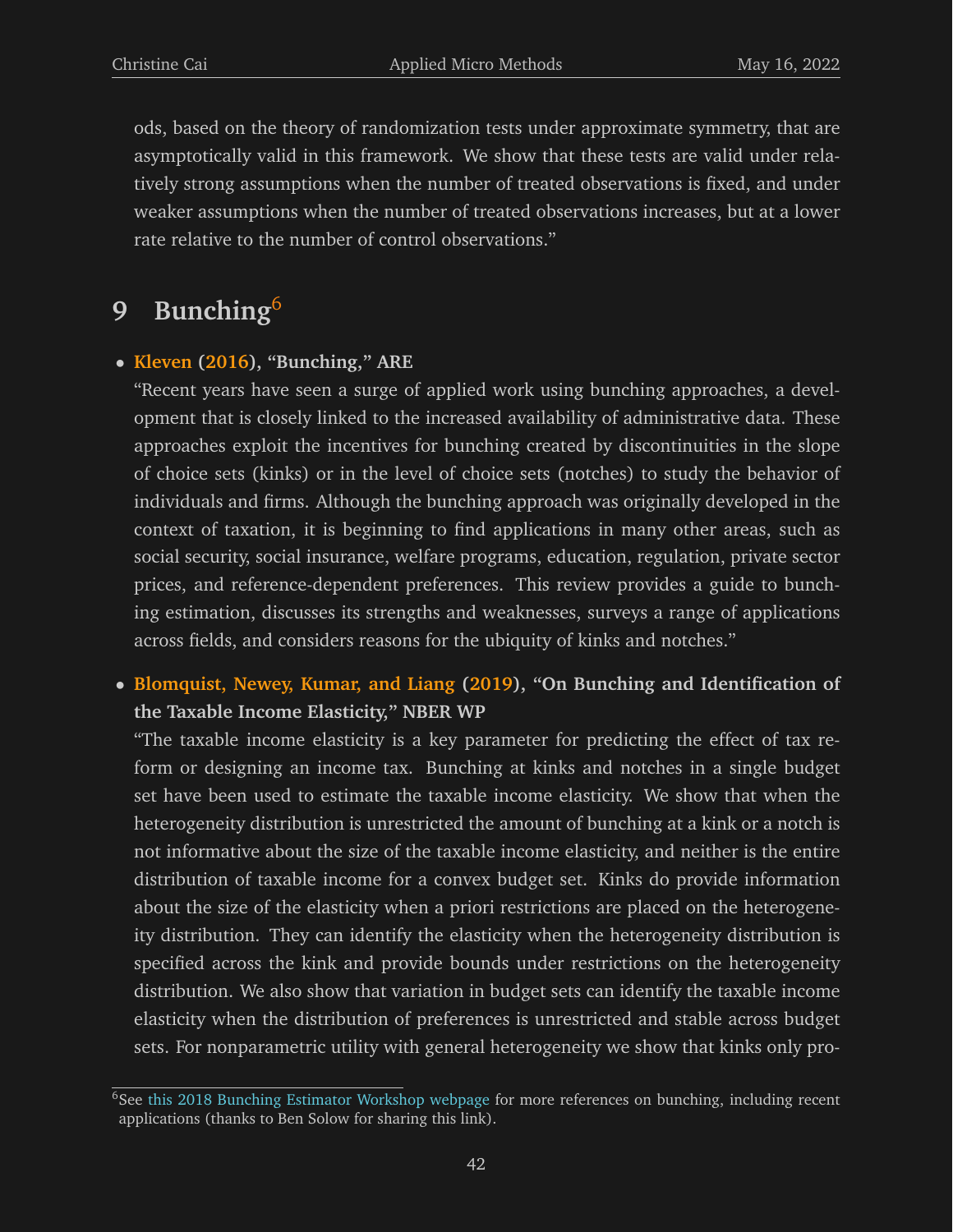ods, based on the theory of randomization tests under approximate symmetry, that are asymptotically valid in this framework. We show that these tests are valid under relatively strong assumptions when the number of treated observations is fixed, and under weaker assumptions when the number of treated observations increases, but at a lower rate relative to the number of control observations."

# 9 Bunching[6]

- **Kleven (2016), "Bunching," ARE**
  "Recent years have seen a surge of applied work using bunching approaches, a development that is closely linked to the increased availability of administrative data. These approaches exploit the incentives for bunching created by discontinuities in the slope of choice sets (kinks) or in the level of choice sets (notches) to study the behavior of individuals and firms. Although the bunching approach was originally developed in the context of taxation, it is beginning to find applications in many other areas, such as social security, social insurance, welfare programs, education, regulation, private sector prices, and reference-dependent preferences. This review provides a guide to bunching estimation, discusses its strengths and weaknesses, surveys a range of applications across fields, and considers reasons for the ubiquity of kinks and notches."

- **Blomquist, Newey, Kumar, and Liang (2019), "On Bunching and Identification of the Taxable Income Elasticity," NBER WP**
  "The taxable income elasticity is a key parameter for predicting the effect of tax reform or designing an income tax. Bunching at kinks and notches in a single budget set have been used to estimate the taxable income elasticity. We show that when the heterogeneity distribution is unrestricted the amount of bunching at a kink or a notch is not informative about the size of the taxable income elasticity, and neither is the entire distribution of taxable income for a convex budget set. Kinks do provide information about the size of the elasticity when a priori restrictions are placed on the heterogeneity distribution. They can identify the elasticity when the heterogeneity distribution is specified across the kink and provide bounds under restrictions on the heterogeneity distribution. We also show that variation in budget sets can identify the taxable income elasticity when the distribution of preferences is unrestricted and stable across budget sets. For nonparametric utility with general heterogeneity we show that kinks only pro-

[6] See this 2018 Bunching Estimator Workshop webpage for more references on bunching, including recent applications (thanks to Ben Solow for sharing this link).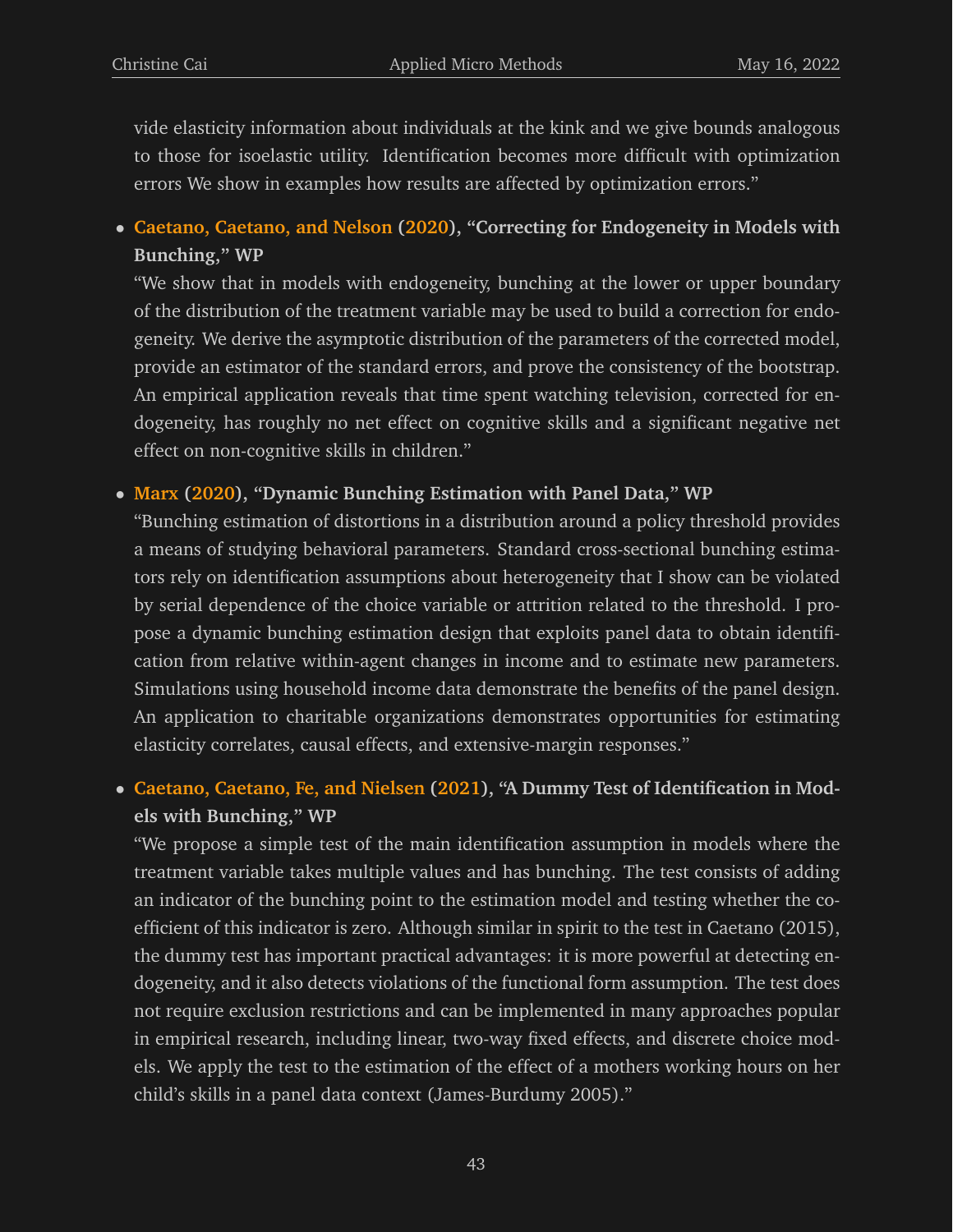vide elasticity information about individuals at the kink and we give bounds analogous to those for isoelastic utility. Identification becomes more difficult with optimization errors We show in examples how results are affected by optimization errors."

- **Caetano, Caetano, and Nelson (2020), "Correcting for Endogeneity in Models with Bunching," WP**
  "We show that in models with endogeneity, bunching at the lower or upper boundary of the distribution of the treatment variable may be used to build a correction for endogeneity. We derive the asymptotic distribution of the parameters of the corrected model, provide an estimator of the standard errors, and prove the consistency of the bootstrap. An empirical application reveals that time spent watching television, corrected for endogeneity, has roughly no net effect on cognitive skills and a significant negative net effect on non-cognitive skills in children."

- **Marx (2020), "Dynamic Bunching Estimation with Panel Data," WP**
  "Bunching estimation of distortions in a distribution around a policy threshold provides a means of studying behavioral parameters. Standard cross-sectional bunching estimators rely on identification assumptions about heterogeneity that I show can be violated by serial dependence of the choice variable or attrition related to the threshold. I propose a dynamic bunching estimation design that exploits panel data to obtain identification from relative within-agent changes in income and to estimate new parameters. Simulations using household income data demonstrate the benefits of the panel design. An application to charitable organizations demonstrates opportunities for estimating elasticity correlates, causal effects, and extensive-margin responses."

- **Caetano, Caetano, Fe, and Nielsen (2021), "A Dummy Test of Identification in Models with Bunching," WP**
  "We propose a simple test of the main identification assumption in models where the treatment variable takes multiple values and has bunching. The test consists of adding an indicator of the bunching point to the estimation model and testing whether the coefficient of this indicator is zero. Although similar in spirit to the test in Caetano (2015), the dummy test has important practical advantages: it is more powerful at detecting endogeneity, and it also detects violations of the functional form assumption. The test does not require exclusion restrictions and can be implemented in many approaches popular in empirical research, including linear, two-way fixed effects, and discrete choice models. We apply the test to the estimation of the effect of a mothers working hours on her child's skills in a panel data context (James-Burdumy 2005)."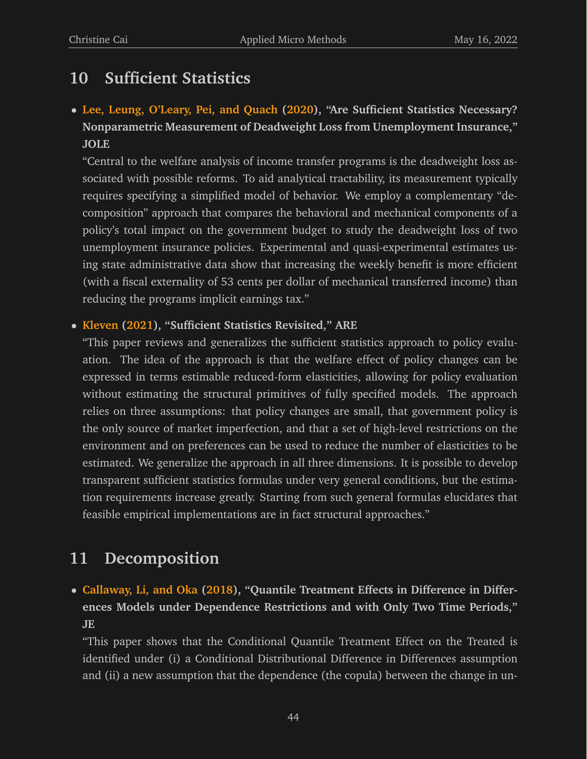## 10 Sufficient Statistics

- **Lee, Leung, O'Leary, Pei, and Quach (2020), "Are Sufficient Statistics Necessary? Nonparametric Measurement of Deadweight Loss from Unemployment Insurance," JOLE**

  "Central to the welfare analysis of income transfer programs is the deadweight loss associated with possible reforms. To aid analytical tractability, its measurement typically requires specifying a simplified model of behavior. We employ a complementary "decomposition" approach that compares the behavioral and mechanical components of a policy's total impact on the government budget to study the deadweight loss of two unemployment insurance policies. Experimental and quasi-experimental estimates using state administrative data show that increasing the weekly benefit is more efficient (with a fiscal externality of 53 cents per dollar of mechanical transferred income) than reducing the programs implicit earnings tax."

- **Kleven (2021), "Sufficient Statistics Revisited," ARE**

  "This paper reviews and generalizes the sufficient statistics approach to policy evaluation. The idea of the approach is that the welfare effect of policy changes can be expressed in terms estimable reduced-form elasticities, allowing for policy evaluation without estimating the structural primitives of fully specified models. The approach relies on three assumptions: that policy changes are small, that government policy is the only source of market imperfection, and that a set of high-level restrictions on the environment and on preferences can be used to reduce the number of elasticities to be estimated. We generalize the approach in all three dimensions. It is possible to develop transparent sufficient statistics formulas under very general conditions, but the estimation requirements increase greatly. Starting from such general formulas elucidates that feasible empirical implementations are in fact structural approaches."

## 11 Decomposition

- **Callaway, Li, and Oka (2018), "Quantile Treatment Effects in Difference in Differences Models under Dependence Restrictions and with Only Two Time Periods," JE**

  "This paper shows that the Conditional Quantile Treatment Effect on the Treated is identified under (i) a Conditional Distributional Difference in Differences assumption and (ii) a new assumption that the dependence (the copula) between the change in un-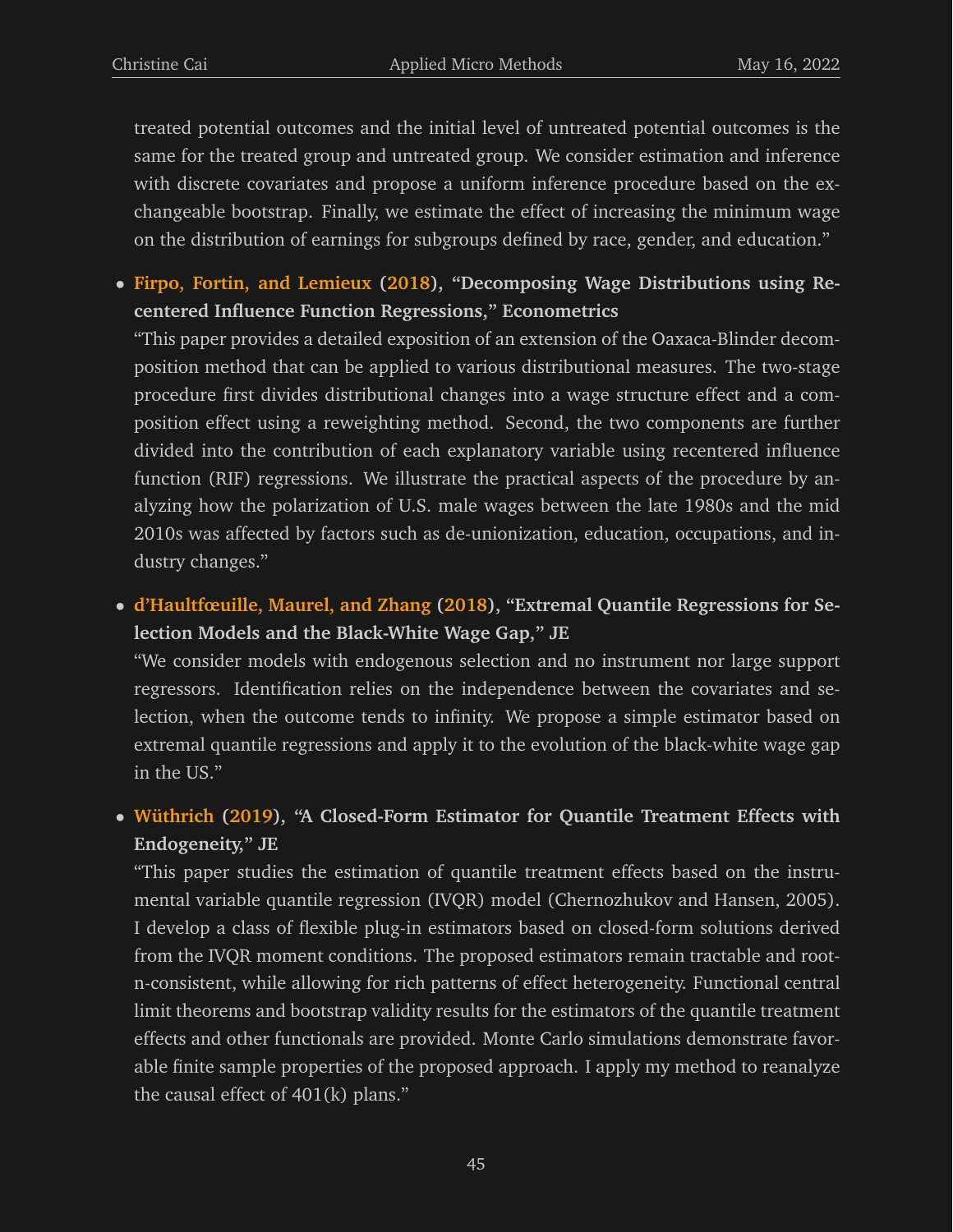treated potential outcomes and the initial level of untreated potential outcomes is the same for the treated group and untreated group. We consider estimation and inference with discrete covariates and propose a uniform inference procedure based on the exchangeable bootstrap. Finally, we estimate the effect of increasing the minimum wage on the distribution of earnings for subgroups defined by race, gender, and education."

- **Firpo, Fortin, and Lemieux (2018), "Decomposing Wage Distributions using Recentered Influence Function Regressions," Econometrics**
  "This paper provides a detailed exposition of an extension of the Oaxaca-Blinder decomposition method that can be applied to various distributional measures. The two-stage procedure first divides distributional changes into a wage structure effect and a composition effect using a reweighting method. Second, the two components are further divided into the contribution of each explanatory variable using recentered influence function (RIF) regressions. We illustrate the practical aspects of the procedure by analyzing how the polarization of U.S. male wages between the late 1980s and the mid 2010s was affected by factors such as de-unionization, education, occupations, and industry changes."

- **d'Haultfœuille, Maurel, and Zhang (2018), "Extremal Quantile Regressions for Selection Models and the Black-White Wage Gap," JE**
  "We consider models with endogenous selection and no instrument nor large support regressors. Identification relies on the independence between the covariates and selection, when the outcome tends to infinity. We propose a simple estimator based on extremal quantile regressions and apply it to the evolution of the black-white wage gap in the US."

- **Wüthrich (2019), "A Closed-Form Estimator for Quantile Treatment Effects with Endogeneity," JE**
  "This paper studies the estimation of quantile treatment effects based on the instrumental variable quantile regression (IVQR) model (Chernozhukov and Hansen, 2005). I develop a class of flexible plug-in estimators based on closed-form solutions derived from the IVQR moment conditions. The proposed estimators remain tractable and root-n-consistent, while allowing for rich patterns of effect heterogeneity. Functional central limit theorems and bootstrap validity results for the estimators of the quantile treatment effects and other functionals are provided. Monte Carlo simulations demonstrate favorable finite sample properties of the proposed approach. I apply my method to reanalyze the causal effect of 401(k) plans."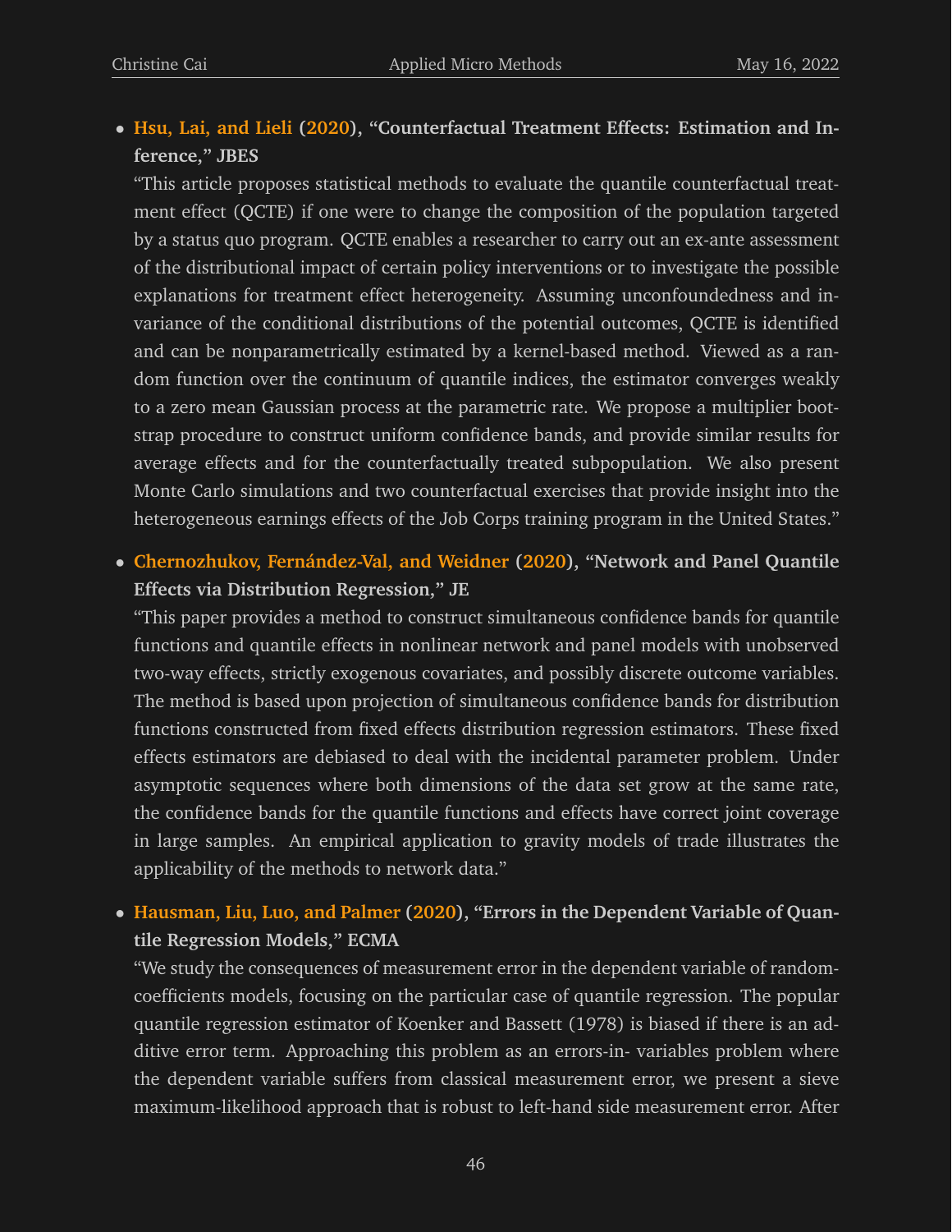- **Hsu, Lai, and Lieli (2020), "Counterfactual Treatment Effects: Estimation and Inference," JBES**

  "This article proposes statistical methods to evaluate the quantile counterfactual treatment effect (QCTE) if one were to change the composition of the population targeted by a status quo program. QCTE enables a researcher to carry out an ex-ante assessment of the distributional impact of certain policy interventions or to investigate the possible explanations for treatment effect heterogeneity. Assuming unconfoundedness and invariance of the conditional distributions of the potential outcomes, QCTE is identified and can be nonparametrically estimated by a kernel-based method. Viewed as a random function over the continuum of quantile indices, the estimator converges weakly to a zero mean Gaussian process at the parametric rate. We propose a multiplier bootstrap procedure to construct uniform confidence bands, and provide similar results for average effects and for the counterfactually treated subpopulation. We also present Monte Carlo simulations and two counterfactual exercises that provide insight into the heterogeneous earnings effects of the Job Corps training program in the United States."

- **Chernozhukov, Fernández-Val, and Weidner (2020), "Network and Panel Quantile Effects via Distribution Regression," JE**

  "This paper provides a method to construct simultaneous confidence bands for quantile functions and quantile effects in nonlinear network and panel models with unobserved two-way effects, strictly exogenous covariates, and possibly discrete outcome variables. The method is based upon projection of simultaneous confidence bands for distribution functions constructed from fixed effects distribution regression estimators. These fixed effects estimators are debiased to deal with the incidental parameter problem. Under asymptotic sequences where both dimensions of the data set grow at the same rate, the confidence bands for the quantile functions and effects have correct joint coverage in large samples. An empirical application to gravity models of trade illustrates the applicability of the methods to network data."

- **Hausman, Liu, Luo, and Palmer (2020), "Errors in the Dependent Variable of Quantile Regression Models," ECMA**

  "We study the consequences of measurement error in the dependent variable of random-coefficients models, focusing on the particular case of quantile regression. The popular quantile regression estimator of Koenker and Bassett (1978) is biased if there is an additive error term. Approaching this problem as an errors-in- variables problem where the dependent variable suffers from classical measurement error, we present a sieve maximum-likelihood approach that is robust to left-hand side measurement error. After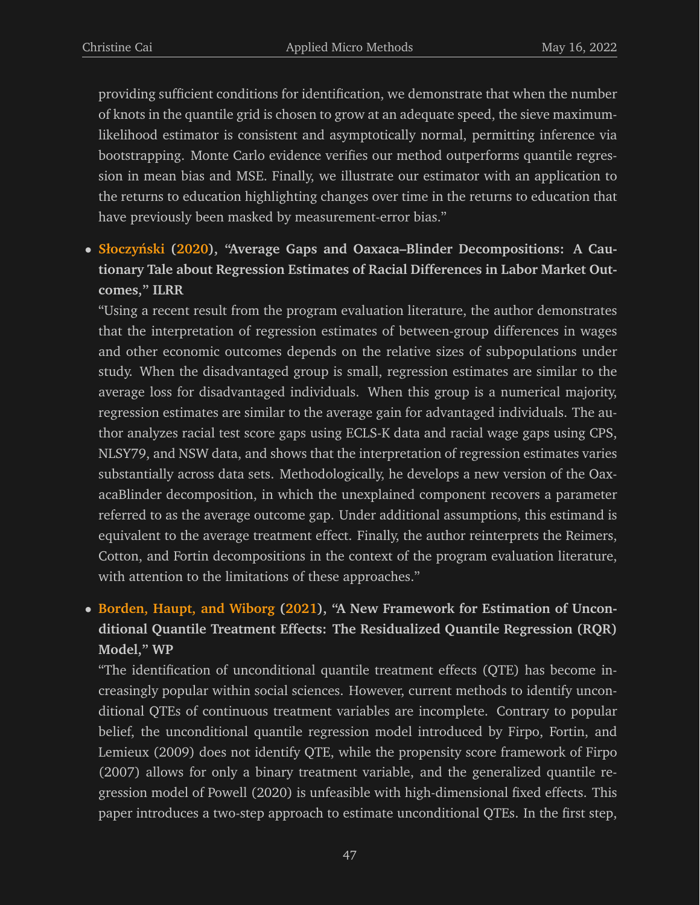providing sufficient conditions for identification, we demonstrate that when the number of knots in the quantile grid is chosen to grow at an adequate speed, the sieve maximum-likelihood estimator is consistent and asymptotically normal, permitting inference via bootstrapping. Monte Carlo evidence verifies our method outperforms quantile regression in mean bias and MSE. Finally, we illustrate our estimator with an application to the returns to education highlighting changes over time in the returns to education that have previously been masked by measurement-error bias."

- **Słoczyński (2020), "Average Gaps and Oaxaca–Blinder Decompositions: A Cautionary Tale about Regression Estimates of Racial Differences in Labor Market Outcomes," ILRR**
  "Using a recent result from the program evaluation literature, the author demonstrates that the interpretation of regression estimates of between-group differences in wages and other economic outcomes depends on the relative sizes of subpopulations under study. When the disadvantaged group is small, regression estimates are similar to the average loss for disadvantaged individuals. When this group is a numerical majority, regression estimates are similar to the average gain for advantaged individuals. The author analyzes racial test score gaps using ECLS-K data and racial wage gaps using CPS, NLSY79, and NSW data, and shows that the interpretation of regression estimates varies substantially across data sets. Methodologically, he develops a new version of the OaxacaBlinder decomposition, in which the unexplained component recovers a parameter referred to as the average outcome gap. Under additional assumptions, this estimand is equivalent to the average treatment effect. Finally, the author reinterprets the Reimers, Cotton, and Fortin decompositions in the context of the program evaluation literature, with attention to the limitations of these approaches."

- **Borden, Haupt, and Wiborg (2021), "A New Framework for Estimation of Unconditional Quantile Treatment Effects: The Residualized Quantile Regression (RQR) Model," WP**
  "The identification of unconditional quantile treatment effects (QTE) has become increasingly popular within social sciences. However, current methods to identify unconditional QTEs of continuous treatment variables are incomplete. Contrary to popular belief, the unconditional quantile regression model introduced by Firpo, Fortin, and Lemieux (2009) does not identify QTE, while the propensity score framework of Firpo (2007) allows for only a binary treatment variable, and the generalized quantile regression model of Powell (2020) is unfeasible with high-dimensional fixed effects. This paper introduces a two-step approach to estimate unconditional QTEs. In the first step,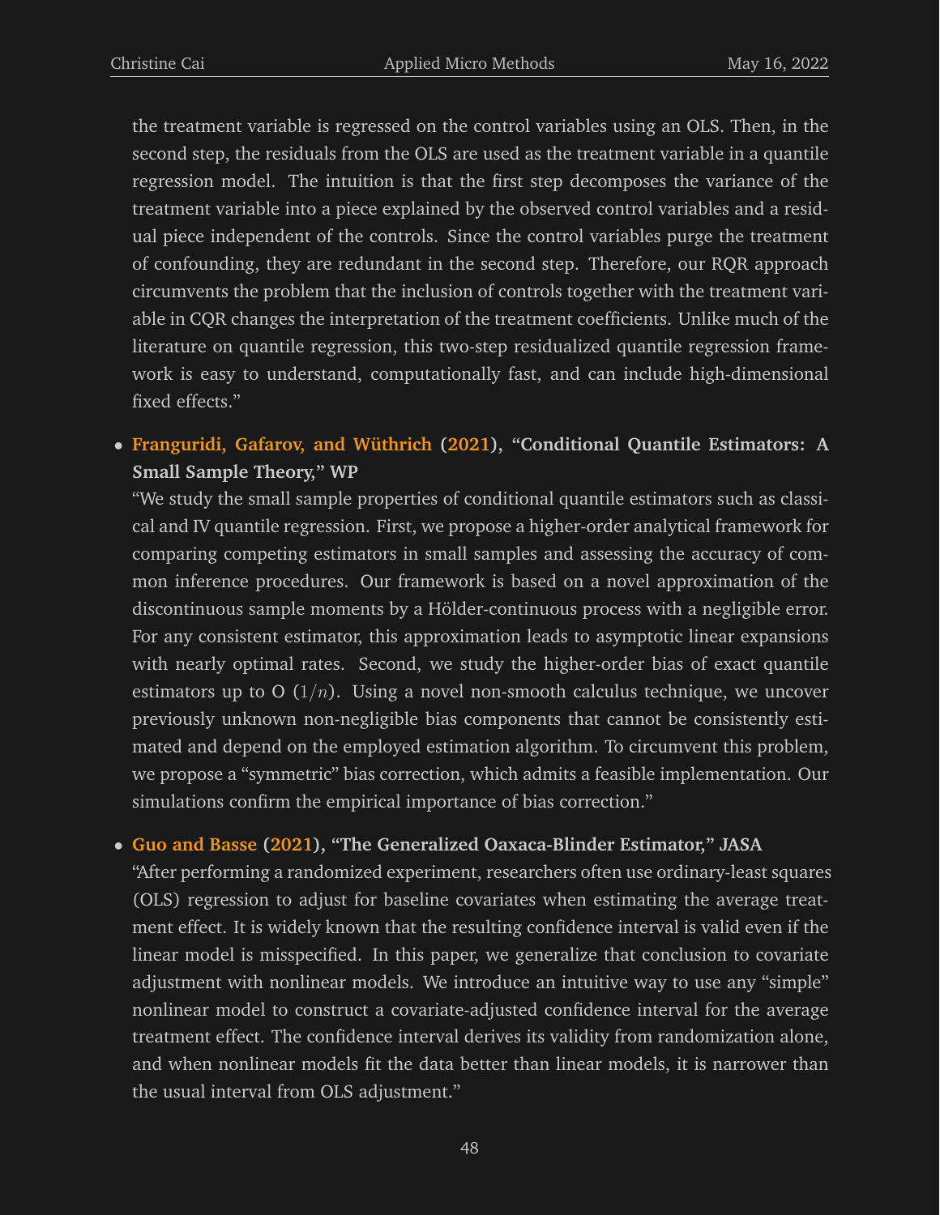the treatment variable is regressed on the control variables using an OLS. Then, in the second step, the residuals from the OLS are used as the treatment variable in a quantile regression model. The intuition is that the first step decomposes the variance of the treatment variable into a piece explained by the observed control variables and a residual piece independent of the controls. Since the control variables purge the treatment of confounding, they are redundant in the second step. Therefore, our RQR approach circumvents the problem that the inclusion of controls together with the treatment variable in CQR changes the interpretation of the treatment coefficients. Unlike much of the literature on quantile regression, this two-step residualized quantile regression framework is easy to understand, computationally fast, and can include high-dimensional fixed effects."

- **Franguridi, Gafarov, and Wüthrich (2021), "Conditional Quantile Estimators: A Small Sample Theory," WP**
  "We study the small sample properties of conditional quantile estimators such as classical and IV quantile regression. First, we propose a higher-order analytical framework for comparing competing estimators in small samples and assessing the accuracy of common inference procedures. Our framework is based on a novel approximation of the discontinuous sample moments by a Hölder-continuous process with a negligible error. For any consistent estimator, this approximation leads to asymptotic linear expansions with nearly optimal rates. Second, we study the higher-order bias of exact quantile estimators up to O $(1/n)$. Using a novel non-smooth calculus technique, we uncover previously unknown non-negligible bias components that cannot be consistently estimated and depend on the employed estimation algorithm. To circumvent this problem, we propose a "symmetric" bias correction, which admits a feasible implementation. Our simulations confirm the empirical importance of bias correction."

- **Guo and Basse (2021), "The Generalized Oaxaca-Blinder Estimator," JASA**
  "After performing a randomized experiment, researchers often use ordinary-least squares (OLS) regression to adjust for baseline covariates when estimating the average treatment effect. It is widely known that the resulting confidence interval is valid even if the linear model is misspecified. In this paper, we generalize that conclusion to covariate adjustment with nonlinear models. We introduce an intuitive way to use any "simple" nonlinear model to construct a covariate-adjusted confidence interval for the average treatment effect. The confidence interval derives its validity from randomization alone, and when nonlinear models fit the data better than linear models, it is narrower than the usual interval from OLS adjustment."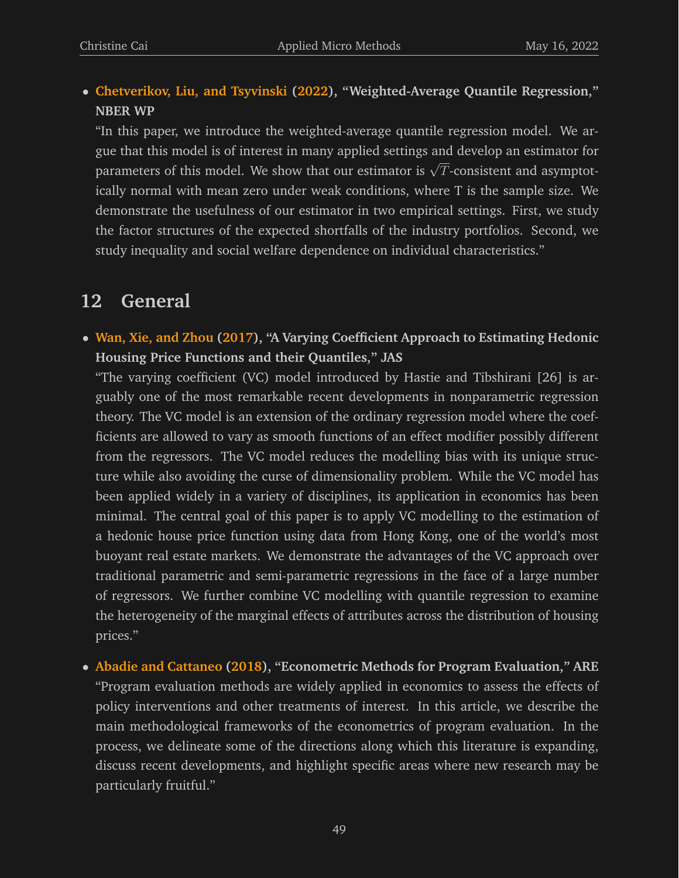- **Chetverikov, Liu, and Tsyvinski (2022), "Weighted-Average Quantile Regression," NBER WP**
  "In this paper, we introduce the weighted-average quantile regression model. We argue that this model is of interest in many applied settings and develop an estimator for parameters of this model. We show that our estimator is $\sqrt{T}$-consistent and asymptotically normal with mean zero under weak conditions, where T is the sample size. We demonstrate the usefulness of our estimator in two empirical settings. First, we study the factor structures of the expected shortfalls of the industry portfolios. Second, we study inequality and social welfare dependence on individual characteristics."

## 12 General

- **Wan, Xie, and Zhou (2017), "A Varying Coefficient Approach to Estimating Hedonic Housing Price Functions and their Quantiles," JAS**
  "The varying coefficient (VC) model introduced by Hastie and Tibshirani [26] is arguably one of the most remarkable recent developments in nonparametric regression theory. The VC model is an extension of the ordinary regression model where the coefficients are allowed to vary as smooth functions of an effect modifier possibly different from the regressors. The VC model reduces the modelling bias with its unique structure while also avoiding the curse of dimensionality problem. While the VC model has been applied widely in a variety of disciplines, its application in economics has been minimal. The central goal of this paper is to apply VC modelling to the estimation of a hedonic house price function using data from Hong Kong, one of the world's most buoyant real estate markets. We demonstrate the advantages of the VC approach over traditional parametric and semi-parametric regressions in the face of a large number of regressors. We further combine VC modelling with quantile regression to examine the heterogeneity of the marginal effects of attributes across the distribution of housing prices."

- **Abadie and Cattaneo (2018), "Econometric Methods for Program Evaluation," ARE**
  "Program evaluation methods are widely applied in economics to assess the effects of policy interventions and other treatments of interest. In this article, we describe the main methodological frameworks of the econometrics of program evaluation. In the process, we delineate some of the directions along which this literature is expanding, discuss recent developments, and highlight specific areas where new research may be particularly fruitful."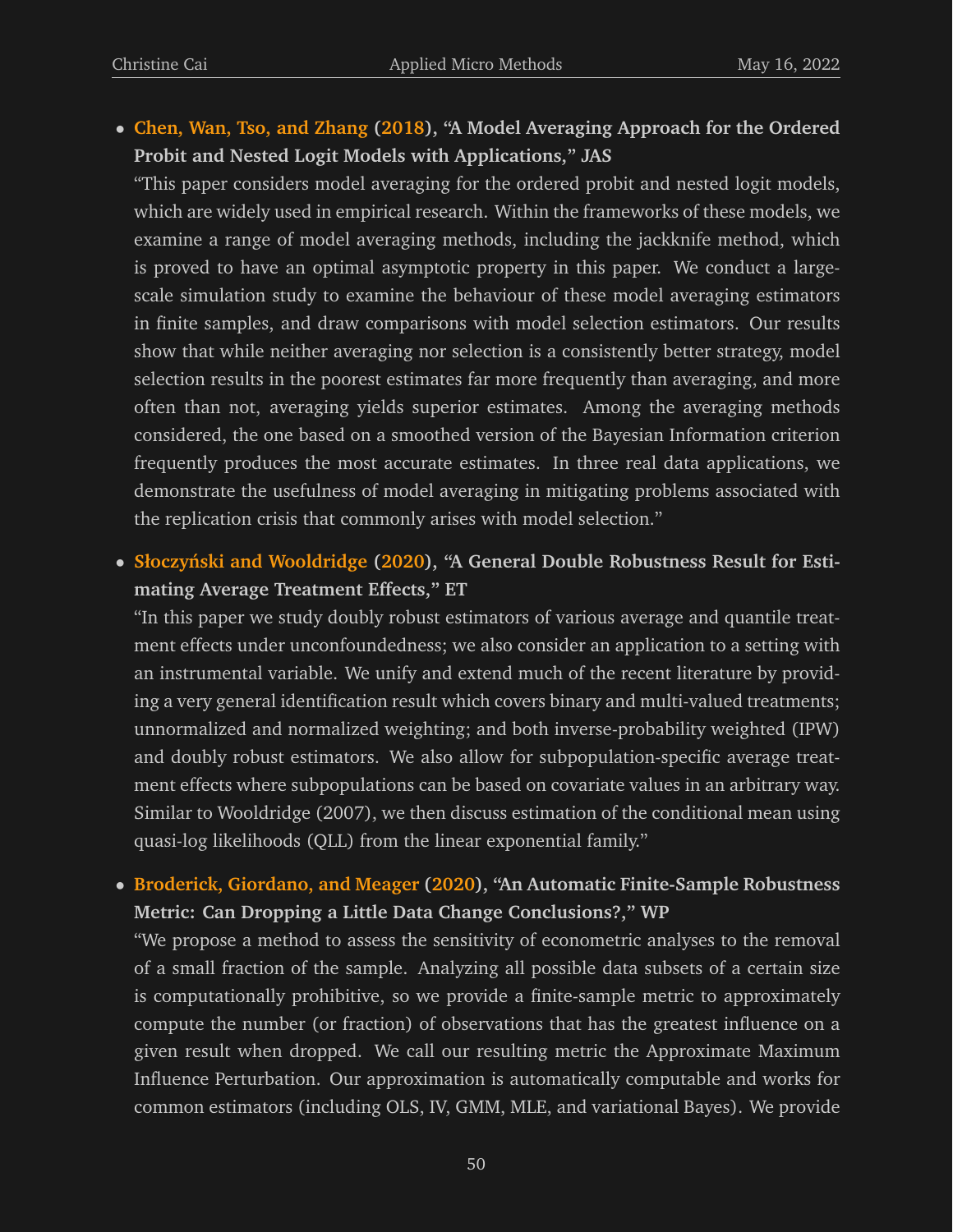- **Chen, Wan, Tso, and Zhang (2018), "A Model Averaging Approach for the Ordered Probit and Nested Logit Models with Applications," JAS**
  "This paper considers model averaging for the ordered probit and nested logit models, which are widely used in empirical research. Within the frameworks of these models, we examine a range of model averaging methods, including the jackknife method, which is proved to have an optimal asymptotic property in this paper. We conduct a large-scale simulation study to examine the behaviour of these model averaging estimators in finite samples, and draw comparisons with model selection estimators. Our results show that while neither averaging nor selection is a consistently better strategy, model selection results in the poorest estimates far more frequently than averaging, and more often than not, averaging yields superior estimates. Among the averaging methods considered, the one based on a smoothed version of the Bayesian Information criterion frequently produces the most accurate estimates. In three real data applications, we demonstrate the usefulness of model averaging in mitigating problems associated with the replication crisis that commonly arises with model selection."

- **Słoczyński and Wooldridge (2020), "A General Double Robustness Result for Estimating Average Treatment Effects," ET**
  "In this paper we study doubly robust estimators of various average and quantile treatment effects under unconfoundedness; we also consider an application to a setting with an instrumental variable. We unify and extend much of the recent literature by providing a very general identification result which covers binary and multi-valued treatments; unnormalized and normalized weighting; and both inverse-probability weighted (IPW) and doubly robust estimators. We also allow for subpopulation-specific average treatment effects where subpopulations can be based on covariate values in an arbitrary way. Similar to Wooldridge (2007), we then discuss estimation of the conditional mean using quasi-log likelihoods (QLL) from the linear exponential family."

- **Broderick, Giordano, and Meager (2020), "An Automatic Finite-Sample Robustness Metric: Can Dropping a Little Data Change Conclusions?," WP**
  "We propose a method to assess the sensitivity of econometric analyses to the removal of a small fraction of the sample. Analyzing all possible data subsets of a certain size is computationally prohibitive, so we provide a finite-sample metric to approximately compute the number (or fraction) of observations that has the greatest influence on a given result when dropped. We call our resulting metric the Approximate Maximum Influence Perturbation. Our approximation is automatically computable and works for common estimators (including OLS, IV, GMM, MLE, and variational Bayes). We provide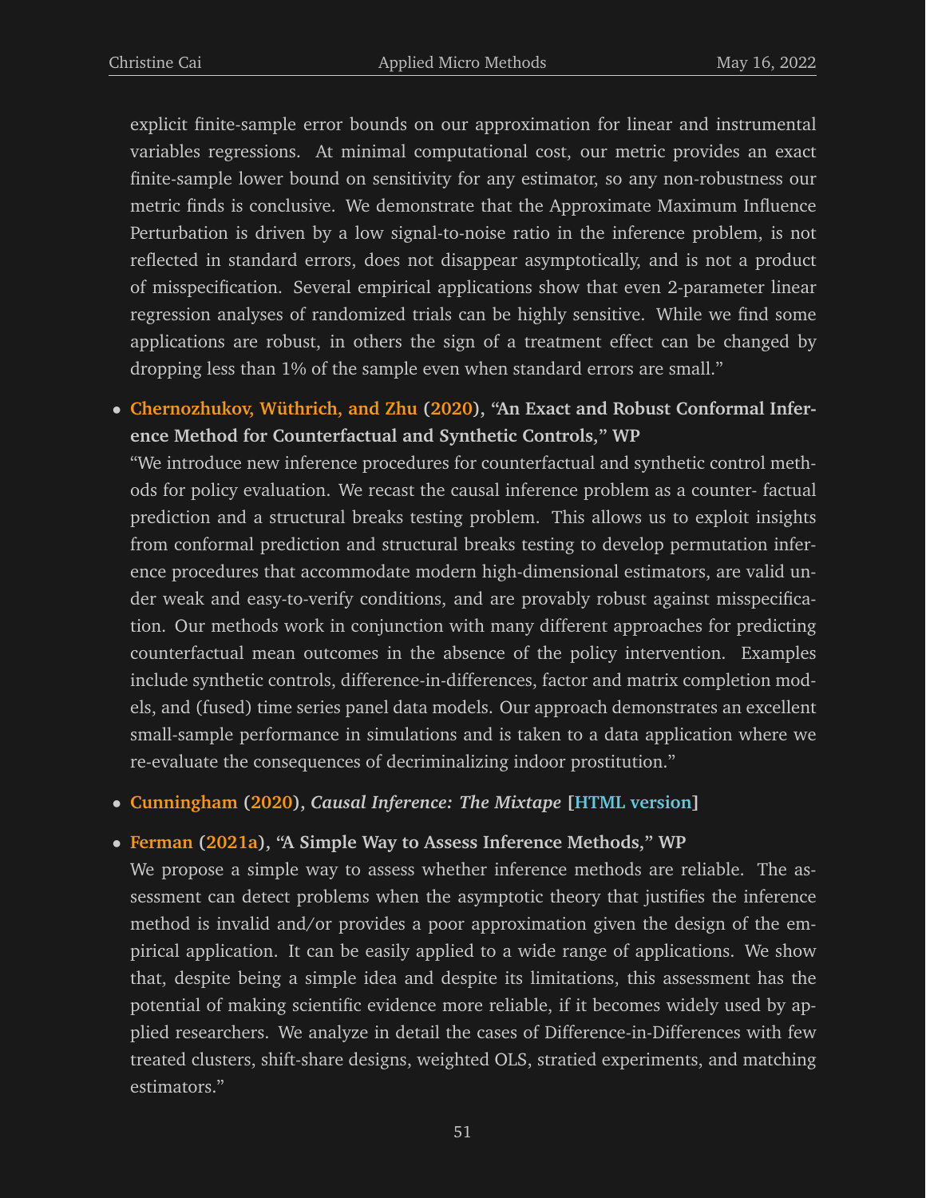explicit finite-sample error bounds on our approximation for linear and instrumental variables regressions. At minimal computational cost, our metric provides an exact finite-sample lower bound on sensitivity for any estimator, so any non-robustness our metric finds is conclusive. We demonstrate that the Approximate Maximum Influence Perturbation is driven by a low signal-to-noise ratio in the inference problem, is not reflected in standard errors, does not disappear asymptotically, and is not a product of misspecification. Several empirical applications show that even 2-parameter linear regression analyses of randomized trials can be highly sensitive. While we find some applications are robust, in others the sign of a treatment effect can be changed by dropping less than 1% of the sample even when standard errors are small."

- **Chernozhukov, Wüthrich, and Zhu (2020), "An Exact and Robust Conformal Inference Method for Counterfactual and Synthetic Controls," WP**
  "We introduce new inference procedures for counterfactual and synthetic control methods for policy evaluation. We recast the causal inference problem as a counter- factual prediction and a structural breaks testing problem. This allows us to exploit insights from conformal prediction and structural breaks testing to develop permutation inference procedures that accommodate modern high-dimensional estimators, are valid under weak and easy-to-verify conditions, and are provably robust against misspecification. Our methods work in conjunction with many different approaches for predicting counterfactual mean outcomes in the absence of the policy intervention. Examples include synthetic controls, difference-in-differences, factor and matrix completion models, and (fused) time series panel data models. Our approach demonstrates an excellent small-sample performance in simulations and is taken to a data application where we re-evaluate the consequences of decriminalizing indoor prostitution."

- **Cunningham (2020), *Causal Inference: The Mixtape* [HTML version]**

- **Ferman (2021a), "A Simple Way to Assess Inference Methods," WP**
  We propose a simple way to assess whether inference methods are reliable. The assessment can detect problems when the asymptotic theory that justifies the inference method is invalid and/or provides a poor approximation given the design of the empirical application. It can be easily applied to a wide range of applications. We show that, despite being a simple idea and despite its limitations, this assessment has the potential of making scientific evidence more reliable, if it becomes widely used by applied researchers. We analyze in detail the cases of Difference-in-Differences with few treated clusters, shift-share designs, weighted OLS, stratied experiments, and matching estimators."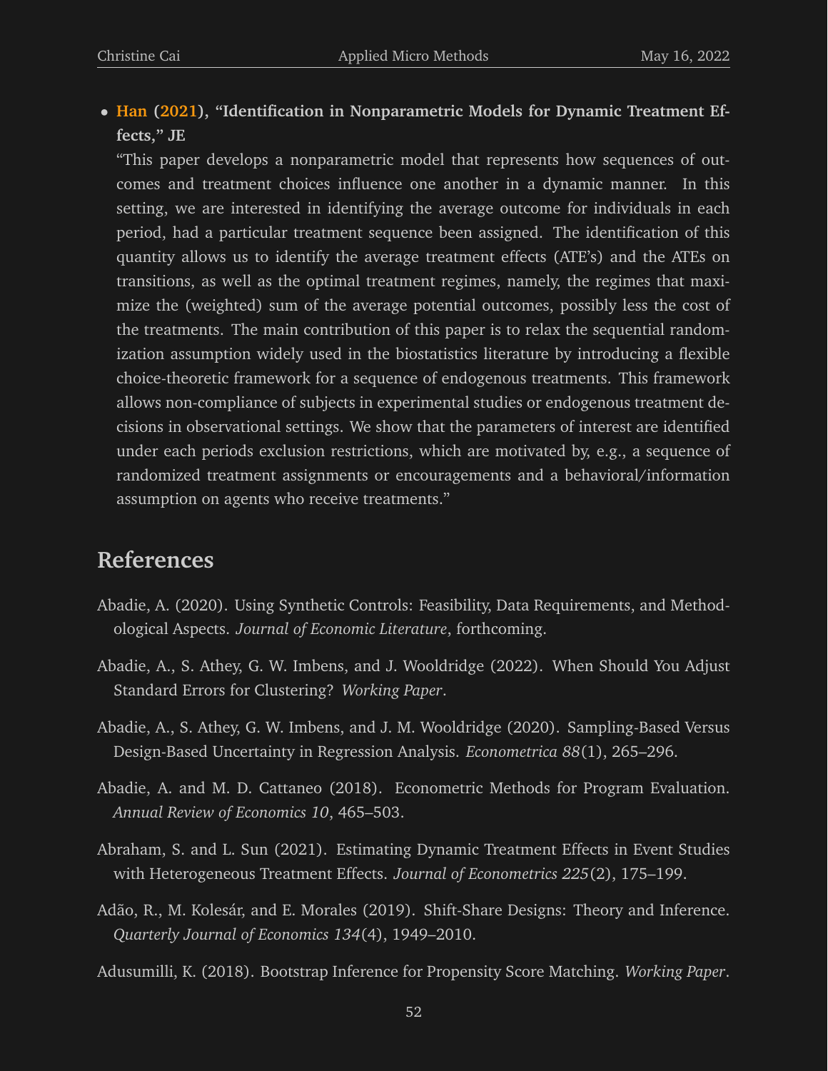- **Han (2021), "Identification in Nonparametric Models for Dynamic Treatment Effects," JE**
  "This paper develops a nonparametric model that represents how sequences of outcomes and treatment choices influence one another in a dynamic manner. In this setting, we are interested in identifying the average outcome for individuals in each period, had a particular treatment sequence been assigned. The identification of this quantity allows us to identify the average treatment effects (ATE's) and the ATEs on transitions, as well as the optimal treatment regimes, namely, the regimes that maximize the (weighted) sum of the average potential outcomes, possibly less the cost of the treatments. The main contribution of this paper is to relax the sequential randomization assumption widely used in the biostatistics literature by introducing a flexible choice-theoretic framework for a sequence of endogenous treatments. This framework allows non-compliance of subjects in experimental studies or endogenous treatment decisions in observational settings. We show that the parameters of interest are identified under each periods exclusion restrictions, which are motivated by, e.g., a sequence of randomized treatment assignments or encouragements and a behavioral/information assumption on agents who receive treatments."

# References

Abadie, A. (2020). Using Synthetic Controls: Feasibility, Data Requirements, and Methodological Aspects. *Journal of Economic Literature*, forthcoming.

Abadie, A., S. Athey, G. W. Imbens, and J. Wooldridge (2022). When Should You Adjust Standard Errors for Clustering? *Working Paper*.

Abadie, A., S. Athey, G. W. Imbens, and J. M. Wooldridge (2020). Sampling-Based Versus Design-Based Uncertainty in Regression Analysis. *Econometrica 88*(1), 265–296.

Abadie, A. and M. D. Cattaneo (2018). Econometric Methods for Program Evaluation. *Annual Review of Economics 10*, 465–503.

Abraham, S. and L. Sun (2021). Estimating Dynamic Treatment Effects in Event Studies with Heterogeneous Treatment Effects. *Journal of Econometrics 225*(2), 175–199.

Adão, R., M. Kolesár, and E. Morales (2019). Shift-Share Designs: Theory and Inference. *Quarterly Journal of Economics 134*(4), 1949–2010.

Adusumilli, K. (2018). Bootstrap Inference for Propensity Score Matching. *Working Paper*.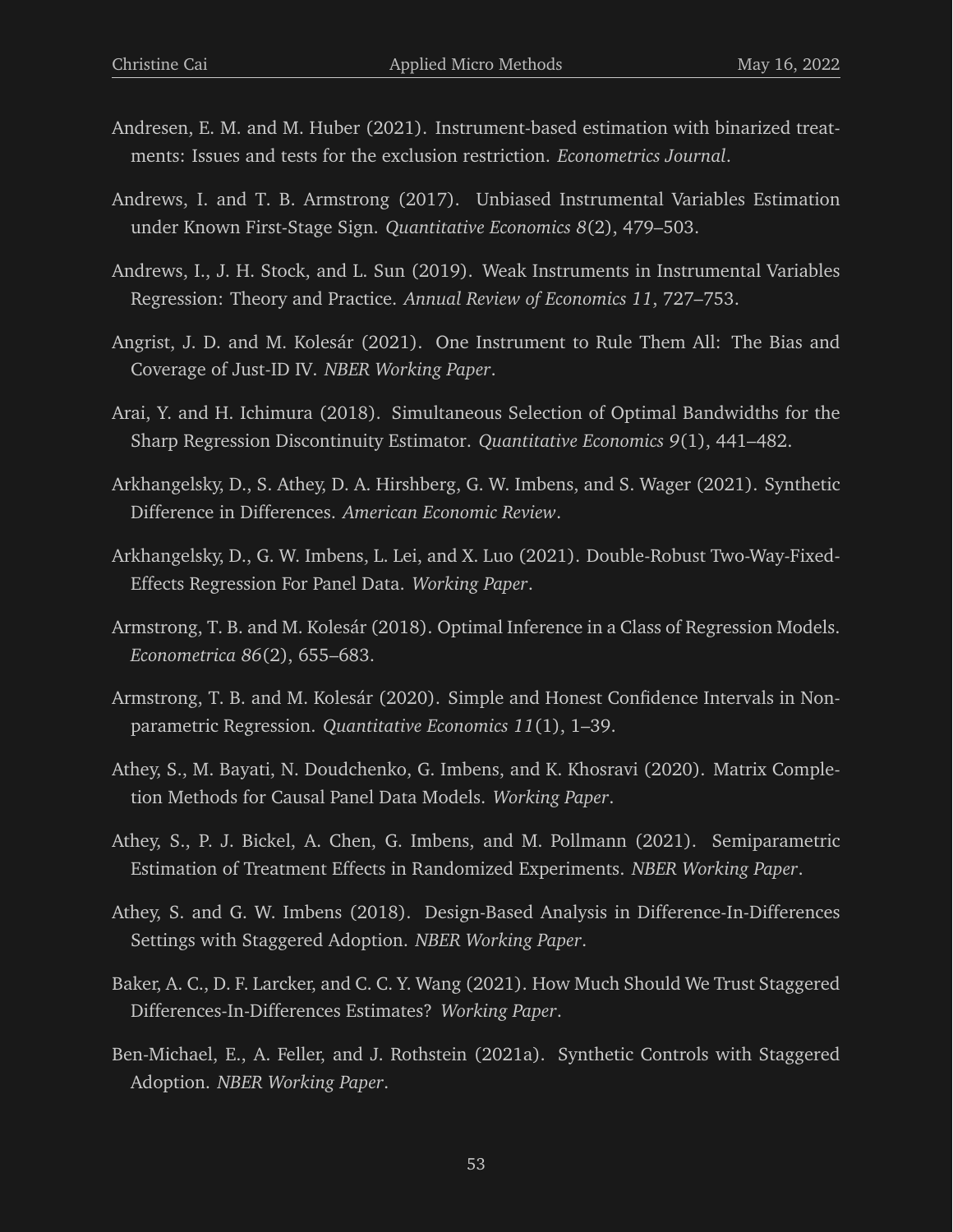Andresen, E. M. and M. Huber (2021). Instrument-based estimation with binarized treatments: Issues and tests for the exclusion restriction. *Econometrics Journal*.

Andrews, I. and T. B. Armstrong (2017). Unbiased Instrumental Variables Estimation under Known First-Stage Sign. *Quantitative Economics 8*(2), 479–503.

Andrews, I., J. H. Stock, and L. Sun (2019). Weak Instruments in Instrumental Variables Regression: Theory and Practice. *Annual Review of Economics 11*, 727–753.

Angrist, J. D. and M. Kolesár (2021). One Instrument to Rule Them All: The Bias and Coverage of Just-ID IV. *NBER Working Paper*.

Arai, Y. and H. Ichimura (2018). Simultaneous Selection of Optimal Bandwidths for the Sharp Regression Discontinuity Estimator. *Quantitative Economics 9*(1), 441–482.

Arkhangelsky, D., S. Athey, D. A. Hirshberg, G. W. Imbens, and S. Wager (2021). Synthetic Difference in Differences. *American Economic Review*.

Arkhangelsky, D., G. W. Imbens, L. Lei, and X. Luo (2021). Double-Robust Two-Way-Fixed-Effects Regression For Panel Data. *Working Paper*.

Armstrong, T. B. and M. Kolesár (2018). Optimal Inference in a Class of Regression Models. *Econometrica 86*(2), 655–683.

Armstrong, T. B. and M. Kolesár (2020). Simple and Honest Confidence Intervals in Nonparametric Regression. *Quantitative Economics 11*(1), 1–39.

Athey, S., M. Bayati, N. Doudchenko, G. Imbens, and K. Khosravi (2020). Matrix Completion Methods for Causal Panel Data Models. *Working Paper*.

Athey, S., P. J. Bickel, A. Chen, G. Imbens, and M. Pollmann (2021). Semiparametric Estimation of Treatment Effects in Randomized Experiments. *NBER Working Paper*.

Athey, S. and G. W. Imbens (2018). Design-Based Analysis in Difference-In-Differences Settings with Staggered Adoption. *NBER Working Paper*.

Baker, A. C., D. F. Larcker, and C. C. Y. Wang (2021). How Much Should We Trust Staggered Differences-In-Differences Estimates? *Working Paper*.

Ben-Michael, E., A. Feller, and J. Rothstein (2021a). Synthetic Controls with Staggered Adoption. *NBER Working Paper*.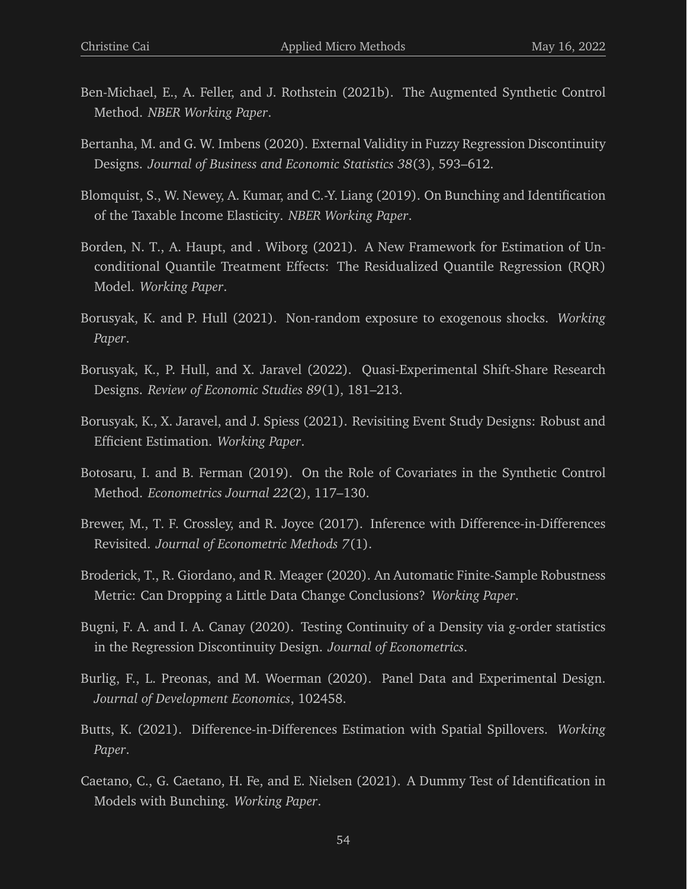Ben-Michael, E., A. Feller, and J. Rothstein (2021b). The Augmented Synthetic Control Method. *NBER Working Paper*.

Bertanha, M. and G. W. Imbens (2020). External Validity in Fuzzy Regression Discontinuity Designs. *Journal of Business and Economic Statistics 38*(3), 593–612.

Blomquist, S., W. Newey, A. Kumar, and C.-Y. Liang (2019). On Bunching and Identification of the Taxable Income Elasticity. *NBER Working Paper*.

Borden, N. T., A. Haupt, and . Wiborg (2021). A New Framework for Estimation of Unconditional Quantile Treatment Effects: The Residualized Quantile Regression (RQR) Model. *Working Paper*.

Borusyak, K. and P. Hull (2021). Non-random exposure to exogenous shocks. *Working Paper*.

Borusyak, K., P. Hull, and X. Jaravel (2022). Quasi-Experimental Shift-Share Research Designs. *Review of Economic Studies 89*(1), 181–213.

Borusyak, K., X. Jaravel, and J. Spiess (2021). Revisiting Event Study Designs: Robust and Efficient Estimation. *Working Paper*.

Botosaru, I. and B. Ferman (2019). On the Role of Covariates in the Synthetic Control Method. *Econometrics Journal 22*(2), 117–130.

Brewer, M., T. F. Crossley, and R. Joyce (2017). Inference with Difference-in-Differences Revisited. *Journal of Econometric Methods 7*(1).

Broderick, T., R. Giordano, and R. Meager (2020). An Automatic Finite-Sample Robustness Metric: Can Dropping a Little Data Change Conclusions? *Working Paper*.

Bugni, F. A. and I. A. Canay (2020). Testing Continuity of a Density via g-order statistics in the Regression Discontinuity Design. *Journal of Econometrics*.

Burlig, F., L. Preonas, and M. Woerman (2020). Panel Data and Experimental Design. *Journal of Development Economics*, 102458.

Butts, K. (2021). Difference-in-Differences Estimation with Spatial Spillovers. *Working Paper*.

Caetano, C., G. Caetano, H. Fe, and E. Nielsen (2021). A Dummy Test of Identification in Models with Bunching. *Working Paper*.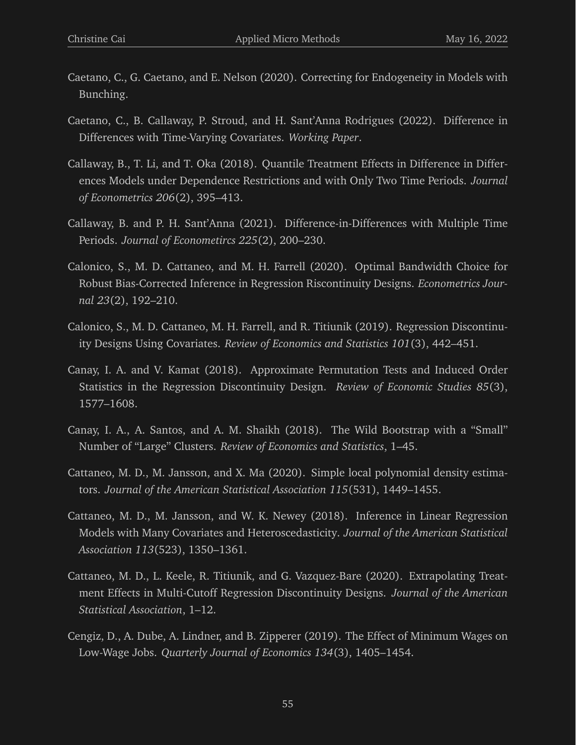Caetano, C., G. Caetano, and E. Nelson (2020). Correcting for Endogeneity in Models with Bunching.

Caetano, C., B. Callaway, P. Stroud, and H. Sant'Anna Rodrigues (2022). Difference in Differences with Time-Varying Covariates. *Working Paper*.

Callaway, B., T. Li, and T. Oka (2018). Quantile Treatment Effects in Difference in Differences Models under Dependence Restrictions and with Only Two Time Periods. *Journal of Econometrics 206*(2), 395–413.

Callaway, B. and P. H. Sant'Anna (2021). Difference-in-Differences with Multiple Time Periods. *Journal of Econometircs 225*(2), 200–230.

Calonico, S., M. D. Cattaneo, and M. H. Farrell (2020). Optimal Bandwidth Choice for Robust Bias-Corrected Inference in Regression Riscontinuity Designs. *Econometrics Journal 23*(2), 192–210.

Calonico, S., M. D. Cattaneo, M. H. Farrell, and R. Titiunik (2019). Regression Discontinuity Designs Using Covariates. *Review of Economics and Statistics 101*(3), 442–451.

Canay, I. A. and V. Kamat (2018). Approximate Permutation Tests and Induced Order Statistics in the Regression Discontinuity Design. *Review of Economic Studies 85*(3), 1577–1608.

Canay, I. A., A. Santos, and A. M. Shaikh (2018). The Wild Bootstrap with a "Small" Number of "Large" Clusters. *Review of Economics and Statistics*, 1–45.

Cattaneo, M. D., M. Jansson, and X. Ma (2020). Simple local polynomial density estimators. *Journal of the American Statistical Association 115*(531), 1449–1455.

Cattaneo, M. D., M. Jansson, and W. K. Newey (2018). Inference in Linear Regression Models with Many Covariates and Heteroscedasticity. *Journal of the American Statistical Association 113*(523), 1350–1361.

Cattaneo, M. D., L. Keele, R. Titiunik, and G. Vazquez-Bare (2020). Extrapolating Treatment Effects in Multi-Cutoff Regression Discontinuity Designs. *Journal of the American Statistical Association*, 1–12.

Cengiz, D., A. Dube, A. Lindner, and B. Zipperer (2019). The Effect of Minimum Wages on Low-Wage Jobs. *Quarterly Journal of Economics 134*(3), 1405–1454.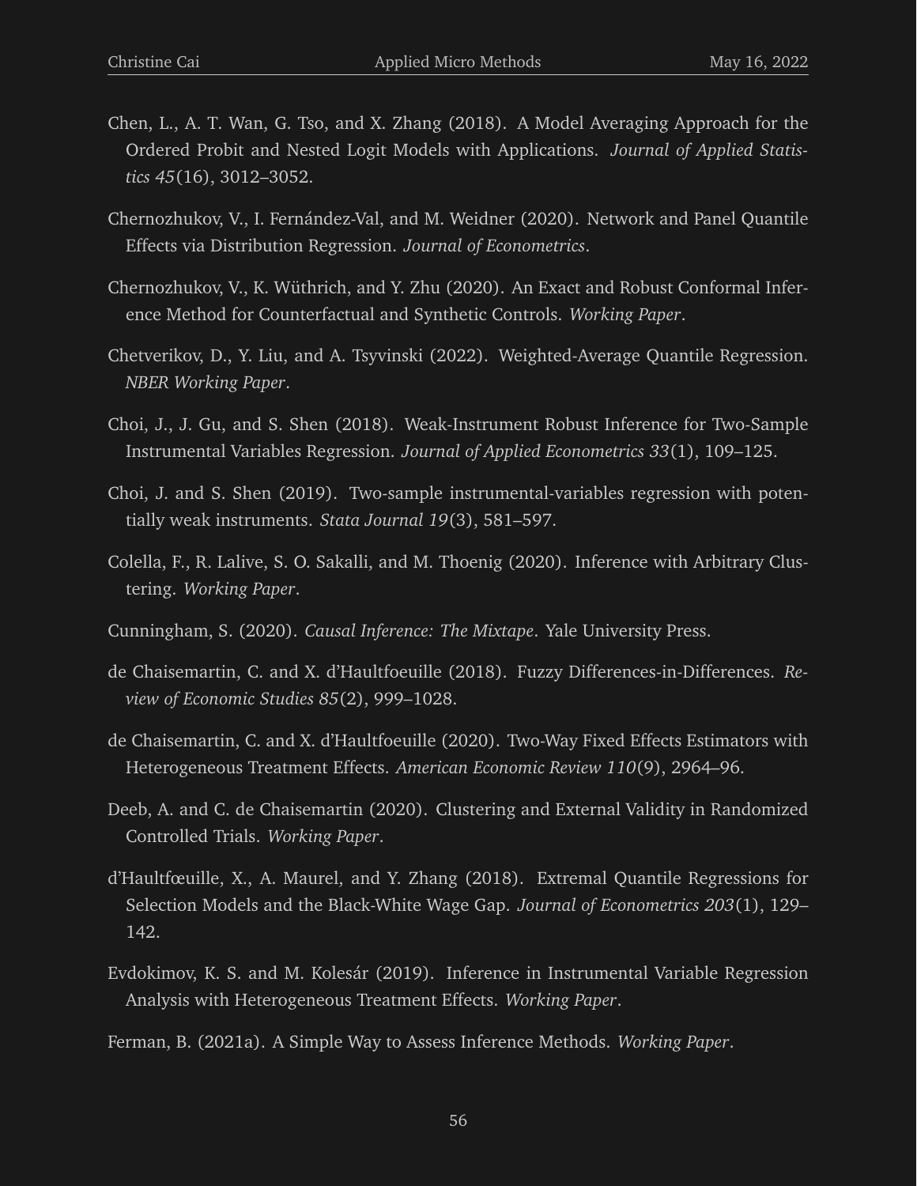Chen, L., A. T. Wan, G. Tso, and X. Zhang (2018). A Model Averaging Approach for the Ordered Probit and Nested Logit Models with Applications. *Journal of Applied Statistics 45*(16), 3012–3052.

Chernozhukov, V., I. Fernández-Val, and M. Weidner (2020). Network and Panel Quantile Effects via Distribution Regression. *Journal of Econometrics*.

Chernozhukov, V., K. Wüthrich, and Y. Zhu (2020). An Exact and Robust Conformal Inference Method for Counterfactual and Synthetic Controls. *Working Paper*.

Chetverikov, D., Y. Liu, and A. Tsyvinski (2022). Weighted-Average Quantile Regression. *NBER Working Paper*.

Choi, J., J. Gu, and S. Shen (2018). Weak-Instrument Robust Inference for Two-Sample Instrumental Variables Regression. *Journal of Applied Econometrics 33*(1), 109–125.

Choi, J. and S. Shen (2019). Two-sample instrumental-variables regression with potentially weak instruments. *Stata Journal 19*(3), 581–597.

Colella, F., R. Lalive, S. O. Sakalli, and M. Thoenig (2020). Inference with Arbitrary Clustering. *Working Paper*.

Cunningham, S. (2020). *Causal Inference: The Mixtape*. Yale University Press.

de Chaisemartin, C. and X. d'Haultfoeuille (2018). Fuzzy Differences-in-Differences. *Review of Economic Studies 85*(2), 999–1028.

de Chaisemartin, C. and X. d'Haultfoeuille (2020). Two-Way Fixed Effects Estimators with Heterogeneous Treatment Effects. *American Economic Review 110*(9), 2964–96.

Deeb, A. and C. de Chaisemartin (2020). Clustering and External Validity in Randomized Controlled Trials. *Working Paper*.

d'Haultfœuille, X., A. Maurel, and Y. Zhang (2018). Extremal Quantile Regressions for Selection Models and the Black-White Wage Gap. *Journal of Econometrics 203*(1), 129–142.

Evdokimov, K. S. and M. Kolesár (2019). Inference in Instrumental Variable Regression Analysis with Heterogeneous Treatment Effects. *Working Paper*.

Ferman, B. (2021a). A Simple Way to Assess Inference Methods. *Working Paper*.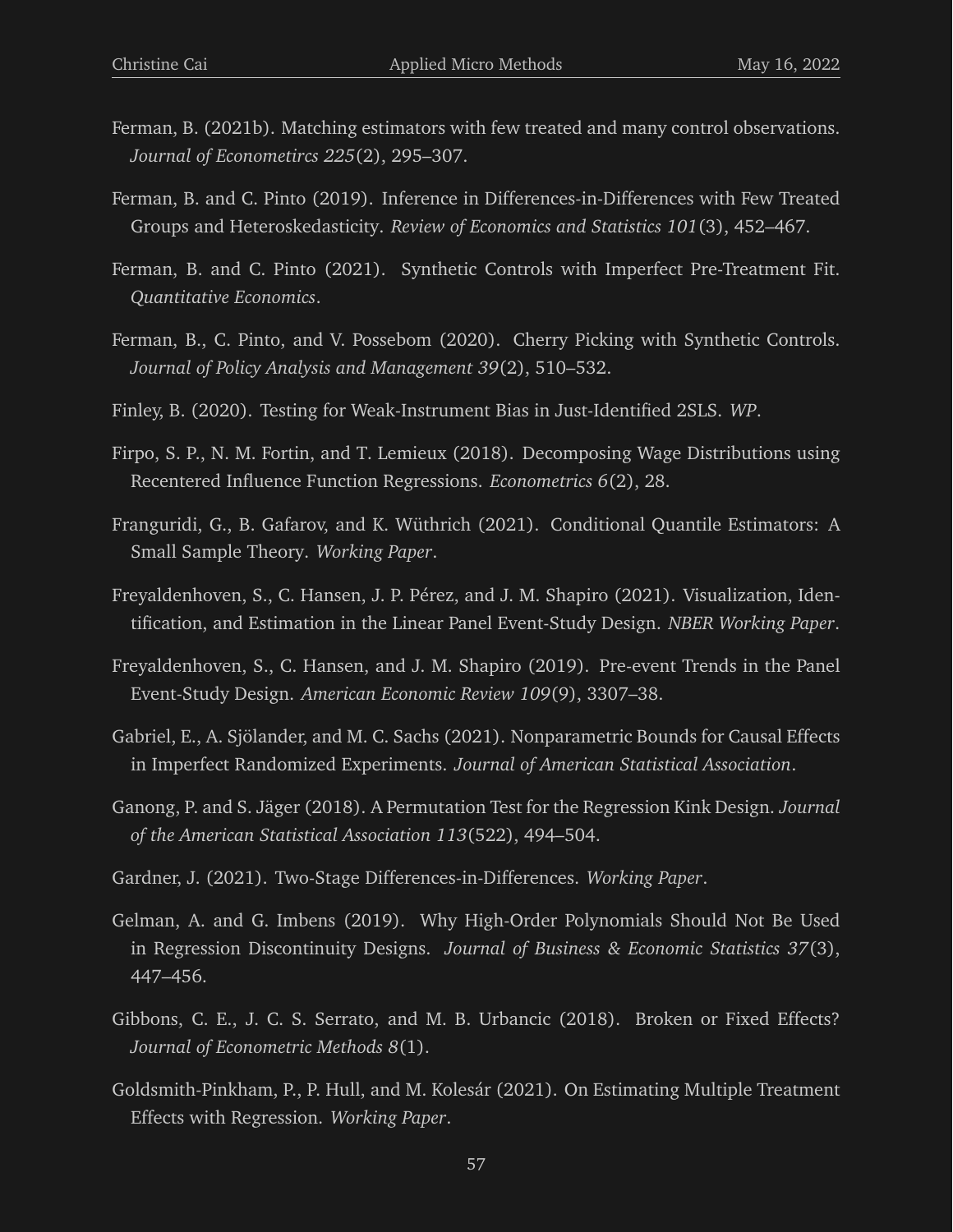Ferman, B. (2021b). Matching estimators with few treated and many control observations. *Journal of Econometircs 225*(2), 295–307.

Ferman, B. and C. Pinto (2019). Inference in Differences-in-Differences with Few Treated Groups and Heteroskedasticity. *Review of Economics and Statistics 101*(3), 452–467.

Ferman, B. and C. Pinto (2021). Synthetic Controls with Imperfect Pre-Treatment Fit. *Quantitative Economics*.

Ferman, B., C. Pinto, and V. Possebom (2020). Cherry Picking with Synthetic Controls. *Journal of Policy Analysis and Management 39*(2), 510–532.

Finley, B. (2020). Testing for Weak-Instrument Bias in Just-Identified 2SLS. *WP*.

Firpo, S. P., N. M. Fortin, and T. Lemieux (2018). Decomposing Wage Distributions using Recentered Influence Function Regressions. *Econometrics 6*(2), 28.

Franguridi, G., B. Gafarov, and K. Wüthrich (2021). Conditional Quantile Estimators: A Small Sample Theory. *Working Paper*.

Freyaldenhoven, S., C. Hansen, J. P. Pérez, and J. M. Shapiro (2021). Visualization, Identification, and Estimation in the Linear Panel Event-Study Design. *NBER Working Paper*.

Freyaldenhoven, S., C. Hansen, and J. M. Shapiro (2019). Pre-event Trends in the Panel Event-Study Design. *American Economic Review 109*(9), 3307–38.

Gabriel, E., A. Sjölander, and M. C. Sachs (2021). Nonparametric Bounds for Causal Effects in Imperfect Randomized Experiments. *Journal of American Statistical Association*.

Ganong, P. and S. Jäger (2018). A Permutation Test for the Regression Kink Design. *Journal of the American Statistical Association 113*(522), 494–504.

Gardner, J. (2021). Two-Stage Differences-in-Differences. *Working Paper*.

Gelman, A. and G. Imbens (2019). Why High-Order Polynomials Should Not Be Used in Regression Discontinuity Designs. *Journal of Business & Economic Statistics 37*(3), 447–456.

Gibbons, C. E., J. C. S. Serrato, and M. B. Urbancic (2018). Broken or Fixed Effects? *Journal of Econometric Methods 8*(1).

Goldsmith-Pinkham, P., P. Hull, and M. Kolesár (2021). On Estimating Multiple Treatment Effects with Regression. *Working Paper*.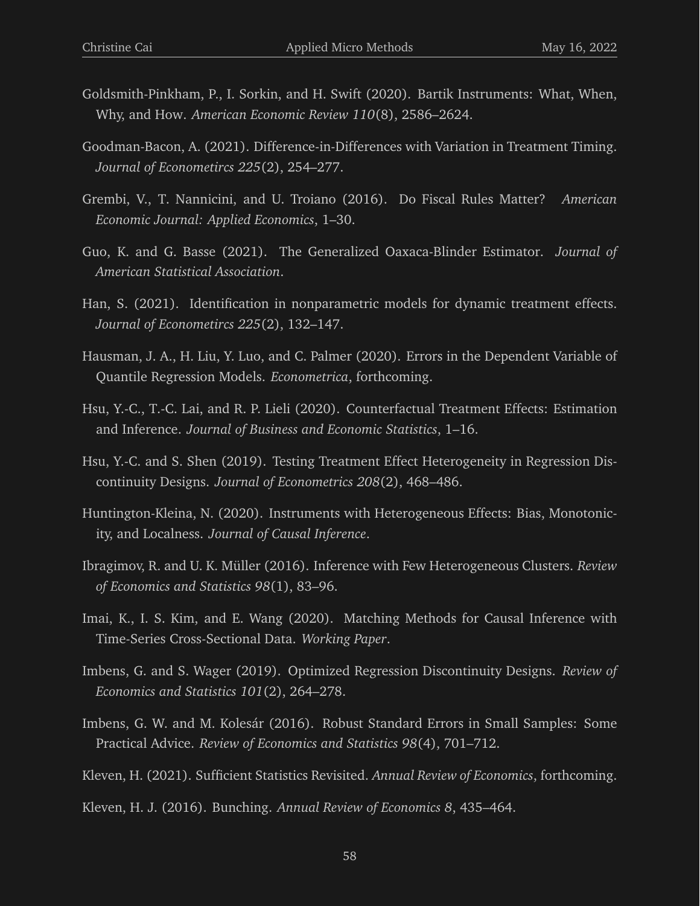Goldsmith-Pinkham, P., I. Sorkin, and H. Swift (2020). Bartik Instruments: What, When, Why, and How. *American Economic Review 110*(8), 2586–2624.

Goodman-Bacon, A. (2021). Difference-in-Differences with Variation in Treatment Timing. *Journal of Econometircs 225*(2), 254–277.

Grembi, V., T. Nannicini, and U. Troiano (2016). Do Fiscal Rules Matter? *American Economic Journal: Applied Economics*, 1–30.

Guo, K. and G. Basse (2021). The Generalized Oaxaca-Blinder Estimator. *Journal of American Statistical Association*.

Han, S. (2021). Identification in nonparametric models for dynamic treatment effects. *Journal of Econometircs 225*(2), 132–147.

Hausman, J. A., H. Liu, Y. Luo, and C. Palmer (2020). Errors in the Dependent Variable of Quantile Regression Models. *Econometrica*, forthcoming.

Hsu, Y.-C., T.-C. Lai, and R. P. Lieli (2020). Counterfactual Treatment Effects: Estimation and Inference. *Journal of Business and Economic Statistics*, 1–16.

Hsu, Y.-C. and S. Shen (2019). Testing Treatment Effect Heterogeneity in Regression Discontinuity Designs. *Journal of Econometrics 208*(2), 468–486.

Huntington-Kleina, N. (2020). Instruments with Heterogeneous Effects: Bias, Monotonicity, and Localness. *Journal of Causal Inference*.

Ibragimov, R. and U. K. Müller (2016). Inference with Few Heterogeneous Clusters. *Review of Economics and Statistics 98*(1), 83–96.

Imai, K., I. S. Kim, and E. Wang (2020). Matching Methods for Causal Inference with Time-Series Cross-Sectional Data. *Working Paper*.

Imbens, G. and S. Wager (2019). Optimized Regression Discontinuity Designs. *Review of Economics and Statistics 101*(2), 264–278.

Imbens, G. W. and M. Kolesár (2016). Robust Standard Errors in Small Samples: Some Practical Advice. *Review of Economics and Statistics 98*(4), 701–712.

Kleven, H. (2021). Sufficient Statistics Revisited. *Annual Review of Economics*, forthcoming.

Kleven, H. J. (2016). Bunching. *Annual Review of Economics 8*, 435–464.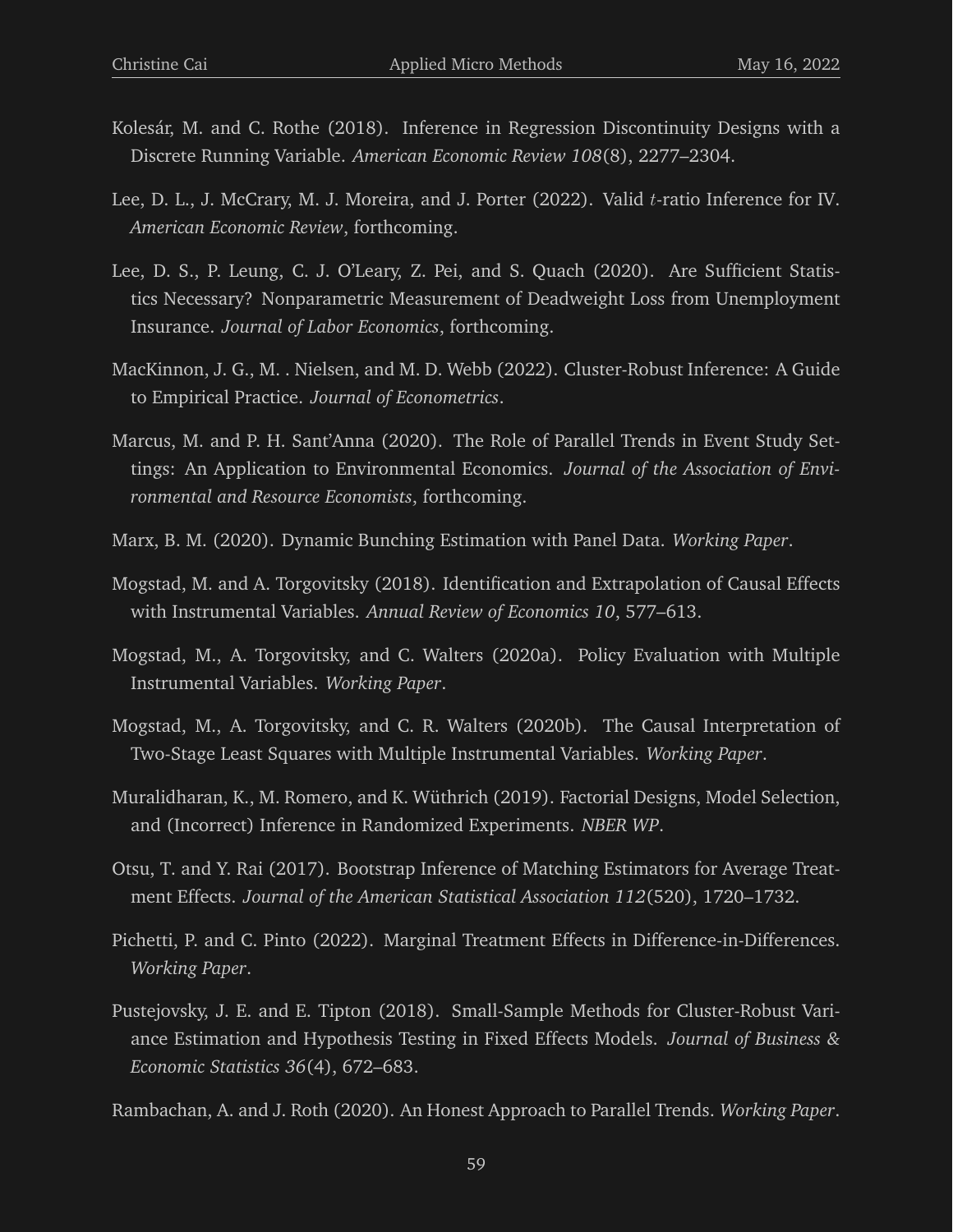Kolesár, M. and C. Rothe (2018). Inference in Regression Discontinuity Designs with a Discrete Running Variable. *American Economic Review 108*(8), 2277–2304.

Lee, D. L., J. McCrary, M. J. Moreira, and J. Porter (2022). Valid $t$-ratio Inference for IV. *American Economic Review*, forthcoming.

Lee, D. S., P. Leung, C. J. O'Leary, Z. Pei, and S. Quach (2020). Are Sufficient Statistics Necessary? Nonparametric Measurement of Deadweight Loss from Unemployment Insurance. *Journal of Labor Economics*, forthcoming.

MacKinnon, J. G., M. . Nielsen, and M. D. Webb (2022). Cluster-Robust Inference: A Guide to Empirical Practice. *Journal of Econometrics*.

Marcus, M. and P. H. Sant'Anna (2020). The Role of Parallel Trends in Event Study Settings: An Application to Environmental Economics. *Journal of the Association of Environmental and Resource Economists*, forthcoming.

Marx, B. M. (2020). Dynamic Bunching Estimation with Panel Data. *Working Paper*.

Mogstad, M. and A. Torgovitsky (2018). Identification and Extrapolation of Causal Effects with Instrumental Variables. *Annual Review of Economics 10*, 577–613.

Mogstad, M., A. Torgovitsky, and C. Walters (2020a). Policy Evaluation with Multiple Instrumental Variables. *Working Paper*.

Mogstad, M., A. Torgovitsky, and C. R. Walters (2020b). The Causal Interpretation of Two-Stage Least Squares with Multiple Instrumental Variables. *Working Paper*.

Muralidharan, K., M. Romero, and K. Wüthrich (2019). Factorial Designs, Model Selection, and (Incorrect) Inference in Randomized Experiments. *NBER WP*.

Otsu, T. and Y. Rai (2017). Bootstrap Inference of Matching Estimators for Average Treatment Effects. *Journal of the American Statistical Association 112*(520), 1720–1732.

Pichetti, P. and C. Pinto (2022). Marginal Treatment Effects in Difference-in-Differences. *Working Paper*.

Pustejovsky, J. E. and E. Tipton (2018). Small-Sample Methods for Cluster-Robust Variance Estimation and Hypothesis Testing in Fixed Effects Models. *Journal of Business & Economic Statistics 36*(4), 672–683.

Rambachan, A. and J. Roth (2020). An Honest Approach to Parallel Trends. *Working Paper*.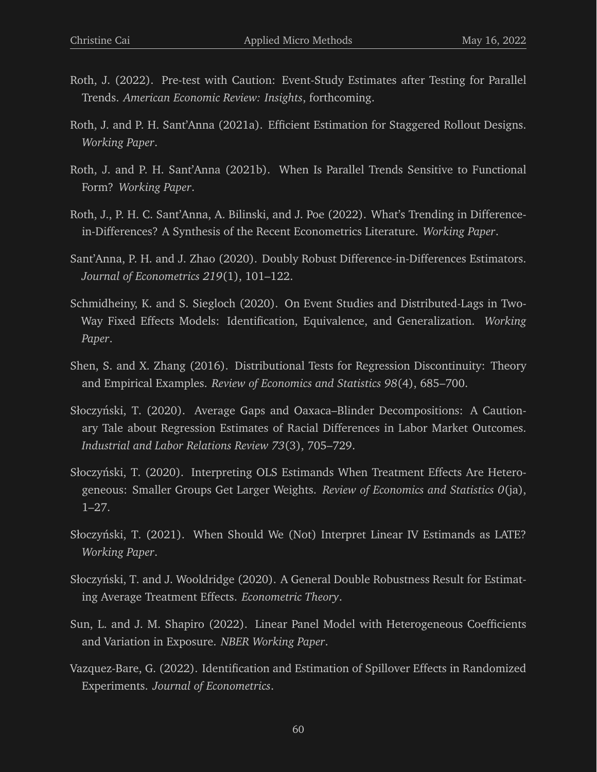Roth, J. (2022). Pre-test with Caution: Event-Study Estimates after Testing for Parallel Trends. *American Economic Review: Insights*, forthcoming.

Roth, J. and P. H. Sant'Anna (2021a). Efficient Estimation for Staggered Rollout Designs. *Working Paper*.

Roth, J. and P. H. Sant'Anna (2021b). When Is Parallel Trends Sensitive to Functional Form? *Working Paper*.

Roth, J., P. H. C. Sant'Anna, A. Bilinski, and J. Poe (2022). What's Trending in Difference-in-Differences? A Synthesis of the Recent Econometrics Literature. *Working Paper*.

Sant'Anna, P. H. and J. Zhao (2020). Doubly Robust Difference-in-Differences Estimators. *Journal of Econometrics 219*(1), 101–122.

Schmidheiny, K. and S. Siegloch (2020). On Event Studies and Distributed-Lags in Two-Way Fixed Effects Models: Identification, Equivalence, and Generalization. *Working Paper*.

Shen, S. and X. Zhang (2016). Distributional Tests for Regression Discontinuity: Theory and Empirical Examples. *Review of Economics and Statistics 98*(4), 685–700.

Słoczyński, T. (2020). Average Gaps and Oaxaca–Blinder Decompositions: A Cautionary Tale about Regression Estimates of Racial Differences in Labor Market Outcomes. *Industrial and Labor Relations Review 73*(3), 705–729.

Słoczyński, T. (2020). Interpreting OLS Estimands When Treatment Effects Are Heterogeneous: Smaller Groups Get Larger Weights. *Review of Economics and Statistics 0*(ja), 1–27.

Słoczyński, T. (2021). When Should We (Not) Interpret Linear IV Estimands as LATE? *Working Paper*.

Słoczyński, T. and J. Wooldridge (2020). A General Double Robustness Result for Estimating Average Treatment Effects. *Econometric Theory*.

Sun, L. and J. M. Shapiro (2022). Linear Panel Model with Heterogeneous Coefficients and Variation in Exposure. *NBER Working Paper*.

Vazquez-Bare, G. (2022). Identification and Estimation of Spillover Effects in Randomized Experiments. *Journal of Econometrics*.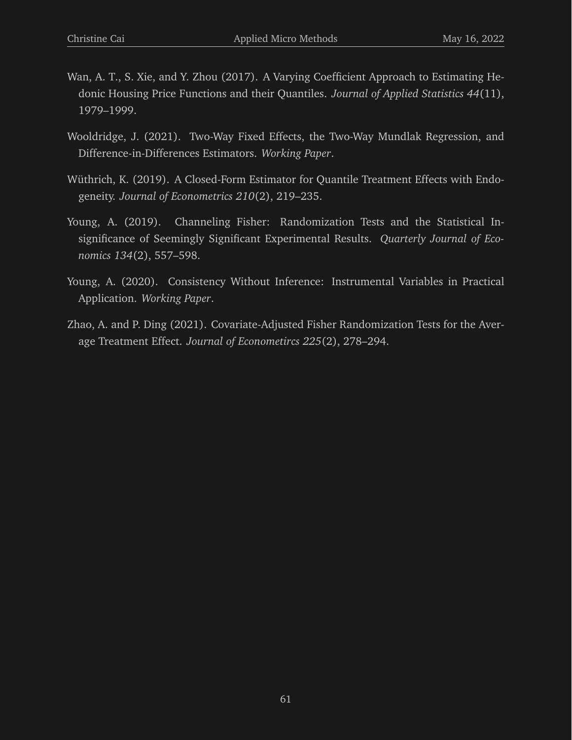Wan, A. T., S. Xie, and Y. Zhou (2017). A Varying Coefficient Approach to Estimating Hedonic Housing Price Functions and their Quantiles. *Journal of Applied Statistics 44*(11), 1979–1999.

Wooldridge, J. (2021). Two-Way Fixed Effects, the Two-Way Mundlak Regression, and Difference-in-Differences Estimators. *Working Paper*.

Wüthrich, K. (2019). A Closed-Form Estimator for Quantile Treatment Effects with Endogeneity. *Journal of Econometrics 210*(2), 219–235.

Young, A. (2019). Channeling Fisher: Randomization Tests and the Statistical Insignificance of Seemingly Significant Experimental Results. *Quarterly Journal of Economics 134*(2), 557–598.

Young, A. (2020). Consistency Without Inference: Instrumental Variables in Practical Application. *Working Paper*.

Zhao, A. and P. Ding (2021). Covariate-Adjusted Fisher Randomization Tests for the Average Treatment Effect. *Journal of Econometircs 225*(2), 278–294.